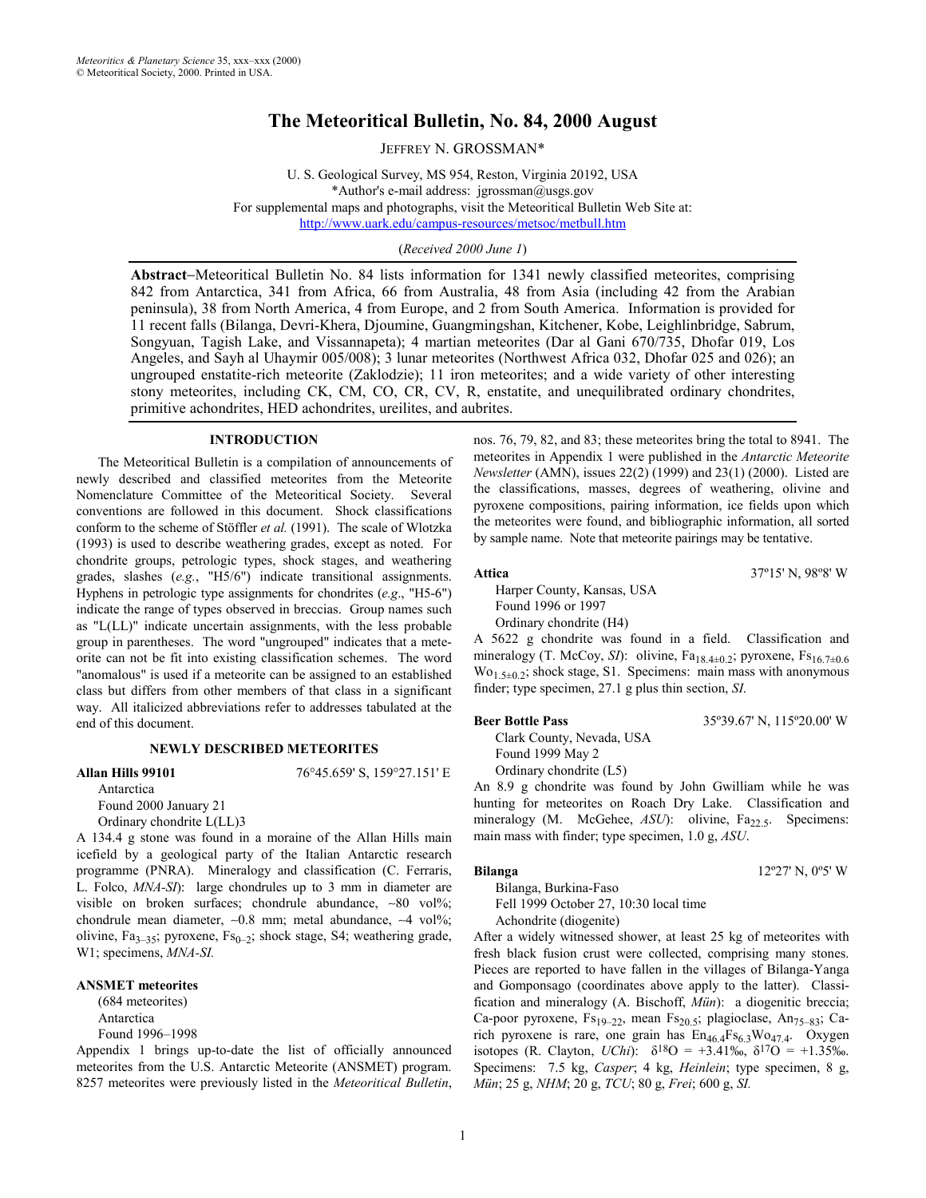# The Meteoritical Bulletin, No. 84, 2000 August

JEFFREY N. GROSSMAN*

U. S. Geological Survey, MS 954, Reston, Virginia 20192, USA
*Author's e-mail address: jgrossman@usgs.gov
For supplemental maps and photographs, visit the Meteoritical Bulletin Web Site at:
http://www.uark.edu/campus-resources/metsoc/metbull.htm

(*Received 2000 June 1*)

**Abstract**–Meteoritical Bulletin No. 84 lists information for 1341 newly classified meteorites, comprising 842 from Antarctica, 341 from Africa, 66 from Australia, 48 from Asia (including 42 from the Arabian peninsula), 38 from North America, 4 from Europe, and 2 from South America. Information is provided for 11 recent falls (Bilanga, Devri-Khera, Djoumine, Guangmingshan, Kitchener, Kobe, Leighlinbridge, Sabrum, Songyuan, Tagish Lake, and Vissannapeta); 4 martian meteorites (Dar al Gani 670/735, Dhofar 019, Los Angeles, and Sayh al Uhaymir 005/008); 3 lunar meteorites (Northwest Africa 032, Dhofar 025 and 026); an ungrouped enstatite-rich meteorite (Zaklodzie); 11 iron meteorites; and a wide variety of other interesting stony meteorites, including CK, CM, CO, CR, CV, R, enstatite, and unequilibrated ordinary chondrites, primitive achondrites, HED achondrites, ureilites, and aubrites.

## INTRODUCTION

The Meteoritical Bulletin is a compilation of announcements of newly described and classified meteorites from the Meteorite Nomenclature Committee of the Meteoritical Society. Several conventions are followed in this document. Shock classifications conform to the scheme of Stöffler *et al.* (1991). The scale of Wlotzka (1993) is used to describe weathering grades, except as noted. For chondrite groups, petrologic types, shock stages, and weathering grades, slashes (*e.g.*, "H5/6") indicate transitional assignments. Hyphens in petrologic type assignments for chondrites (*e.g*., "H5-6") indicate the range of types observed in breccias. Group names such as "L(LL)" indicate uncertain assignments, with the less probable group in parentheses. The word "ungrouped" indicates that a meteorite can not be fit into existing classification schemes. The word "anomalous" is used if a meteorite can be assigned to an established class but differs from other members of that class in a significant way. All italicized abbreviations refer to addresses tabulated at the end of this document.

## NEWLY DESCRIBED METEORITES

**Allan Hills 99101** 76°45.659' S, 159°27.151' E

Antarctica
Found 2000 January 21
Ordinary chondrite L(LL)3

A 134.4 g stone was found in a moraine of the Allan Hills main icefield by a geological party of the Italian Antarctic research programme (PNRA). Mineralogy and classification (C. Ferraris, L. Folco, *MNA-SI*): large chondrules up to 3 mm in diameter are visible on broken surfaces; chondrule abundance, ~80 vol%; chondrule mean diameter, ~0.8 mm; metal abundance, ~4 vol%; olivine, $Fa_{3–35}$; pyroxene, $Fs_{0–2}$; shock stage, S4; weathering grade, W1; specimens, *MNA-SI.*

**ANSMET meteorites**

(684 meteorites)
Antarctica
Found 1996–1998

Appendix 1 brings up-to-date the list of officially announced meteorites from the U.S. Antarctic Meteorite (ANSMET) program. 8257 meteorites were previously listed in the *Meteoritical Bulletin*, nos. 76, 79, 82, and 83; these meteorites bring the total to 8941. The meteorites in Appendix 1 were published in the *Antarctic Meteorite Newsletter* (AMN), issues 22(2) (1999) and 23(1) (2000). Listed are the classifications, masses, degrees of weathering, olivine and pyroxene compositions, pairing information, ice fields upon which the meteorites were found, and bibliographic information, all sorted by sample name. Note that meteorite pairings may be tentative.

**Attica** 37º15' N, 98º8' W

Harper County, Kansas, USA
Found 1996 or 1997
Ordinary chondrite (H4)

A 5622 g chondrite was found in a field. Classification and mineralogy (T. McCoy, *SI*): olivine, $Fa_{18.4±0.2}$; pyroxene, $Fs_{16.7±0.6}$ $Wo_{1.5±0.2}$; shock stage, S1. Specimens: main mass with anonymous finder; type specimen, 27.1 g plus thin section, *SI*.

**Beer Bottle Pass** 35º39.67' N, 115º20.00' W

Clark County, Nevada, USA
Found 1999 May 2
Ordinary chondrite (L5)

An 8.9 g chondrite was found by John Gwilliam while he was hunting for meteorites on Roach Dry Lake. Classification and mineralogy (M. McGehee, *ASU*): olivine, $Fa_{22.5}$. Specimens: main mass with finder; type specimen, 1.0 g, *ASU*.

**Bilanga** 12º27' N, 0º5' W

Bilanga, Burkina-Faso
Fell 1999 October 27, 10:30 local time
Achondrite (diogenite)

After a widely witnessed shower, at least 25 kg of meteorites with fresh black fusion crust were collected, comprising many stones. Pieces are reported to have fallen in the villages of Bilanga-Yanga and Gomponsago (coordinates above apply to the latter). Classification and mineralogy (A. Bischoff, *Mün*): a diogenitic breccia; Ca-poor pyroxene, $Fs_{19–22}$, mean $Fs_{20.5}$; plagioclase, $An_{75–83}$; Ca-rich pyroxene is rare, one grain has $En_{46.4}Fs_{6.3}Wo_{47.4}$. Oxygen isotopes (R. Clayton, *UChi*): $\delta^{18}O$ = +3.41‰, $\delta^{17}O$ = +1.35‰. Specimens: 7.5 kg, *Casper*; 4 kg, *Heinlein*; type specimen, 8 g, *Mün*; 25 g, *NHM*; 20 g, *TCU*; 80 g, *Frei*; 600 g, *SI.*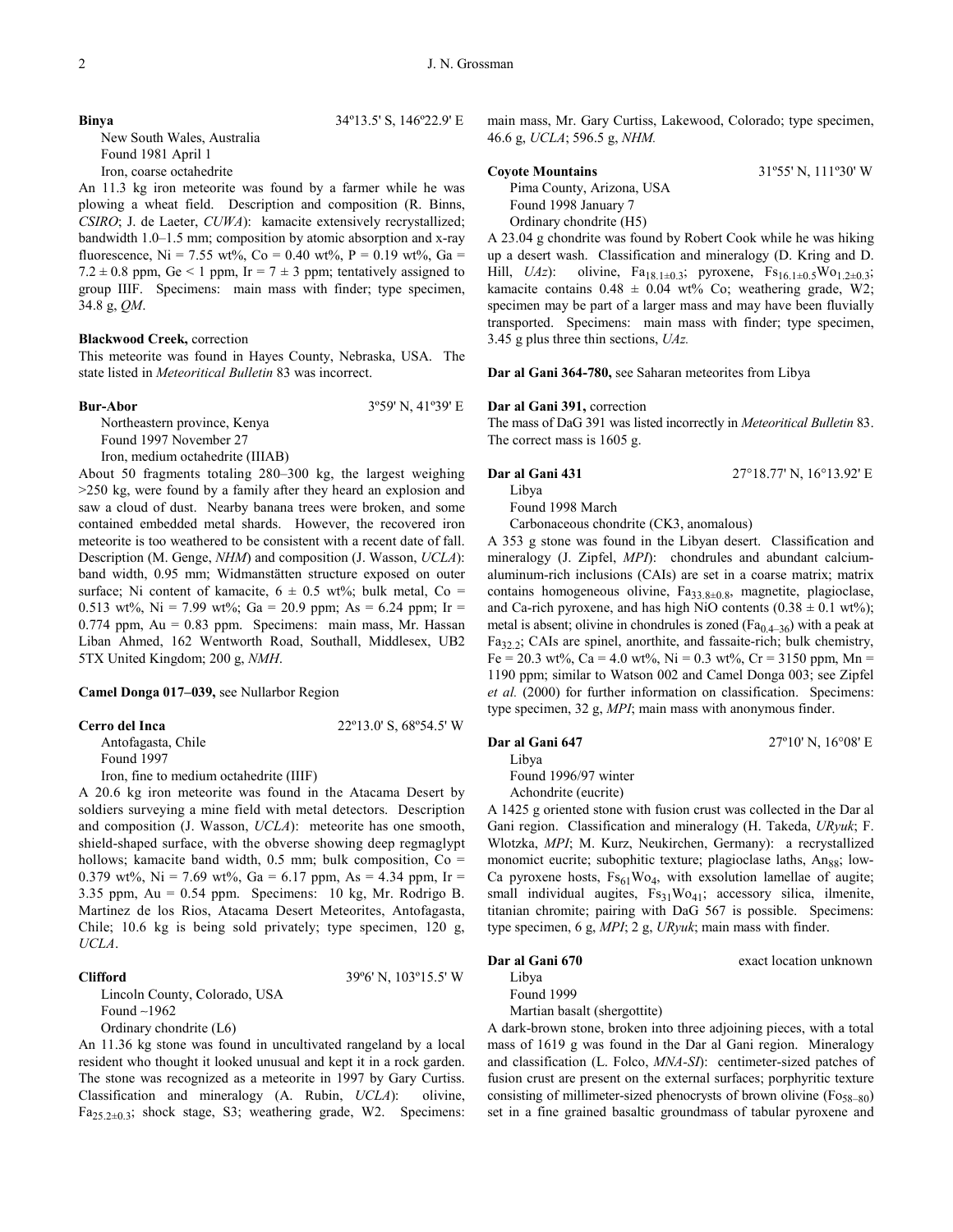**Binya** 34º13.5' S, 146º22.9' E

New South Wales, Australia
Found 1981 April 1
Iron, coarse octahedrite

An 11.3 kg iron meteorite was found by a farmer while he was plowing a wheat field. Description and composition (R. Binns, *CSIRO*; J. de Laeter, *CUWA*): kamacite extensively recrystallized; bandwidth 1.0–1.5 mm; composition by atomic absorption and x-ray fluorescence, Ni = 7.55 wt%, Co = 0.40 wt%, P = 0.19 wt%, Ga = 7.2 ± 0.8 ppm, Ge < 1 ppm, Ir = 7 ± 3 ppm; tentatively assigned to group IIIF. Specimens: main mass with finder; type specimen, 34.8 g, *QM*.

**Blackwood Creek,** correction

This meteorite was found in Hayes County, Nebraska, USA. The state listed in *Meteoritical Bulletin* 83 was incorrect.

**Bur-Abor** 3º59' N, 41º39' E

Northeastern province, Kenya
Found 1997 November 27
Iron, medium octahedrite (IIIAB)

About 50 fragments totaling 280–300 kg, the largest weighing >250 kg, were found by a family after they heard an explosion and saw a cloud of dust. Nearby banana trees were broken, and some contained embedded metal shards. However, the recovered iron meteorite is too weathered to be consistent with a recent date of fall. Description (M. Genge, *NHM*) and composition (J. Wasson, *UCLA*): band width, 0.95 mm; Widmanstätten structure exposed on outer surface; Ni content of kamacite, 6 ± 0.5 wt%; bulk metal, Co = 0.513 wt%, Ni = 7.99 wt%; Ga = 20.9 ppm; As = 6.24 ppm; Ir = 0.774 ppm, Au = 0.83 ppm. Specimens: main mass, Mr. Hassan Liban Ahmed, 162 Wentworth Road, Southall, Middlesex, UB2 5TX United Kingdom; 200 g, *NMH*.

**Camel Donga 017–039,** see Nullarbor Region

**Cerro del Inca** 22º13.0' S, 68º54.5' W

Antofagasta, Chile
Found 1997
Iron, fine to medium octahedrite (IIIF)

A 20.6 kg iron meteorite was found in the Atacama Desert by soldiers surveying a mine field with metal detectors. Description and composition (J. Wasson, *UCLA*): meteorite has one smooth, shield-shaped surface, with the obverse showing deep regmaglypt hollows; kamacite band width, 0.5 mm; bulk composition, Co = 0.379 wt%, Ni = 7.69 wt%, Ga = 6.17 ppm, As = 4.34 ppm, Ir = 3.35 ppm, Au = 0.54 ppm. Specimens: 10 kg, Mr. Rodrigo B. Martinez de los Rios, Atacama Desert Meteorites, Antofagasta, Chile; 10.6 kg is being sold privately; type specimen, 120 g, *UCLA*.

**Clifford** 39º6' N, 103º15.5' W

Lincoln County, Colorado, USA
Found ~1962
Ordinary chondrite (L6)

An 11.36 kg stone was found in uncultivated rangeland by a local resident who thought it looked unusual and kept it in a rock garden. The stone was recognized as a meteorite in 1997 by Gary Curtiss. Classification and mineralogy (A. Rubin, *UCLA*): olivine, $Fa_{25.2\pm0.3}$; shock stage, S3; weathering grade, W2. Specimens: main mass, Mr. Gary Curtiss, Lakewood, Colorado; type specimen, 46.6 g, *UCLA*; 596.5 g, *NHM.*

**Coyote Mountains** 31º55' N, 111º30' W

Pima County, Arizona, USA
Found 1998 January 7
Ordinary chondrite (H5)

A 23.04 g chondrite was found by Robert Cook while he was hiking up a desert wash. Classification and mineralogy (D. Kring and D. Hill, *UAz*): olivine, $Fa_{18.1\pm0.3}$; pyroxene, $Fs_{16.1\pm0.5}Wo_{1.2\pm0.3}$; kamacite contains 0.48 ± 0.04 wt% Co; weathering grade, W2; specimen may be part of a larger mass and may have been fluvially transported. Specimens: main mass with finder; type specimen, 3.45 g plus three thin sections, *UAz.*

**Dar al Gani 364-780,** see Saharan meteorites from Libya

**Dar al Gani 391,** correction

The mass of DaG 391 was listed incorrectly in *Meteoritical Bulletin* 83. The correct mass is 1605 g.

**Dar al Gani 431** 27°18.77' N, 16°13.92' E

Libya
Found 1998 March
Carbonaceous chondrite (CK3, anomalous)

A 353 g stone was found in the Libyan desert. Classification and mineralogy (J. Zipfel, *MPI*): chondrules and abundant calcium-aluminum-rich inclusions (CAIs) are set in a coarse matrix; matrix contains homogeneous olivine, $Fa_{33.8\pm0.8}$, magnetite, plagioclase, and Ca-rich pyroxene, and has high NiO contents (0.38 ± 0.1 wt%); metal is absent; olivine in chondrules is zoned ($Fa_{0.4–36}$) with a peak at $Fa_{32.2}$; CAIs are spinel, anorthite, and fassaite-rich; bulk chemistry, Fe = 20.3 wt%, Ca = 4.0 wt%, Ni = 0.3 wt%, Cr = 3150 ppm, Mn = 1190 ppm; similar to Watson 002 and Camel Donga 003; see Zipfel *et al.* (2000) for further information on classification. Specimens: type specimen, 32 g, *MPI*; main mass with anonymous finder.

**Dar al Gani 647** 27º10' N, 16°08' E

Libya
Found 1996/97 winter
Achondrite (eucrite)

A 1425 g oriented stone with fusion crust was collected in the Dar al Gani region. Classification and mineralogy (H. Takeda, *URyuk*; F. Wlotzka, *MPI*; M. Kurz, Neukirchen, Germany): a recrystallized monomict eucrite; subophitic texture; plagioclase laths, $An_{88}$; low-Ca pyroxene hosts, $Fs_{61}Wo_4$, with exsolution lamellae of augite; small individual augites, $Fs_{31}Wo_{41}$; accessory silica, ilmenite, titanian chromite; pairing with DaG 567 is possible. Specimens: type specimen, 6 g, *MPI*; 2 g, *URyuk*; main mass with finder.

**Dar al Gani 670** exact location unknown

Libya
Found 1999
Martian basalt (shergottite)

A dark-brown stone, broken into three adjoining pieces, with a total mass of 1619 g was found in the Dar al Gani region. Mineralogy and classification (L. Folco, *MNA-SI*): centimeter-sized patches of fusion crust are present on the external surfaces; porphyritic texture consisting of millimeter-sized phenocrysts of brown olivine ($Fo_{58–80}$) set in a fine grained basaltic groundmass of tabular pyroxene and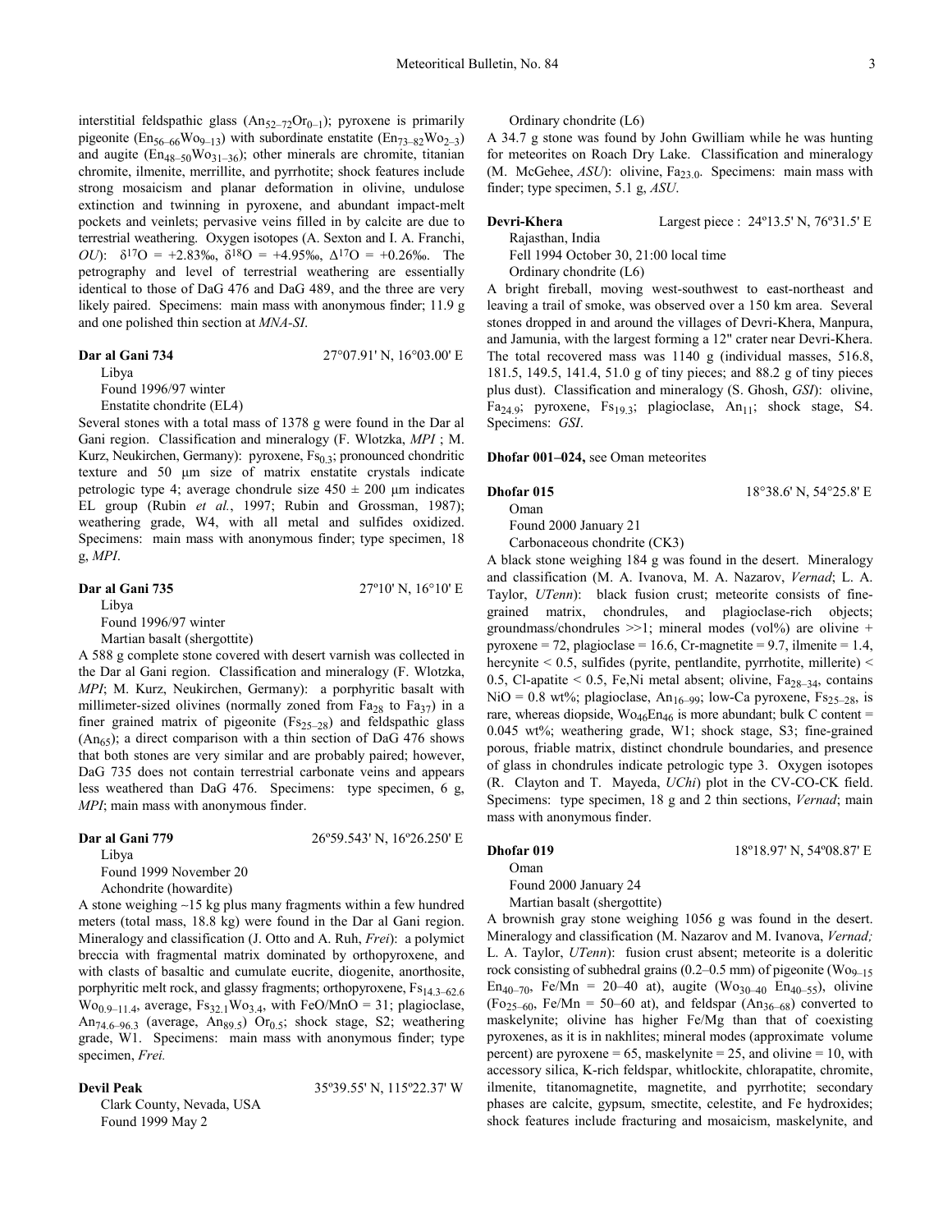interstitial feldspathic glass ($An_{52-72}Or_{0-1}$); pyroxene is primarily pigeonite ($En_{56-66}Wo_{9-13}$) with subordinate enstatite ($En_{73-82}Wo_{2-3}$) and augite ($En_{48-50}Wo_{31-36}$); other minerals are chromite, titanian chromite, ilmenite, merrillite, and pyrrhotite; shock features include strong mosaicism and planar deformation in olivine, undulose extinction and twinning in pyroxene, and abundant impact-melt pockets and veinlets; pervasive veins filled in by calcite are due to terrestrial weathering. Oxygen isotopes (A. Sexton and I. A. Franchi, *OU*): $\delta^{17}O$ = +2.83‰, $\delta^{18}O$ = +4.95‰, $\Delta^{17}O$ = +0.26‰. The petrography and level of terrestrial weathering are essentially identical to those of DaG 476 and DaG 489, and the three are very likely paired. Specimens: main mass with anonymous finder; 11.9 g and one polished thin section at *MNA-SI*.

**Dar al Gani 734** 27°07.91' N, 16°03.00' E

Libya
Found 1996/97 winter
Enstatite chondrite (EL4)

Several stones with a total mass of 1378 g were found in the Dar al Gani region. Classification and mineralogy (F. Wlotzka, *MPI* ; M. Kurz, Neukirchen, Germany): pyroxene, $Fs_{0.3}$; pronounced chondritic texture and 50 µm size of matrix enstatite crystals indicate petrologic type 4; average chondrule size 450 ± 200 µm indicates EL group (Rubin *et al.*, 1997; Rubin and Grossman, 1987); weathering grade, W4, with all metal and sulfides oxidized. Specimens: main mass with anonymous finder; type specimen, 18 g, *MPI*.

**Dar al Gani 735** 27º10' N, 16°10' E

Libya
Found 1996/97 winter
Martian basalt (shergottite)

A 588 g complete stone covered with desert varnish was collected in the Dar al Gani region. Classification and mineralogy (F. Wlotzka, *MPI*; M. Kurz, Neukirchen, Germany): a porphyritic basalt with millimeter-sized olivines (normally zoned from $Fa_{28}$ to $Fa_{37}$) in a finer grained matrix of pigeonite ($Fs_{25-28}$) and feldspathic glass ($An_{65}$); a direct comparison with a thin section of DaG 476 shows that both stones are very similar and are probably paired; however, DaG 735 does not contain terrestrial carbonate veins and appears less weathered than DaG 476. Specimens: type specimen, 6 g, *MPI*; main mass with anonymous finder.

**Dar al Gani 779** 26º59.543' N, 16º26.250' E

Libya
Found 1999 November 20
Achondrite (howardite)

A stone weighing ~15 kg plus many fragments within a few hundred meters (total mass, 18.8 kg) were found in the Dar al Gani region. Mineralogy and classification (J. Otto and A. Ruh, *Frei*): a polymict breccia with fragmental matrix dominated by orthopyroxene, and with clasts of basaltic and cumulate eucrite, diogenite, anorthosite, porphyritic melt rock, and glassy fragments; orthopyroxene, $Fs_{14.3-62.6}$ $Wo_{0.9-11.4}$, average, $Fs_{32.1}Wo_{3.4}$, with FeO/MnO = 31; plagioclase, $An_{74.6-96.3}$ (average, $An_{89.5}$) $Or_{0.5}$; shock stage, S2; weathering grade, W1. Specimens: main mass with anonymous finder; type specimen, *Frei.*

**Devil Peak** 35º39.55' N, 115º22.37' W

Clark County, Nevada, USA
Found 1999 May 2
Ordinary chondrite (L6)

A 34.7 g stone was found by John Gwilliam while he was hunting for meteorites on Roach Dry Lake. Classification and mineralogy (M. McGehee, *ASU*): olivine, $Fa_{23.0}$. Specimens: main mass with finder; type specimen, 5.1 g, *ASU*.

**Devri-Khera** Largest piece : 24º13.5' N, 76º31.5' E

Rajasthan, India
Fell 1994 October 30, 21:00 local time
Ordinary chondrite (L6)

A bright fireball, moving west-southwest to east-northeast and leaving a trail of smoke, was observed over a 150 km area. Several stones dropped in and around the villages of Devri-Khera, Manpura, and Jamunia, with the largest forming a 12" crater near Devri-Khera. The total recovered mass was 1140 g (individual masses, 516.8, 181.5, 149.5, 141.4, 51.0 g of tiny pieces; and 88.2 g of tiny pieces plus dust). Classification and mineralogy (S. Ghosh, *GSI*): olivine, $Fa_{24.9}$; pyroxene, $Fs_{19.3}$; plagioclase, $An_{11}$; shock stage, S4. Specimens: *GSI*.

**Dhofar 001–024,** see Oman meteorites

**Dhofar 015** 18°38.6' N, 54°25.8' E

Oman
Found 2000 January 21
Carbonaceous chondrite (CK3)

A black stone weighing 184 g was found in the desert. Mineralogy and classification (M. A. Ivanova, M. A. Nazarov, *Vernad*; L. A. Taylor, *UTenn*): black fusion crust; meteorite consists of fine-grained matrix, chondrules, and plagioclase-rich objects; groundmass/chondrules >>1; mineral modes (vol%) are olivine + pyroxene = 72, plagioclase = 16.6, Cr-magnetite = 9.7, ilmenite = 1.4, hercynite < 0.5, sulfides (pyrite, pentlandite, pyrrhotite, millerite) < 0.5, Cl-apatite < 0.5, Fe,Ni metal absent; olivine, $Fa_{28-34}$, contains NiO = 0.8 wt%; plagioclase, $An_{16-99}$; low-Ca pyroxene, $Fs_{25-28}$, is rare, whereas diopside, $Wo_{46}En_{46}$ is more abundant; bulk C content = 0.045 wt%; weathering grade, W1; shock stage, S3; fine-grained porous, friable matrix, distinct chondrule boundaries, and presence of glass in chondrules indicate petrologic type 3. Oxygen isotopes (R. Clayton and T. Mayeda, *UChi*) plot in the CV-CO-CK field. Specimens: type specimen, 18 g and 2 thin sections, *Vernad*; main mass with anonymous finder.

**Dhofar 019** 18º18.97' N, 54º08.87' E

Oman
Found 2000 January 24
Martian basalt (shergottite)

A brownish gray stone weighing 1056 g was found in the desert. Mineralogy and classification (M. Nazarov and M. Ivanova, *Vernad;* L. A. Taylor, *UTenn*): fusion crust absent; meteorite is a doleritic rock consisting of subhedral grains (0.2–0.5 mm) of pigeonite ($Wo_{9-15}$ $En_{40-70}$, Fe/Mn = 20–40 at), augite ($Wo_{30-40}$ $En_{40-55}$), olivine ($Fo_{25-60}$, Fe/Mn = 50–60 at), and feldspar ($An_{36-68}$) converted to maskelynite; olivine has higher Fe/Mg than that of coexisting pyroxenes, as it is in nakhlites; mineral modes (approximate volume percent) are pyroxene = 65, maskelynite = 25, and olivine = 10, with accessory silica, K-rich feldspar, whitlockite, chlorapatite, chromite, ilmenite, titanomagnetite, magnetite, and pyrrhotite; secondary phases are calcite, gypsum, smectite, celestite, and Fe hydroxides; shock features include fracturing and mosaicism, maskelynite, and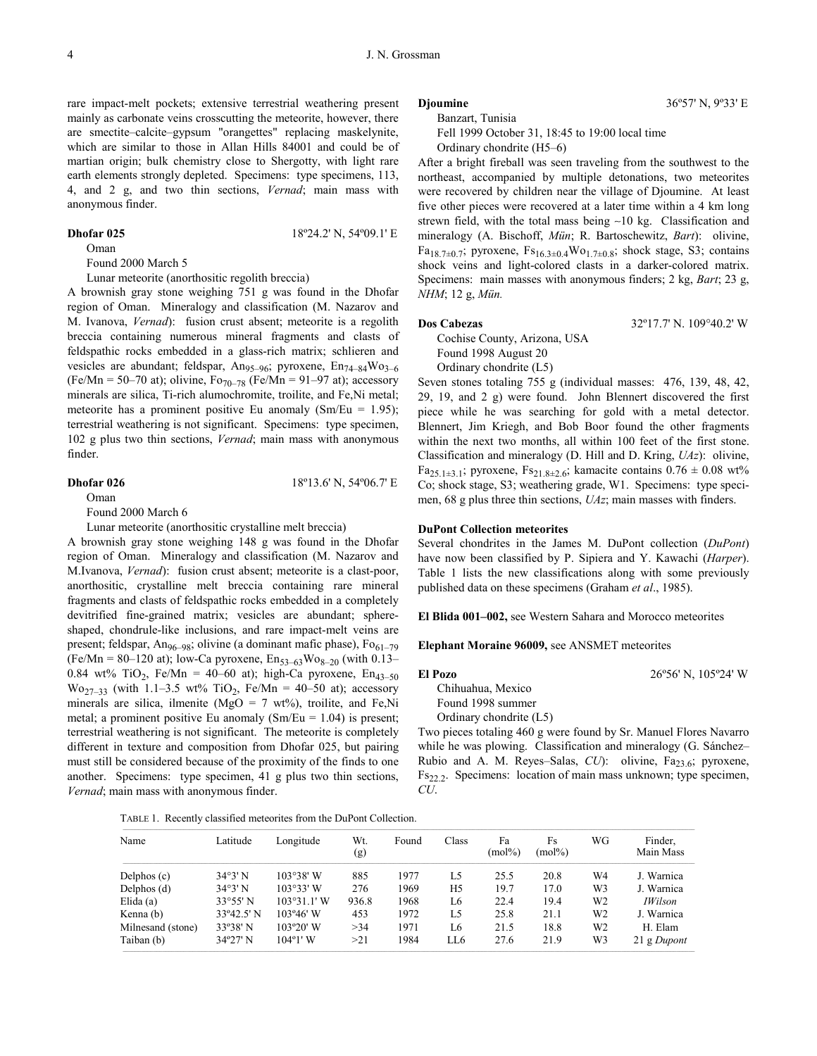rare impact-melt pockets; extensive terrestrial weathering present mainly as carbonate veins crosscutting the meteorite, however, there are smectite–calcite–gypsum "orangettes" replacing maskelynite, which are similar to those in Allan Hills 84001 and could be of martian origin; bulk chemistry close to Shergotty, with light rare earth elements strongly depleted. Specimens: type specimens, 113, 4, and 2 g, and two thin sections, *Vernad*; main mass with anonymous finder.

**Dhofar 025** 18º24.2' N, 54º09.1' E

Oman

Found 2000 March 5

Lunar meteorite (anorthositic regolith breccia)

A brownish gray stone weighing 751 g was found in the Dhofar region of Oman. Mineralogy and classification (M. Nazarov and M. Ivanova, *Vernad*): fusion crust absent; meteorite is a regolith breccia containing numerous mineral fragments and clasts of feldspathic rocks embedded in a glass-rich matrix; schlieren and vesicles are abundant; feldspar, $An_{95–96}$; pyroxene, $En_{74–84}Wo_{3–6}$ (Fe/Mn = 50–70 at); olivine, $Fo_{70–78}$ (Fe/Mn = 91–97 at); accessory minerals are silica, Ti-rich alumochromite, troilite, and Fe,Ni metal; meteorite has a prominent positive Eu anomaly (Sm/Eu = 1.95); terrestrial weathering is not significant. Specimens: type specimen, 102 g plus two thin sections, *Vernad*; main mass with anonymous finder.

**Dhofar 026** 18º13.6' N, 54º06.7' E

Oman

Found 2000 March 6

Lunar meteorite (anorthositic crystalline melt breccia)

A brownish gray stone weighing 148 g was found in the Dhofar region of Oman. Mineralogy and classification (M. Nazarov and M.Ivanova, *Vernad*): fusion crust absent; meteorite is a clast-poor, anorthositic, crystalline melt breccia containing rare mineral fragments and clasts of feldspathic rocks embedded in a completely devitrified fine-grained matrix; vesicles are abundant; sphere-shaped, chondrule-like inclusions, and rare impact-melt veins are present; feldspar, $An_{96–98}$; olivine (a dominant mafic phase), $Fo_{61–79}$ (Fe/Mn = 80–120 at); low-Ca pyroxene, $En_{53–63}Wo_{8–20}$ (with 0.13–0.84 wt% $TiO_2$, Fe/Mn = 40–60 at); high-Ca pyroxene, $En_{43–50}Wo_{27–33}$ (with 1.1–3.5 wt% $TiO_2$, Fe/Mn = 40–50 at); accessory minerals are silica, ilmenite (MgO = 7 wt%), troilite, and Fe,Ni metal; a prominent positive Eu anomaly (Sm/Eu = 1.04) is present; terrestrial weathering is not significant. The meteorite is completely different in texture and composition from Dhofar 025, but pairing must still be considered because of the proximity of the finds to one another. Specimens: type specimen, 41 g plus two thin sections, *Vernad*; main mass with anonymous finder.

**Djoumine** 36º57' N, 9º33' E

Banzart, Tunisia

Fell 1999 October 31, 18:45 to 19:00 local time

Ordinary chondrite (H5–6)

After a bright fireball was seen traveling from the southwest to the northeast, accompanied by multiple detonations, two meteorites were recovered by children near the village of Djoumine. At least five other pieces were recovered at a later time within a 4 km long strewn field, with the total mass being ~10 kg. Classification and mineralogy (A. Bischoff, *Mün*; R. Bartoschewitz, *Bart*): olivine, $Fa_{18.7±0.7}$; pyroxene, $Fs_{16.3±0.4}Wo_{1.7±0.8}$; shock stage, S3; contains shock veins and light-colored clasts in a darker-colored matrix. Specimens: main masses with anonymous finders; 2 kg, *Bart*; 23 g, *NHM*; 12 g, *Mün.*

**Dos Cabezas** 32º17.7' N. 109°40.2' W

Cochise County, Arizona, USA

Found 1998 August 20

Ordinary chondrite (L5)

Seven stones totaling 755 g (individual masses: 476, 139, 48, 42, 29, 19, and 2 g) were found. John Blennert discovered the first piece while he was searching for gold with a metal detector. Blennert, Jim Kriegh, and Bob Boor found the other fragments within the next two months, all within 100 feet of the first stone. Classification and mineralogy (D. Hill and D. Kring, *UAz*): olivine, $Fa_{25.1±3.1}$; pyroxene, $Fs_{21.8±2.6}$; kamacite contains 0.76 ± 0.08 wt% Co; shock stage, S3; weathering grade, W1. Specimens: type specimen, 68 g plus three thin sections, *UAz*; main masses with finders.

**DuPont Collection meteorites**

Several chondrites in the James M. DuPont collection (*DuPont*) have now been classified by P. Sipiera and Y. Kawachi (*Harper*). Table 1 lists the new classifications along with some previously published data on these specimens (Graham *et al*., 1985).

**El Blida 001–002,** see Western Sahara and Morocco meteorites

**Elephant Moraine 96009,** see ANSMET meteorites

**El Pozo** 26º56' N, 105º24' W

Chihuahua, Mexico

Found 1998 summer

Ordinary chondrite (L5)

Two pieces totaling 460 g were found by Sr. Manuel Flores Navarro while he was plowing. Classification and mineralogy (G. Sánchez–Rubio and A. M. Reyes–Salas, *CU*): olivine, $Fa_{23.6}$; pyroxene, $Fs_{22.2}$. Specimens: location of main mass unknown; type specimen, *CU*.

TABLE 1. Recently classified meteorites from the DuPont Collection.

| Name | Latitude | Longitude | Wt. (g) | Found | Class | Fa (mol%) | Fs (mol%) | WG | Finder, Main Mass |
|---|---|---|---|---|---|---|---|---|---|
| Delphos (c) | 34°3' N | 103°38' W | 885 | 1977 | L5 | 25.5 | 20.8 | W4 | J. Warnica |
| Delphos (d) | 34°3' N | 103°33' W | 276 | 1969 | H5 | 19.7 | 17.0 | W3 | J. Warnica |
| Elida (a) | 33°55' N | 103°31.1' W | 936.8 | 1968 | L6 | 22.4 | 19.4 | W2 | *IWilson* |
| Kenna (b) | 33º42.5' N | 103º46' W | 453 | 1972 | L5 | 25.8 | 21.1 | W2 | J. Warnica |
| Milnesand (stone) | 33º38' N | 103º20' W | >34 | 1971 | L6 | 21.5 | 18.8 | W2 | H. Elam |
| Taiban (b) | 34º27' N | 104º1' W | >21 | 1984 | LL6 | 27.6 | 21.9 | W3 | 21 g *Dupont* |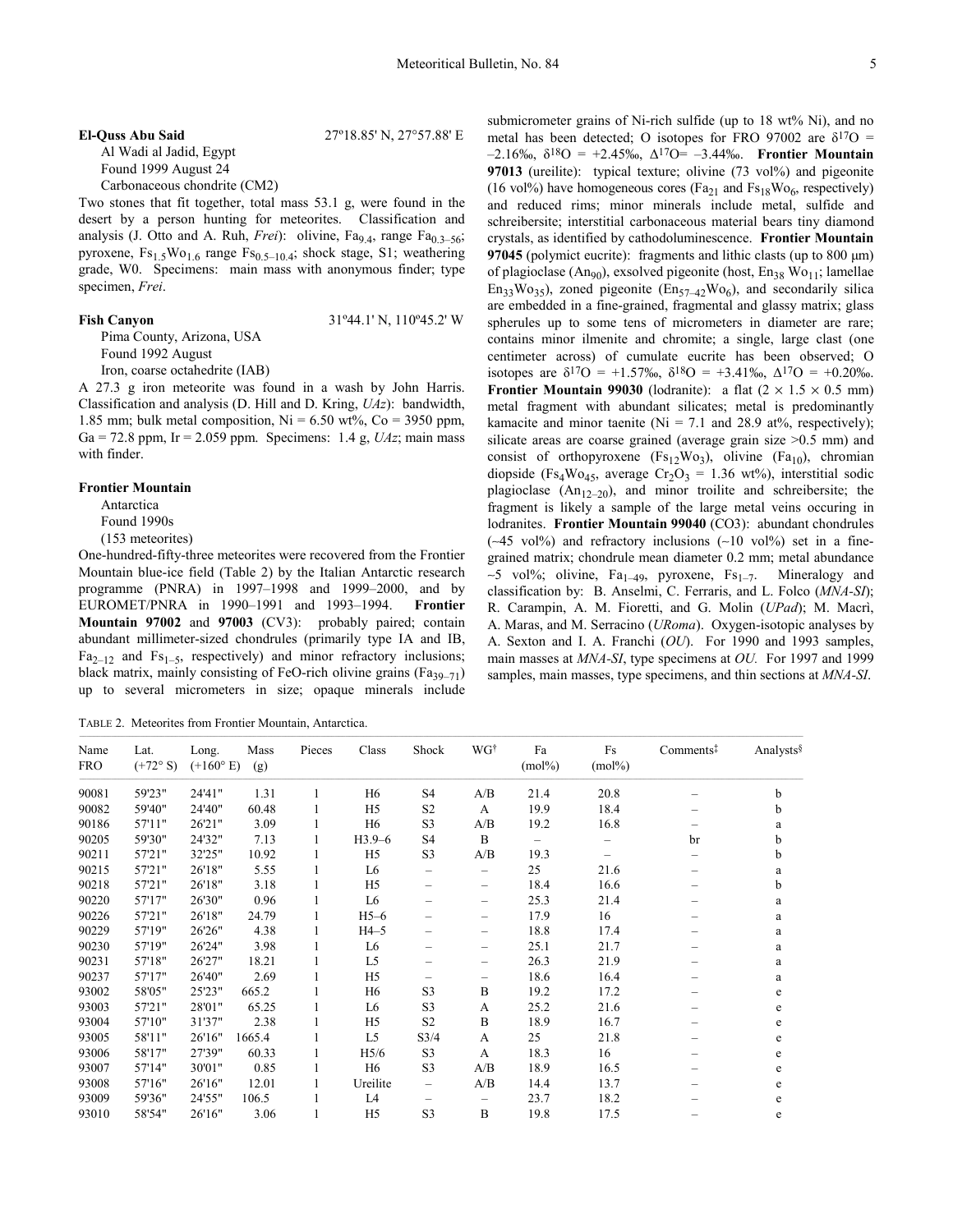**El-Quss Abu Said** 27º18.85' N, 27°57.88' E

Al Wadi al Jadid, Egypt

Found 1999 August 24

Carbonaceous chondrite (CM2)

Two stones that fit together, total mass 53.1 g, were found in the desert by a person hunting for meteorites. Classification and analysis (J. Otto and A. Ruh, *Frei*): olivine, $Fa_{9.4}$, range $Fa_{0.3–56}$; pyroxene, $Fs_{1.5}Wo_{1.6}$ range $Fs_{0.5–10.4}$; shock stage, S1; weathering grade, W0. Specimens: main mass with anonymous finder; type specimen, *Frei*.

**Fish Canyon** 31º44.1' N, 110º45.2' W

Pima County, Arizona, USA

Found 1992 August

Iron, coarse octahedrite (IAB)

A 27.3 g iron meteorite was found in a wash by John Harris. Classification and analysis (D. Hill and D. Kring, *UAz*): bandwidth, 1.85 mm; bulk metal composition, Ni = 6.50 wt%, Co = 3950 ppm, Ga = 72.8 ppm, Ir = 2.059 ppm. Specimens: 1.4 g, *UAz*; main mass with finder.

**Frontier Mountain**

Antarctica

Found 1990s

(153 meteorites)

One-hundred-fifty-three meteorites were recovered from the Frontier Mountain blue-ice field (Table 2) by the Italian Antarctic research programme (PNRA) in 1997–1998 and 1999–2000, and by EUROMET/PNRA in 1990–1991 and 1993–1994. **Frontier Mountain 97002** and **97003** (CV3): probably paired; contain abundant millimeter-sized chondrules (primarily type IA and IB, $Fa_{2–12}$ and $Fs_{1–5}$, respectively) and minor refractory inclusions; black matrix, mainly consisting of FeO-rich olivine grains ($Fa_{39–71}$) up to several micrometers in size; opaque minerals include submicrometer grains of Ni-rich sulfide (up to 18 wt% Ni), and no metal has been detected; O isotopes for FRO 97002 are $\delta^{17}O$ = –2.16‰, $\delta^{18}O$ = +2.45‰, $\Delta^{17}O$= –3.44‰. **Frontier Mountain 97013** (ureilite): typical texture; olivine (73 vol%) and pigeonite (16 vol%) have homogeneous cores ($Fa_{21}$ and $Fs_{18}Wo_6$, respectively) and reduced rims; minor minerals include metal, sulfide and schreibersite; interstitial carbonaceous material bears tiny diamond crystals, as identified by cathodoluminescence. **Frontier Mountain 97045** (polymict eucrite): fragments and lithic clasts (up to 800 µm) of plagioclase ($An_{90}$), exsolved pigeonite (host, $En_{38}$ $Wo_{11}$; lamellae $En_{33}Wo_{35}$), zoned pigeonite ($En_{57–42}Wo_6$), and secondarily silica are embedded in a fine-grained, fragmental and glassy matrix; glass spherules up to some tens of micrometers in diameter are rare; contains minor ilmenite and chromite; a single, large clast (one centimeter across) of cumulate eucrite has been observed; O isotopes are $\delta^{17}O$ = +1.57‰, $\delta^{18}O$ = +3.41‰, $\Delta^{17}O$ = +0.20‰. **Frontier Mountain 99030** (lodranite): a flat (2 × 1.5 × 0.5 mm) metal fragment with abundant silicates; metal is predominantly kamacite and minor taenite (Ni = 7.1 and 28.9 at%, respectively); silicate areas are coarse grained (average grain size >0.5 mm) and consist of orthopyroxene ($Fs_{12}Wo_3$), olivine ($Fa_{10}$), chromian diopside ($Fs_4Wo_{45}$, average $Cr_2O_3$ = 1.36 wt%), interstitial sodic plagioclase ($An_{12–20}$), and minor troilite and schreibersite; the fragment is likely a sample of the large metal veins occuring in lodranites. **Frontier Mountain 99040** (CO3): abundant chondrules (~45 vol%) and refractory inclusions (~10 vol%) set in a fine-grained matrix; chondrule mean diameter 0.2 mm; metal abundance ~5 vol%; olivine, $Fa_{1–49}$, pyroxene, $Fs_{1–7}$. Mineralogy and classification by: B. Anselmi, C. Ferraris, and L. Folco (*MNA-SI*); R. Carampin, A. M. Fioretti, and G. Molin (*UPad*); M. Macrì, A. Maras, and M. Serracino (*URoma*). Oxygen-isotopic analyses by A. Sexton and I. A. Franchi (*OU*). For 1990 and 1993 samples, main masses at *MNA-SI*, type specimens at *OU*. For 1997 and 1999 samples, main masses, type specimens, and thin sections at *MNA-SI*.

TABLE 2. Meteorites from Frontier Mountain, Antarctica.

| Name FRO | Lat. (+72° S) | Long. (+160° E) | Mass (g) | Pieces | Class | Shock | WG[†] | Fa (mol%) | Fs (mol%) | Comments[‡] | Analysts[§] |
|---|---|---|---|---|---|---|---|---|---|---|---|
| 90081 | 59'23" | 24'41" | 1.31 | 1 | H6 | S4 | A/B | 21.4 | 20.8 | – | b |
| 90082 | 59'40" | 24'40" | 60.48 | 1 | H5 | S2 | A | 19.9 | 18.4 | – | b |
| 90186 | 57'11" | 26'21" | 3.09 | 1 | H6 | S3 | A/B | 19.2 | 16.8 | – | a |
| 90205 | 59'30" | 24'32" | 7.13 | 1 | H3.9–6 | S4 | B | – | – | br | b |
| 90211 | 57'21" | 32'25" | 10.92 | 1 | H5 | S3 | A/B | 19.3 | – | – | b |
| 90215 | 57'21" | 26'18" | 5.55 | 1 | L6 | – | – | 25 | 21.6 | – | a |
| 90218 | 57'21" | 26'18" | 3.18 | 1 | H5 | – | – | 18.4 | 16.6 | – | b |
| 90220 | 57'17" | 26'30" | 0.96 | 1 | L6 | – | – | 25.3 | 21.4 | – | a |
| 90226 | 57'21" | 26'18" | 24.79 | 1 | H5–6 | – | – | 17.9 | 16 | – | a |
| 90229 | 57'19" | 26'26" | 4.38 | 1 | H4–5 | – | – | 18.8 | 17.4 | – | a |
| 90230 | 57'19" | 26'24" | 3.98 | 1 | L6 | – | – | 25.1 | 21.7 | – | a |
| 90231 | 57'18" | 26'27" | 18.21 | 1 | L5 | – | – | 26.3 | 21.9 | – | a |
| 90237 | 57'17" | 26'40" | 2.69 | 1 | H5 | – | – | 18.6 | 16.4 | – | a |
| 93002 | 58'05" | 25'23" | 665.2 | 1 | H6 | S3 | B | 19.2 | 17.2 | – | e |
| 93003 | 57'21" | 28'01" | 65.25 | 1 | L6 | S3 | A | 25.2 | 21.6 | – | e |
| 93004 | 57'10" | 31'37" | 2.38 | 1 | H5 | S2 | B | 18.9 | 16.7 | – | e |
| 93005 | 58'11" | 26'16" | 1665.4 | 1 | L5 | S3/4 | A | 25 | 21.8 | – | e |
| 93006 | 58'17" | 27'39" | 60.33 | 1 | H5/6 | S3 | A | 18.3 | 16 | – | e |
| 93007 | 57'14" | 30'01" | 0.85 | 1 | H6 | S3 | A/B | 18.9 | 16.5 | – | e |
| 93008 | 57'16" | 26'16" | 12.01 | 1 | Ureilite | – | A/B | 14.4 | 13.7 | – | e |
| 93009 | 59'36" | 24'55" | 106.5 | 1 | L4 | – | – | 23.7 | 18.2 | – | e |
| 93010 | 58'54" | 26'16" | 3.06 | 1 | H5 | S3 | B | 19.8 | 17.5 | – | e |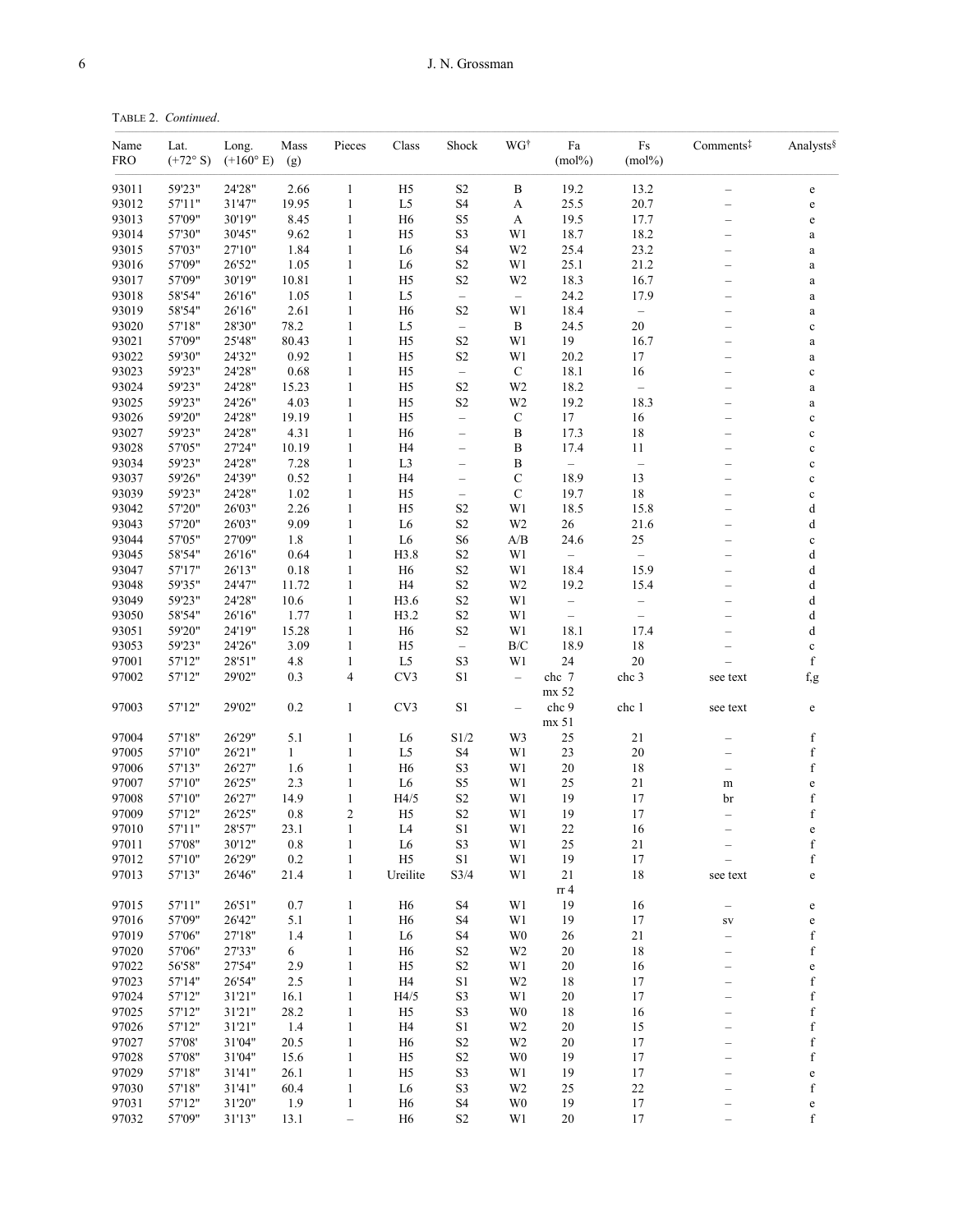TABLE 2. *Continued*.

| Name FRO | Lat. (+72° S) | Long. (+160° E) | Mass (g) | Pieces | Class | Shock | WG† | Fa (mol%) | Fs (mol%) | Comments‡ | Analysts§ |
|---|---|---|---|---|---|---|---|---|---|---|---|
| 93011 | 59'23" | 24'28" | 2.66 | 1 | H5 | S2 | B | 19.2 | 13.2 | – | e |
| 93012 | 57'11" | 31'47" | 19.95 | 1 | L5 | S4 | A | 25.5 | 20.7 | – | e |
| 93013 | 57'09" | 30'19" | 8.45 | 1 | H6 | S5 | A | 19.5 | 17.7 | – | e |
| 93014 | 57'30" | 30'45" | 9.62 | 1 | H5 | S3 | W1 | 18.7 | 18.2 | – | a |
| 93015 | 57'03" | 27'10" | 1.84 | 1 | L6 | S4 | W2 | 25.4 | 23.2 | – | a |
| 93016 | 57'09" | 26'52" | 1.05 | 1 | L6 | S2 | W1 | 25.1 | 21.2 | – | a |
| 93017 | 57'09" | 30'19" | 10.81 | 1 | H5 | S2 | W2 | 18.3 | 16.7 | – | a |
| 93018 | 58'54" | 26'16" | 1.05 | 1 | L5 | – | – | 24.2 | 17.9 | – | a |
| 93019 | 58'54" | 26'16" | 2.61 | 1 | H6 | S2 | W1 | 18.4 | – | – | a |
| 93020 | 57'18" | 28'30" | 78.2 | 1 | L5 | – | B | 24.5 | 20 | – | c |
| 93021 | 57'09" | 25'48" | 80.43 | 1 | H5 | S2 | W1 | 19 | 16.7 | – | a |
| 93022 | 59'30" | 24'32" | 0.92 | 1 | H5 | S2 | W1 | 20.2 | 17 | – | a |
| 93023 | 59'23" | 24'28" | 0.68 | 1 | H5 | – | C | 18.1 | 16 | – | c |
| 93024 | 59'23" | 24'28" | 15.23 | 1 | H5 | S2 | W2 | 18.2 | – | – | a |
| 93025 | 59'23" | 24'26" | 4.03 | 1 | H5 | S2 | W2 | 19.2 | 18.3 | – | a |
| 93026 | 59'20" | 24'28" | 19.19 | 1 | H5 | – | C | 17 | 16 | – | c |
| 93027 | 59'23" | 24'28" | 4.31 | 1 | H6 | – | B | 17.3 | 18 | – | c |
| 93028 | 57'05" | 27'24" | 10.19 | 1 | H4 | – | B | 17.4 | 11 | – | c |
| 93034 | 59'23" | 24'28" | 7.28 | 1 | L3 | – | B | – | – | – | c |
| 93037 | 59'26" | 24'39" | 0.52 | 1 | H4 | – | C | 18.9 | 13 | – | c |
| 93039 | 59'23" | 24'28" | 1.02 | 1 | H5 | – | C | 19.7 | 18 | – | c |
| 93042 | 57'20" | 26'03" | 2.26 | 1 | H5 | S2 | W1 | 18.5 | 15.8 | – | d |
| 93043 | 57'20" | 26'03" | 9.09 | 1 | L6 | S2 | W2 | 26 | 21.6 | – | d |
| 93044 | 57'05" | 27'09" | 1.8 | 1 | L6 | S6 | A/B | 24.6 | 25 | – | c |
| 93045 | 58'54" | 26'16" | 0.64 | 1 | H3.8 | S2 | W1 | – | – | – | d |
| 93047 | 57'17" | 26'13" | 0.18 | 1 | H6 | S2 | W1 | 18.4 | 15.9 | – | d |
| 93048 | 59'35" | 24'47" | 11.72 | 1 | H4 | S2 | W2 | 19.2 | 15.4 | – | d |
| 93049 | 59'23" | 24'28" | 10.6 | 1 | H3.6 | S2 | W1 | – | – | – | d |
| 93050 | 58'54" | 26'16" | 1.77 | 1 | H3.2 | S2 | W1 | – | – | – | d |
| 93051 | 59'20" | 24'19" | 15.28 | 1 | H6 | S2 | W1 | 18.1 | 17.4 | – | d |
| 93053 | 59'23" | 24'26" | 3.09 | 1 | H5 | – | B/C | 18.9 | 18 | – | c |
| 97001 | 57'12" | 28'51" | 4.8 | 1 | L5 | S3 | W1 | 24 | 20 | – | f |
| 97002 | 57'12" | 29'02" | 0.3 | 4 | CV3 | S1 | – | chc 7 mx 52 | chc 3 | see text | f,g |
| 97003 | 57'12" | 29'02" | 0.2 | 1 | CV3 | S1 | – | chc 9 mx 51 | chc 1 | see text | e |
| 97004 | 57'18" | 26'29" | 5.1 | 1 | L6 | S1/2 | W3 | 25 | 21 | – | f |
| 97005 | 57'10" | 26'21" | 1 | 1 | L5 | S4 | W1 | 23 | 20 | – | f |
| 97006 | 57'13" | 26'27" | 1.6 | 1 | H6 | S3 | W1 | 20 | 18 | – | f |
| 97007 | 57'10" | 26'25" | 2.3 | 1 | L6 | S5 | W1 | 25 | 21 | m | e |
| 97008 | 57'10" | 26'27" | 14.9 | 1 | H4/5 | S2 | W1 | 19 | 17 | br | f |
| 97009 | 57'12" | 26'25" | 0.8 | 2 | H5 | S2 | W1 | 19 | 17 | – | f |
| 97010 | 57'11" | 28'57" | 23.1 | 1 | L4 | S1 | W1 | 22 | 16 | – | e |
| 97011 | 57'08" | 30'12" | 0.8 | 1 | L6 | S3 | W1 | 25 | 21 | – | f |
| 97012 | 57'10" | 26'29" | 0.2 | 1 | H5 | S1 | W1 | 19 | 17 | – | f |
| 97013 | 57'13" | 26'46" | 21.4 | 1 | Ureilite | S3/4 | W1 | 21 rr 4 | 18 | see text | e |
| 97015 | 57'11" | 26'51" | 0.7 | 1 | H6 | S4 | W1 | 19 | 16 | – | e |
| 97016 | 57'09" | 26'42" | 5.1 | 1 | H6 | S4 | W1 | 19 | 17 | sv | e |
| 97019 | 57'06" | 27'18" | 1.4 | 1 | L6 | S4 | W0 | 26 | 21 | – | f |
| 97020 | 57'06" | 27'33" | 6 | 1 | H6 | S2 | W2 | 20 | 18 | – | f |
| 97022 | 56'58" | 27'54" | 2.9 | 1 | H5 | S2 | W1 | 20 | 16 | – | e |
| 97023 | 57'14" | 26'54" | 2.5 | 1 | H4 | S1 | W2 | 18 | 17 | – | f |
| 97024 | 57'12" | 31'21" | 16.1 | 1 | H4/5 | S3 | W1 | 20 | 17 | – | f |
| 97025 | 57'12" | 31'21" | 28.2 | 1 | H5 | S3 | W0 | 18 | 16 | – | f |
| 97026 | 57'12" | 31'21" | 1.4 | 1 | H4 | S1 | W2 | 20 | 15 | – | f |
| 97027 | 57'08' | 31'04" | 20.5 | 1 | H6 | S2 | W2 | 20 | 17 | – | f |
| 97028 | 57'08" | 31'04" | 15.6 | 1 | H5 | S2 | W0 | 19 | 17 | – | f |
| 97029 | 57'18" | 31'41" | 26.1 | 1 | H5 | S3 | W1 | 19 | 17 | – | e |
| 97030 | 57'18" | 31'41" | 60.4 | 1 | L6 | S3 | W2 | 25 | 22 | – | f |
| 97031 | 57'12" | 31'20" | 1.9 | 1 | H6 | S4 | W0 | 19 | 17 | – | e |
| 97032 | 57'09" | 31'13" | 13.1 | – | H6 | S2 | W1 | 20 | 17 | – | f |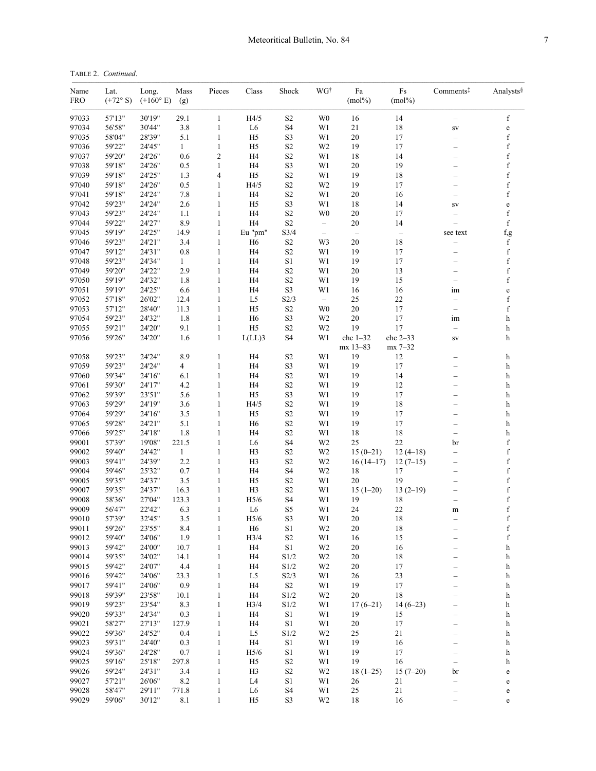TABLE 2. *Continued*.

| Name FRO | Lat. (+72° S) | Long. (+160° E) | Mass (g) | Pieces | Class | Shock | WG† | Fa (mol%) | Fs (mol%) | Comments‡ | Analysts§ |
|---|---|---|---|---|---|---|---|---|---|---|---|
| 97033 | 57'13" | 30'19" | 29.1 | 1 | H4/5 | S2 | W0 | 16 | 14 | – | f |
| 97034 | 56'58" | 30'44" | 3.8 | 1 | L6 | S4 | W1 | 21 | 18 | sv | e |
| 97035 | 58'04" | 28'39" | 5.1 | 1 | H5 | S3 | W1 | 20 | 17 | – | f |
| 97036 | 59'22" | 24'45" | 1 | 1 | H5 | S2 | W2 | 19 | 17 | – | f |
| 97037 | 59'20" | 24'26" | 0.6 | 2 | H4 | S2 | W1 | 18 | 14 | – | f |
| 97038 | 59'18" | 24'26" | 0.5 | 1 | H4 | S3 | W1 | 20 | 19 | – | f |
| 97039 | 59'18" | 24'25" | 1.3 | 4 | H5 | S2 | W1 | 19 | 18 | – | f |
| 97040 | 59'18" | 24'26" | 0.5 | 1 | H4/5 | S2 | W2 | 19 | 17 | – | f |
| 97041 | 59'18" | 24'24" | 7.8 | 1 | H4 | S2 | W1 | 20 | 16 | – | f |
| 97042 | 59'23" | 24'24" | 2.6 | 1 | H5 | S3 | W1 | 18 | 14 | sv | e |
| 97043 | 59'23" | 24'24" | 1.1 | 1 | H4 | S2 | W0 | 20 | 17 | – | f |
| 97044 | 59'22" | 24'27" | 8.9 | 1 | H4 | S2 | – | 20 | 14 | – | f |
| 97045 | 59'19" | 24'25" | 14.9 | 1 | Eu "pm" | S3/4 | – | – | – | see text | f,g |
| 97046 | 59'23" | 24'21" | 3.4 | 1 | H6 | S2 | W3 | 20 | 18 | – | f |
| 97047 | 59'12" | 24'31" | 0.8 | 1 | H4 | S2 | W1 | 19 | 17 | – | f |
| 97048 | 59'23" | 24'34" | 1 | 1 | H4 | S1 | W1 | 19 | 17 | – | f |
| 97049 | 59'20" | 24'22" | 2.9 | 1 | H4 | S2 | W1 | 20 | 13 | – | f |
| 97050 | 59'19" | 24'32" | 1.8 | 1 | H4 | S2 | W1 | 19 | 15 | – | f |
| 97051 | 59'19" | 24'25" | 6.6 | 1 | H4 | S3 | W1 | 16 | 16 | im | e |
| 97052 | 57'18" | 26'02" | 12.4 | 1 | L5 | S2/3 | – | 25 | 22 | – | f |
| 97053 | 57'12" | 28'40" | 11.3 | 1 | H5 | S2 | W0 | 20 | 17 | – | f |
| 97054 | 59'23" | 24'32" | 1.8 | 1 | H6 | S3 | W2 | 20 | 17 | im | h |
| 97055 | 59'21" | 24'20" | 9.1 | 1 | H5 | S2 | W2 | 19 | 17 | – | h |
| 97056 | 59'26" | 24'20" | 1.6 | 1 | L(LL)3 | S4 | W1 | chc 1–32 mx 13–83 | chc 2–33 mx 7–32 | sv | h |
| 97058 | 59'23" | 24'24" | 8.9 | 1 | H4 | S2 | W1 | 19 | 12 | – | h |
| 97059 | 59'23" | 24'24" | 4 | 1 | H4 | S3 | W1 | 19 | 17 | – | h |
| 97060 | 59'34" | 24'16" | 6.1 | 1 | H4 | S2 | W1 | 19 | 14 | – | h |
| 97061 | 59'30" | 24'17" | 4.2 | 1 | H4 | S2 | W1 | 19 | 12 | – | h |
| 97062 | 59'39" | 23'51" | 5.6 | 1 | H5 | S3 | W1 | 19 | 17 | – | h |
| 97063 | 59'29" | 24'19" | 3.6 | 1 | H4/5 | S2 | W1 | 19 | 18 | – | h |
| 97064 | 59'29" | 24'16" | 3.5 | 1 | H5 | S2 | W1 | 19 | 17 | – | h |
| 97065 | 59'28" | 24'21" | 5.1 | 1 | H6 | S2 | W1 | 19 | 17 | – | h |
| 97066 | 59'25" | 24'18" | 1.8 | 1 | H4 | S2 | W1 | 18 | 18 | – | h |
| 99001 | 57'39" | 19'08" | 221.5 | 1 | L6 | S4 | W2 | 25 | 22 | br | f |
| 99002 | 59'40" | 24'42" | 1 | 1 | H3 | S2 | W2 | 15 (0–21) | 12 (4–18) | – | f |
| 99003 | 59'41" | 24'39" | 2.2 | 1 | H3 | S2 | W2 | 16 (14–17) | 12 (7–15) | – | f |
| 99004 | 59'46" | 25'32" | 0.7 | 1 | H4 | S4 | W2 | 18 | 17 | – | f |
| 99005 | 59'35" | 24'37" | 3.5 | 1 | H5 | S2 | W1 | 20 | 19 | – | f |
| 99007 | 59'35" | 24'37" | 16.3 | 1 | H3 | S2 | W1 | 15 (1–20) | 13 (2–19) | – | f |
| 99008 | 58'36" | 27'04" | 123.3 | 1 | H5/6 | S4 | W1 | 19 | 18 | – | f |
| 99009 | 56'47" | 22'42" | 6.3 | 1 | L6 | S5 | W1 | 24 | 22 | m | f |
| 99010 | 57'39" | 32'45" | 3.5 | 1 | H5/6 | S3 | W1 | 20 | 18 | – | f |
| 99011 | 59'26" | 23'55" | 8.4 | 1 | H6 | S1 | W2 | 20 | 18 | – | f |
| 99012 | 59'40" | 24'06" | 1.9 | 1 | H3/4 | S2 | W1 | 16 | 15 | – | f |
| 99013 | 59'42" | 24'00" | 10.7 | 1 | H4 | S1 | W2 | 20 | 16 | – | h |
| 99014 | 59'35" | 24'02" | 14.1 | 1 | H4 | S1/2 | W2 | 20 | 18 | – | h |
| 99015 | 59'42" | 24'07" | 4.4 | 1 | H4 | S1/2 | W2 | 20 | 17 | – | h |
| 99016 | 59'42" | 24'06" | 23.3 | 1 | L5 | S2/3 | W1 | 26 | 23 | – | h |
| 99017 | 59'41" | 24'06" | 0.9 | 1 | H4 | S2 | W1 | 19 | 17 | – | h |
| 99018 | 59'39" | 23'58" | 10.1 | 1 | H4 | S1/2 | W2 | 20 | 18 | – | h |
| 99019 | 59'23" | 23'54" | 8.3 | 1 | H3/4 | S1/2 | W1 | 17 (6–21) | 14 (6–23) | – | h |
| 99020 | 59'33" | 24'34" | 0.3 | 1 | H4 | S1 | W1 | 19 | 15 | – | h |
| 99021 | 58'27" | 27'13" | 127.9 | 1 | H4 | S1 | W1 | 20 | 17 | – | h |
| 99022 | 59'36" | 24'52" | 0.4 | 1 | L5 | S1/2 | W2 | 25 | 21 | – | h |
| 99023 | 59'31" | 24'40" | 0.3 | 1 | H4 | S1 | W1 | 19 | 16 | – | h |
| 99024 | 59'36" | 24'28" | 0.7 | 1 | H5/6 | S1 | W1 | 19 | 17 | – | h |
| 99025 | 59'16" | 25'18" | 297.8 | 1 | H5 | S2 | W1 | 19 | 16 | – | h |
| 99026 | 59'24" | 24'31" | 3.4 | 1 | H3 | S2 | W2 | 18 (1–25) | 15 (7–20) | br | e |
| 99027 | 57'21" | 26'06" | 8.2 | 1 | L4 | S1 | W1 | 26 | 21 | – | e |
| 99028 | 58'47" | 29'11" | 771.8 | 1 | L6 | S4 | W1 | 25 | 21 | – | e |
| 99029 | 59'06" | 30'12" | 8.1 | 1 | H5 | S3 | W2 | 18 | 16 | – | e |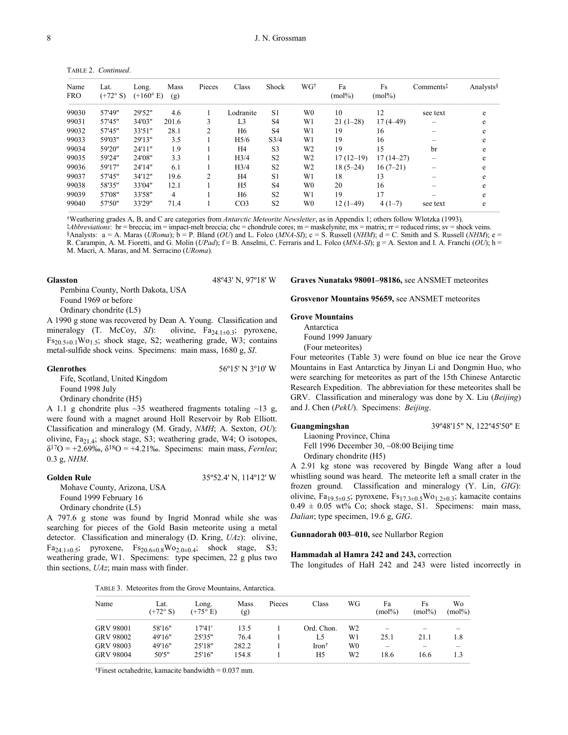TABLE 2. *Continued*.

| Name FRO | Lat. (+72° S) | Long. (+160° E) | Mass (g) | Pieces | Class | Shock | WG† | Fa (mol%) | Fs (mol%) | Comments‡ | Analysts§ |
|---|---|---|---|---|---|---|---|---|---|---|---|
| 99030 | 57'49" | 29'52" | 4.6 | 1 | Lodranite | S1 | W0 | 10 | 12 | see text | e |
| 99031 | 57'45" | 34'03" | 201.6 | 3 | L3 | S4 | W1 | 21 (1–28) | 17 (4–49) | – | e |
| 99032 | 57'45" | 33'51" | 28.1 | 2 | H6 | S4 | W1 | 19 | 16 | – | e |
| 99033 | 59'03" | 29'13" | 3.5 | 1 | H5/6 | S3/4 | W1 | 19 | 16 | – | e |
| 99034 | 59'20" | 24'11" | 1.9 | 1 | H4 | S3 | W2 | 19 | 15 | br | e |
| 99035 | 59'24" | 24'08" | 3.3 | 1 | H3/4 | S2 | W2 | 17 (12–19) | 17 (14–27) | – | e |
| 99036 | 59'17" | 24'14" | 6.1 | 1 | H3/4 | S2 | W2 | 18 (5–24) | 16 (7–21) | – | e |
| 99037 | 57'45" | 34'12" | 19.6 | 2 | H4 | S1 | W1 | 18 | 13 | – | e |
| 99038 | 58'35" | 33'04" | 12.1 | 1 | H5 | S4 | W0 | 20 | 16 | – | e |
| 99039 | 57'08" | 33'58" | 4 | 1 | H6 | S2 | W1 | 19 | 17 | – | e |
| 99040 | 57'50" | 33'29" | 71.4 | 1 | CO3 | S2 | W0 | 12 (1–49) | 4 (1–7) | see text | e |

†Weathering grades A, B, and C are categories from *Antarctic Meteorite Newsletter*, as in Appendix 1; others follow Wlotzka (1993).
‡*Abbreviations*: br = breccia; im = impact-melt breccia; chc = chondrule cores; m = maskelynite; mx = matrix; rr = reduced rims; sv = shock veins.
§Analysts: a = A. Maras (*URoma*); b = P. Bland (*OU*) and L. Folco (*MNA-SI*); c = S. Russell (*NHM*); d = C. Smith and S. Russell (*NHM*); e = R. Carampin, A. M. Fioretti, and G. Molin (*UPad*); f = B. Anselmi, C. Ferraris and L. Folco (*MNA-SI*); g = A. Sexton and I. A. Franchi (*OU*); h = M. Macrì, A. Maras, and M. Serracino (*URoma*).

**Glasston** 48º43' N, 97º18' W
Pembina County, North Dakota, USA
Found 1969 or before
Ordinary chondrite (L5)

A 1990 g stone was recovered by Dean A. Young. Classification and mineralogy (T. McCoy, *SI*): olivine, $Fa_{24.1±0.3}$; pyroxene, $Fs_{20.5±0.1}Wo_{1.5}$; shock stage, S2; weathering grade, W3; contains metal-sulfide shock veins. Specimens: main mass, 1680 g, *SI*.

**Glenrothes** 56º15' N 3º10' W
Fife, Scotland, United Kingdom
Found 1998 July
Ordinary chondrite (H5)

A 1.1 g chondrite plus ~35 weathered fragments totaling ~13 g, were found with a magnet around Holl Reservoir by Rob Elliott. Classification and mineralogy (M. Grady, *NMH*; A. Sexton, *OU*): olivine, $Fa_{21.4}$; shock stage, S3; weathering grade, W4; O isotopes, $\delta^{17}O$ = +2.69‰, $\delta^{18}O$ = +4.21‰. Specimens: main mass, *Fernlea*; 0.3 g, *NHM*.

**Golden Rule** 35º52.4' N, 114º12' W
Mohave County, Arizona, USA
Found 1999 February 16
Ordinary chondrite (L5)

A 797.6 g stone was found by Ingrid Monrad while she was searching for pieces of the Gold Basin meteorite using a metal detector. Classification and mineralogy (D. Kring, *UAz*): olivine, $Fa_{24.1±0.5}$; pyroxene, $Fs_{20.6±0.8}Wo_{2.0±0.4}$; shock stage, S3; weathering grade, W1. Specimens: type specimen, 22 g plus two thin sections, *UAz*; main mass with finder.

**Graves Nunataks 98001–98186,** see ANSMET meteorites

**Grosvenor Mountains 95659,** see ANSMET meteorites

**Grove Mountains**
Antarctica
Found 1999 January
(Four meteorites)

Four meteorites (Table 3) were found on blue ice near the Grove Mountains in East Antarctica by Jinyan Li and Dongmin Huo, who were searching for meteorites as part of the 15th Chinese Antarctic Research Expedition. The abbreviation for these meteorites shall be GRV. Classification and mineralogy was done by X. Liu (*Beijing*) and J. Chen (*PekU*). Specimens: *Beijing*.

**Guangmingshan** 39º48'15" N, 122º45'50" E
Liaoning Province, China
Fell 1996 December 30, ~08:00 Beijing time
Ordinary chondrite (H5)

A 2.91 kg stone was recovered by Bingde Wang after a loud whistling sound was heard. The meteorite left a small crater in the frozen ground. Classification and mineralogy (Y. Lin, *GIG*): olivine, $Fa_{19.5±0.5}$; pyroxene, $Fs_{17.3±0.5}Wo_{1.2±0.3}$; kamacite contains 0.49 ± 0.05 wt% Co; shock stage, S1. Specimens: main mass, *Dalian*; type specimen, 19.6 g, *GIG*.

**Gunnadorah 003–010,** see Nullarbor Region

**Hammadah al Hamra 242 and 243,** correction
The longitudes of HaH 242 and 243 were listed incorrectly in

TABLE 3. Meteorites from the Grove Mountains, Antarctica.

| Name | Lat. (+72° S) | Long. (+75° E) | Mass (g) | Pieces | Class | WG | Fa (mol%) | Fs (mol%) | Wo (mol%) |
|---|---|---|---|---|---|---|---|---|---|
| GRV 98001 | 58'16" | 17'41' | 13.5 | 1 | Ord. Chon. | W2 | – | – | – |
| GRV 98002 | 49'16" | 25'35" | 76.4 | 1 | L5 | W1 | 25.1 | 21.1 | 1.8 |
| GRV 98003 | 49'16" | 25'18" | 282.2 | 1 | Iron† | W0 | – | – | – |
| GRV 98004 | 50'5" | 25'16" | 154.8 | 1 | H5 | W2 | 18.6 | 16.6 | 1.3 |

†Finest octahedrite, kamacite bandwidth = 0.037 mm.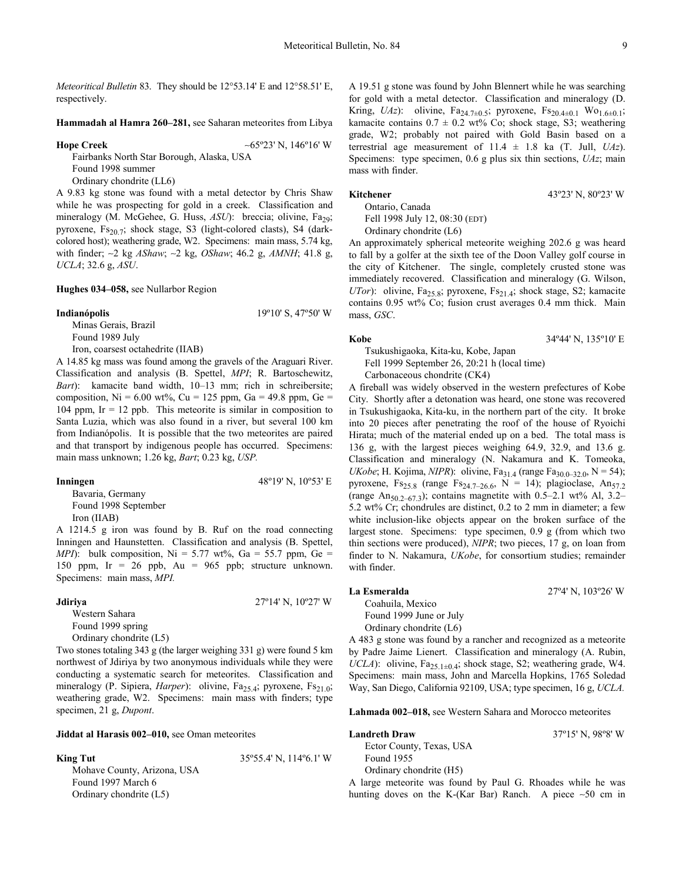*Meteoritical Bulletin* 83. They should be 12°53.14' E and 12°58.51' E, respectively.

**Hammadah al Hamra 260–281,** see Saharan meteorites from Libya

**Hope Creek** ~65º23' N, 146º16' W

Fairbanks North Star Borough, Alaska, USA
Found 1998 summer
Ordinary chondrite (LL6)

A 9.83 kg stone was found with a metal detector by Chris Shaw while he was prospecting for gold in a creek. Classification and mineralogy (M. McGehee, G. Huss, *ASU*): breccia; olivine, $Fa_{29}$; pyroxene, $Fs_{20.7}$; shock stage, S3 (light-colored clasts), S4 (dark-colored host); weathering grade, W2. Specimens: main mass, 5.74 kg, with finder; ~2 kg *AShaw*; ~2 kg, *OShaw*; 46.2 g, *AMNH*; 41.8 g, *UCLA*; 32.6 g, *ASU*.

**Hughes 034–058,** see Nullarbor Region

**Indianópolis** 19º10' S, 47º50' W

Minas Gerais, Brazil
Found 1989 July
Iron, coarsest octahedrite (IIAB)

A 14.85 kg mass was found among the gravels of the Araguari River. Classification and analysis (B. Spettel, *MPI*; R. Bartoschewitz, *Bart*): kamacite band width, 10–13 mm; rich in schreibersite; composition, Ni = 6.00 wt%, Cu = 125 ppm, Ga = 49.8 ppm, Ge = 104 ppm, Ir = 12 ppb. This meteorite is similar in composition to Santa Luzia, which was also found in a river, but several 100 km from Indianópolis. It is possible that the two meteorites are paired and that transport by indigenous people has occurred. Specimens: main mass unknown; 1.26 kg, *Bart*; 0.23 kg, *USP.*

**Inningen** 48º19' N, 10º53' E

Bavaria, Germany
Found 1998 September
Iron (IIAB)

A 1214.5 g iron was found by B. Ruf on the road connecting Inningen and Haunstetten. Classification and analysis (B. Spettel, *MPI*): bulk composition, Ni = 5.77 wt%, Ga = 55.7 ppm, Ge = 150 ppm, Ir = 26 ppb, Au = 965 ppb; structure unknown. Specimens: main mass, *MPI.*

**Jdiriya** 27º14' N, 10º27' W

Western Sahara
Found 1999 spring
Ordinary chondrite (L5)

Two stones totaling 343 g (the larger weighing 331 g) were found 5 km northwest of Jdiriya by two anonymous individuals while they were conducting a systematic search for meteorites. Classification and mineralogy (P. Sipiera, *Harper*): olivine, $Fa_{25.4}$; pyroxene, $Fs_{21.0}$; weathering grade, W2. Specimens: main mass with finders; type specimen, 21 g, *Dupont*.

**Jiddat al Harasis 002–010,** see Oman meteorites

**King Tut** 35º55.4' N, 114º6.1' W

Mohave County, Arizona, USA
Found 1997 March 6
Ordinary chondrite (L5)

A 19.51 g stone was found by John Blennert while he was searching for gold with a metal detector. Classification and mineralogy (D. Kring, *UAz*): olivine, $Fa_{24.7\pm0.5}$; pyroxene, $Fs_{20.4\pm0.1}$ $Wo_{1.6\pm0.1}$; kamacite contains 0.7 ± 0.2 wt% Co; shock stage, S3; weathering grade, W2; probably not paired with Gold Basin based on a terrestrial age measurement of 11.4 ± 1.8 ka (T. Jull, *UAz*). Specimens: type specimen, 0.6 g plus six thin sections, *UAz*; main mass with finder.

**Kitchener** 43º23' N, 80º23' W

Ontario, Canada
Fell 1998 July 12, 08:30 (EDT)
Ordinary chondrite (L6)

An approximately spherical meteorite weighing 202.6 g was heard to fall by a golfer at the sixth tee of the Doon Valley golf course in the city of Kitchener. The single, completely crusted stone was immediately recovered. Classification and mineralogy (G. Wilson, *UTor*): olivine, $Fa_{25.8}$; pyroxene, $Fs_{21.4}$; shock stage, S2; kamacite contains 0.95 wt% Co; fusion crust averages 0.4 mm thick. Main mass, *GSC*.

**Kobe** 34º44' N, 135º10' E

Tsukushigaoka, Kita-ku, Kobe, Japan
Fell 1999 September 26, 20:21 h (local time)
Carbonaceous chondrite (CK4)

A fireball was widely observed in the western prefectures of Kobe City. Shortly after a detonation was heard, one stone was recovered in Tsukushigaoka, Kita-ku, in the northern part of the city. It broke into 20 pieces after penetrating the roof of the house of Ryoichi Hirata; much of the material ended up on a bed. The total mass is 136 g, with the largest pieces weighing 64.9, 32.9, and 13.6 g. Classification and mineralogy (N. Nakamura and K. Tomeoka, *UKobe*; H. Kojima, *NIPR*): olivine, $Fa_{31.4}$ (range $Fa_{30.0–32.0}$, N = 54); pyroxene, $Fs_{25.8}$ (range $Fs_{24.7–26.6}$, N = 14); plagioclase, $An_{57.2}$ (range $An_{50.2–67.3}$); contains magnetite with 0.5–2.1 wt% Al, 3.2–5.2 wt% Cr; chondrules are distinct, 0.2 to 2 mm in diameter; a few white inclusion-like objects appear on the broken surface of the largest stone. Specimens: type specimen, 0.9 g (from which two thin sections were produced), *NIPR*; two pieces, 17 g, on loan from finder to N. Nakamura, *UKobe*, for consortium studies; remainder with finder.

**La Esmeralda** 27º4' N, 103º26' W

Coahuila, Mexico
Found 1999 June or July
Ordinary chondrite (L6)

A 483 g stone was found by a rancher and recognized as a meteorite by Padre Jaime Lienert. Classification and mineralogy (A. Rubin, *UCLA*): olivine, $Fa_{25.1\pm0.4}$; shock stage, S2; weathering grade, W4. Specimens: main mass, John and Marcella Hopkins, 1765 Soledad Way, San Diego, California 92109, USA; type specimen, 16 g, *UCLA.*

**Lahmada 002–018,** see Western Sahara and Morocco meteorites

**Landreth Draw** 37º15' N, 98º8' W

Ector County, Texas, USA
Found 1955
Ordinary chondrite (H5)

A large meteorite was found by Paul G. Rhoades while he was hunting doves on the K-(Kar Bar) Ranch. A piece ~50 cm in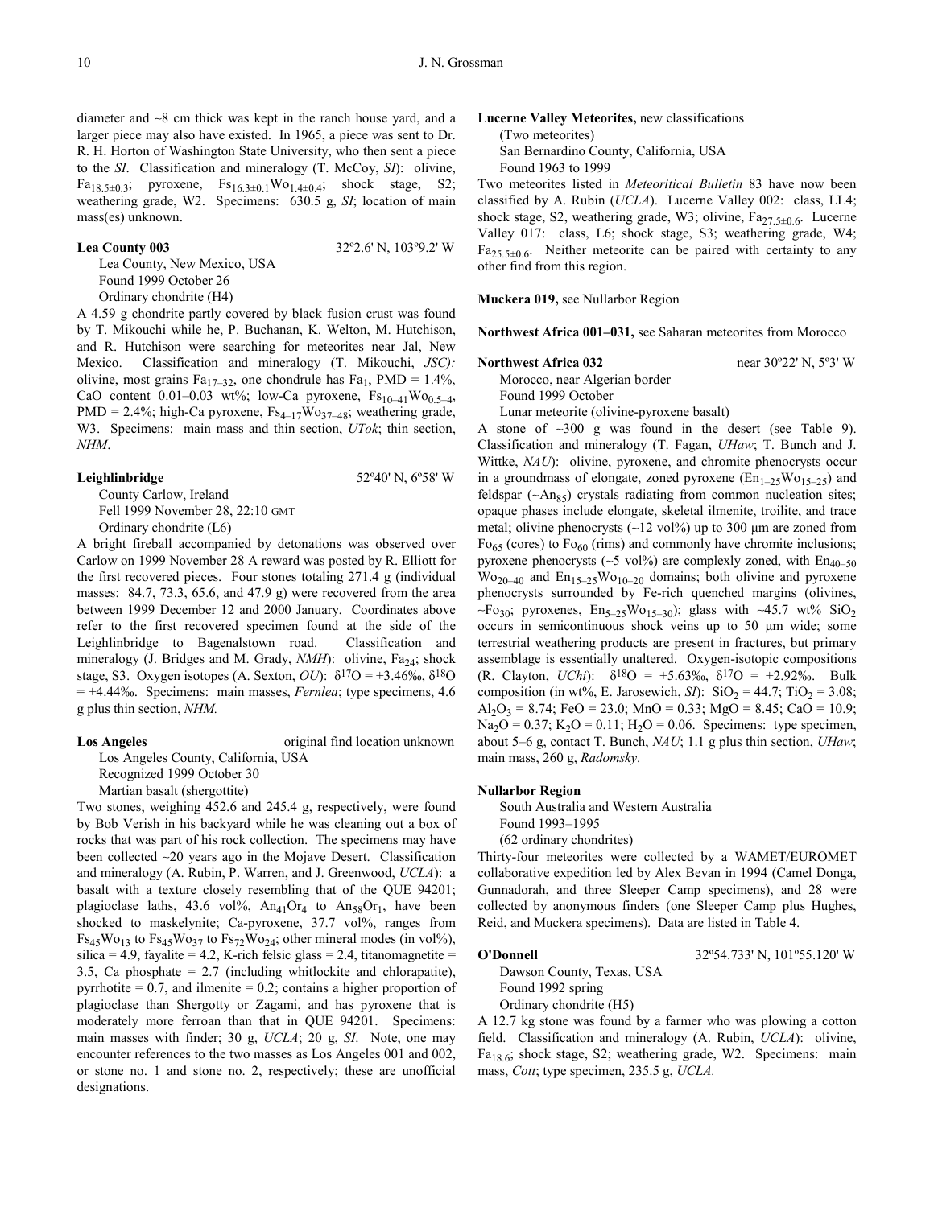diameter and ~8 cm thick was kept in the ranch house yard, and a larger piece may also have existed. In 1965, a piece was sent to Dr. R. H. Horton of Washington State University, who then sent a piece to the *SI*. Classification and mineralogy (T. McCoy, *SI*): olivine, $Fa_{18.5\pm0.3}$; pyroxene, $Fs_{16.3\pm0.1}Wo_{1.4\pm0.4}$; shock stage, S2; weathering grade, W2. Specimens: 630.5 g, *SI*; location of main mass(es) unknown.

**Lea County 003** 32º2.6' N, 103º9.2' W

Lea County, New Mexico, USA
Found 1999 October 26
Ordinary chondrite (H4)

A 4.59 g chondrite partly covered by black fusion crust was found by T. Mikouchi while he, P. Buchanan, K. Welton, M. Hutchison, and R. Hutchison were searching for meteorites near Jal, New Mexico. Classification and mineralogy (T. Mikouchi, *JSC):* olivine, most grains $Fa_{17-32}$, one chondrule has $Fa_1$, PMD = 1.4%, CaO content 0.01–0.03 wt%; low-Ca pyroxene, $Fs_{10-41}Wo_{0.5-4}$, PMD = 2.4%; high-Ca pyroxene, $Fs_{4-17}Wo_{37-48}$; weathering grade, W3. Specimens: main mass and thin section, *UTok*; thin section, *NHM*.

**Leighlinbridge** 52º40' N, 6º58' W

County Carlow, Ireland
Fell 1999 November 28, 22:10 GMT
Ordinary chondrite (L6)

A bright fireball accompanied by detonations was observed over Carlow on 1999 November 28 A reward was posted by R. Elliott for the first recovered pieces. Four stones totaling 271.4 g (individual masses: 84.7, 73.3, 65.6, and 47.9 g) were recovered from the area between 1999 December 12 and 2000 January. Coordinates above refer to the first recovered specimen found at the side of the Leighlinbridge to Bagenalstown road. Classification and mineralogy (J. Bridges and M. Grady, *NMH*): olivine, $Fa_{24}$; shock stage, S3. Oxygen isotopes (A. Sexton, *OU*): $\delta^{17}O$ = +3.46‰, $\delta^{18}O$ = +4.44‰. Specimens: main masses, *Fernlea*; type specimens, 4.6 g plus thin section, *NHM.*

**Los Angeles** original find location unknown

Los Angeles County, California, USA
Recognized 1999 October 30
Martian basalt (shergottite)

Two stones, weighing 452.6 and 245.4 g, respectively, were found by Bob Verish in his backyard while he was cleaning out a box of rocks that was part of his rock collection. The specimens may have been collected ~20 years ago in the Mojave Desert. Classification and mineralogy (A. Rubin, P. Warren, and J. Greenwood, *UCLA*): a basalt with a texture closely resembling that of the QUE 94201; plagioclase laths, 43.6 vol%, $An_{41}Or_4$ to $An_{58}Or_1$, have been shocked to maskelynite; Ca-pyroxene, 37.7 vol%, ranges from $Fs_{45}Wo_{13}$ to $Fs_{45}Wo_{37}$ to $Fs_{72}Wo_{24}$; other mineral modes (in vol%), silica = 4.9, fayalite = 4.2, K-rich felsic glass = 2.4, titanomagnetite = 3.5, Ca phosphate = 2.7 (including whitlockite and chlorapatite), pyrrhotite = 0.7, and ilmenite = 0.2; contains a higher proportion of plagioclase than Shergotty or Zagami, and has pyroxene that is moderately more ferroan than that in QUE 94201. Specimens: main masses with finder; 30 g, *UCLA*; 20 g, *SI*. Note, one may encounter references to the two masses as Los Angeles 001 and 002, or stone no. 1 and stone no. 2, respectively; these are unofficial designations.

**Lucerne Valley Meteorites,** new classifications

(Two meteorites)
San Bernardino County, California, USA
Found 1963 to 1999

Two meteorites listed in *Meteoritical Bulletin* 83 have now been classified by A. Rubin (*UCLA*). Lucerne Valley 002: class, LL4; shock stage, S2, weathering grade, W3; olivine, $Fa_{27.5\pm0.6}$. Lucerne Valley 017: class, L6; shock stage, S3; weathering grade, W4; $Fa_{25.5\pm0.6}$. Neither meteorite can be paired with certainty to any other find from this region.

**Muckera 019,** see Nullarbor Region

**Northwest Africa 001–031,** see Saharan meteorites from Morocco

**Northwest Africa 032** near 30º22' N, 5º3' W

Morocco, near Algerian border
Found 1999 October
Lunar meteorite (olivine-pyroxene basalt)

A stone of ~300 g was found in the desert (see Table 9). Classification and mineralogy (T. Fagan, *UHaw*; T. Bunch and J. Wittke, *NAU*): olivine, pyroxene, and chromite phenocrysts occur in a groundmass of elongate, zoned pyroxene ($En_{1-25}Wo_{15-25}$) and feldspar (~$An_{85}$) crystals radiating from common nucleation sites; opaque phases include elongate, skeletal ilmenite, troilite, and trace metal; olivine phenocrysts (~12 vol%) up to 300 μm are zoned from $Fo_{65}$ (cores) to $Fo_{60}$ (rims) and commonly have chromite inclusions; pyroxene phenocrysts (~5 vol%) are complexly zoned, with $En_{40-50}Wo_{20-40}$ and $En_{15-25}Wo_{10-20}$ domains; both olivine and pyroxene phenocrysts surrounded by Fe-rich quenched margins (olivines, ~$Fo_{30}$; pyroxenes, $En_{5-25}Wo_{15-30}$); glass with ~45.7 wt% $SiO_2$ occurs in semicontinuous shock veins up to 50 μm wide; some terrestrial weathering products are present in fractures, but primary assemblage is essentially unaltered. Oxygen-isotopic compositions (R. Clayton, *UChi*): $\delta^{18}O$ = +5.63‰, $\delta^{17}O$ = +2.92‰. Bulk composition (in wt%, E. Jarosewich, *SI*): $SiO_2$ = 44.7; $TiO_2$ = 3.08; $Al_2O_3$ = 8.74; FeO = 23.0; MnO = 0.33; MgO = 8.45; CaO = 10.9; $Na_2O$ = 0.37; $K_2O$ = 0.11; $H_2O$ = 0.06. Specimens: type specimen, about 5–6 g, contact T. Bunch, *NAU*; 1.1 g plus thin section, *UHaw*; main mass, 260 g, *Radomsky*.

**Nullarbor Region**

South Australia and Western Australia
Found 1993–1995
(62 ordinary chondrites)

Thirty-four meteorites were collected by a WAMET/EUROMET collaborative expedition led by Alex Bevan in 1994 (Camel Donga, Gunnadorah, and three Sleeper Camp specimens), and 28 were collected by anonymous finders (one Sleeper Camp plus Hughes, Reid, and Muckera specimens). Data are listed in Table 4.

**O'Donnell** 32º54.733' N, 101º55.120' W

Dawson County, Texas, USA
Found 1992 spring
Ordinary chondrite (H5)

A 12.7 kg stone was found by a farmer who was plowing a cotton field. Classification and mineralogy (A. Rubin, *UCLA*): olivine, $Fa_{18.6}$; shock stage, S2; weathering grade, W2. Specimens: main mass, *Cott*; type specimen, 235.5 g, *UCLA.*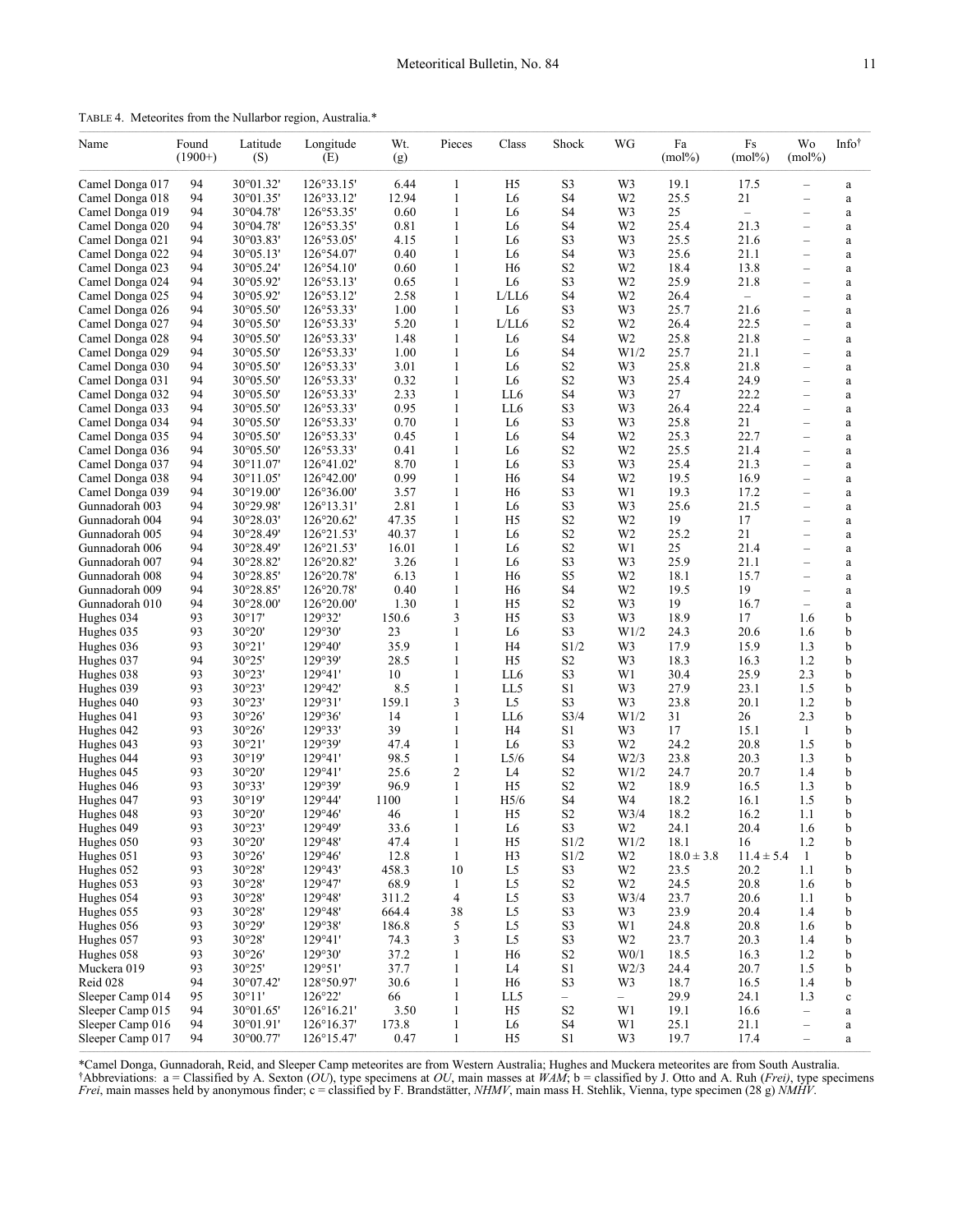TABLE 4. Meteorites from the Nullarbor region, Australia.*

| Name | Found (1900+) | Latitude (S) | Longitude (E) | Wt. (g) | Pieces | Class | Shock | WG | Fa (mol%) | Fs (mol%) | Wo (mol%) | Info[†] |
|---|---|---|---|---|---|---|---|---|---|---|---|---|
| Camel Donga 017 | 94 | 30°01.32' | 126°33.15' | 6.44 | 1 | H5 | S3 | W3 | 19.1 | 17.5 | – | a |
| Camel Donga 018 | 94 | 30°01.35' | 126°33.12' | 12.94 | 1 | L6 | S4 | W2 | 25.5 | 21 | – | a |
| Camel Donga 019 | 94 | 30°04.78' | 126°53.35' | 0.60 | 1 | L6 | S4 | W3 | 25 | – | – | a |
| Camel Donga 020 | 94 | 30°04.78' | 126°53.35' | 0.81 | 1 | L6 | S4 | W2 | 25.4 | 21.3 | – | a |
| Camel Donga 021 | 94 | 30°03.83' | 126°53.05' | 4.15 | 1 | L6 | S3 | W3 | 25.5 | 21.6 | – | a |
| Camel Donga 022 | 94 | 30°05.13' | 126°54.07' | 0.40 | 1 | L6 | S4 | W3 | 25.6 | 21.1 | – | a |
| Camel Donga 023 | 94 | 30°05.24' | 126°54.10' | 0.60 | 1 | H6 | S2 | W2 | 18.4 | 13.8 | – | a |
| Camel Donga 024 | 94 | 30°05.92' | 126°53.13' | 0.65 | 1 | L6 | S3 | W2 | 25.9 | 21.8 | – | a |
| Camel Donga 025 | 94 | 30°05.92' | 126°53.12' | 2.58 | 1 | L/LL6 | S4 | W2 | 26.4 | – | – | a |
| Camel Donga 026 | 94 | 30°05.50' | 126°53.33' | 1.00 | 1 | L6 | S3 | W3 | 25.7 | 21.6 | – | a |
| Camel Donga 027 | 94 | 30°05.50' | 126°53.33' | 5.20 | 1 | L/LL6 | S2 | W2 | 26.4 | 22.5 | – | a |
| Camel Donga 028 | 94 | 30°05.50' | 126°53.33' | 1.48 | 1 | L6 | S4 | W2 | 25.8 | 21.8 | – | a |
| Camel Donga 029 | 94 | 30°05.50' | 126°53.33' | 1.00 | 1 | L6 | S4 | W1/2 | 25.7 | 21.1 | – | a |
| Camel Donga 030 | 94 | 30°05.50' | 126°53.33' | 3.01 | 1 | L6 | S2 | W3 | 25.8 | 21.8 | – | a |
| Camel Donga 031 | 94 | 30°05.50' | 126°53.33' | 0.32 | 1 | L6 | S2 | W3 | 25.4 | 24.9 | – | a |
| Camel Donga 032 | 94 | 30°05.50' | 126°53.33' | 2.33 | 1 | LL6 | S4 | W3 | 27 | 22.2 | – | a |
| Camel Donga 033 | 94 | 30°05.50' | 126°53.33' | 0.95 | 1 | LL6 | S3 | W3 | 26.4 | 22.4 | – | a |
| Camel Donga 034 | 94 | 30°05.50' | 126°53.33' | 0.70 | 1 | L6 | S3 | W3 | 25.8 | 21 | – | a |
| Camel Donga 035 | 94 | 30°05.50' | 126°53.33' | 0.45 | 1 | L6 | S4 | W2 | 25.3 | 22.7 | – | a |
| Camel Donga 036 | 94 | 30°05.50' | 126°53.33' | 0.41 | 1 | L6 | S2 | W2 | 25.5 | 21.4 | – | a |
| Camel Donga 037 | 94 | 30°11.07' | 126°41.02' | 8.70 | 1 | L6 | S3 | W3 | 25.4 | 21.3 | – | a |
| Camel Donga 038 | 94 | 30°11.05' | 126°42.00' | 0.99 | 1 | H6 | S4 | W2 | 19.5 | 16.9 | – | a |
| Camel Donga 039 | 94 | 30°19.00' | 126°36.00' | 3.57 | 1 | H6 | S3 | W1 | 19.3 | 17.2 | – | a |
| Gunnadorah 003 | 94 | 30°29.98' | 126°13.31' | 2.81 | 1 | L6 | S3 | W3 | 25.6 | 21.5 | – | a |
| Gunnadorah 004 | 94 | 30°28.03' | 126°20.62' | 47.35 | 1 | H5 | S2 | W2 | 19 | 17 | – | a |
| Gunnadorah 005 | 94 | 30°28.49' | 126°21.53' | 40.37 | 1 | L6 | S2 | W2 | 25.2 | 21 | – | a |
| Gunnadorah 006 | 94 | 30°28.49' | 126°21.53' | 16.01 | 1 | L6 | S2 | W1 | 25 | 21.4 | – | a |
| Gunnadorah 007 | 94 | 30°28.82' | 126°20.82' | 3.26 | 1 | L6 | S3 | W3 | 25.9 | 21.1 | – | a |
| Gunnadorah 008 | 94 | 30°28.85' | 126°20.78' | 6.13 | 1 | H6 | S5 | W2 | 18.1 | 15.7 | – | a |
| Gunnadorah 009 | 94 | 30°28.85' | 126°20.78' | 0.40 | 1 | H6 | S4 | W2 | 19.5 | 19 | – | a |
| Gunnadorah 010 | 94 | 30°28.00' | 126°20.00' | 1.30 | 1 | H5 | S2 | W3 | 19 | 16.7 | – | a |
| Hughes 034 | 93 | 30°17' | 129°32' | 150.6 | 3 | H5 | S3 | W3 | 18.9 | 17 | 1.6 | b |
| Hughes 035 | 93 | 30°20' | 129°30' | 23 | 1 | L6 | S3 | W1/2 | 24.3 | 20.6 | 1.6 | b |
| Hughes 036 | 93 | 30°21' | 129°40' | 35.9 | 1 | H4 | S1/2 | W3 | 17.9 | 15.9 | 1.3 | b |
| Hughes 037 | 94 | 30°25' | 129°39' | 28.5 | 1 | H5 | S2 | W3 | 18.3 | 16.3 | 1.2 | b |
| Hughes 038 | 93 | 30°23' | 129°41' | 10 | 1 | LL6 | S3 | W1 | 30.4 | 25.9 | 2.3 | b |
| Hughes 039 | 93 | 30°23' | 129°42' | 8.5 | 1 | LL5 | S1 | W3 | 27.9 | 23.1 | 1.5 | b |
| Hughes 040 | 93 | 30°23' | 129°31' | 159.1 | 3 | L5 | S3 | W3 | 23.8 | 20.1 | 1.2 | b |
| Hughes 041 | 93 | 30°26' | 129°36' | 14 | 1 | LL6 | S3/4 | W1/2 | 31 | 26 | 2.3 | b |
| Hughes 042 | 93 | 30°26' | 129°33' | 39 | 1 | H4 | S1 | W3 | 17 | 15.1 | 1 | b |
| Hughes 043 | 93 | 30°21' | 129°39' | 47.4 | 1 | L6 | S3 | W2 | 24.2 | 20.8 | 1.5 | b |
| Hughes 044 | 93 | 30°19' | 129°41' | 98.5 | 1 | L5/6 | S4 | W2/3 | 23.8 | 20.3 | 1.3 | b |
| Hughes 045 | 93 | 30°20' | 129°41' | 25.6 | 2 | L4 | S2 | W1/2 | 24.7 | 20.7 | 1.4 | b |
| Hughes 046 | 93 | 30°33' | 129°39' | 96.9 | 1 | H5 | S2 | W2 | 18.9 | 16.5 | 1.3 | b |
| Hughes 047 | 93 | 30°19' | 129°44' | 1100 | 1 | H5/6 | S4 | W4 | 18.2 | 16.1 | 1.5 | b |
| Hughes 048 | 93 | 30°20' | 129°46' | 46 | 1 | H5 | S2 | W3/4 | 18.2 | 16.2 | 1.1 | b |
| Hughes 049 | 93 | 30°23' | 129°49' | 33.6 | 1 | L6 | S3 | W2 | 24.1 | 20.4 | 1.6 | b |
| Hughes 050 | 93 | 30°20' | 129°48' | 47.4 | 1 | H5 | S1/2 | W1/2 | 18.1 | 16 | 1.2 | b |
| Hughes 051 | 93 | 30°26' | 129°46' | 12.8 | 1 | H3 | S1/2 | W2 | $18.0 \pm 3.8$ | $11.4 \pm 5.4$ | 1 | b |
| Hughes 052 | 93 | 30°28' | 129°43' | 458.3 | 10 | L5 | S3 | W2 | 23.5 | 20.2 | 1.1 | b |
| Hughes 053 | 93 | 30°28' | 129°47' | 68.9 | 1 | L5 | S2 | W2 | 24.5 | 20.8 | 1.6 | b |
| Hughes 054 | 93 | 30°28' | 129°48' | 311.2 | 4 | L5 | S3 | W3/4 | 23.7 | 20.6 | 1.1 | b |
| Hughes 055 | 93 | 30°28' | 129°48' | 664.4 | 38 | L5 | S3 | W3 | 23.9 | 20.4 | 1.4 | b |
| Hughes 056 | 93 | 30°29' | 129°38' | 186.8 | 5 | L5 | S3 | W1 | 24.8 | 20.8 | 1.6 | b |
| Hughes 057 | 93 | 30°28' | 129°41' | 74.3 | 3 | L5 | S3 | W2 | 23.7 | 20.3 | 1.4 | b |
| Hughes 058 | 93 | 30°26' | 129°30' | 37.2 | 1 | H6 | S2 | W0/1 | 18.5 | 16.3 | 1.2 | b |
| Muckera 019 | 93 | 30°25' | 129°51' | 37.7 | 1 | L4 | S1 | W2/3 | 24.4 | 20.7 | 1.5 | b |
| Reid 028 | 94 | 30°07.42' | 128°50.97' | 30.6 | 1 | H6 | S3 | W3 | 18.7 | 16.5 | 1.4 | b |
| Sleeper Camp 014 | 95 | 30°11' | 126°22' | 66 | 1 | LL5 | – | – | 29.9 | 24.1 | 1.3 | c |
| Sleeper Camp 015 | 94 | 30°01.65' | 126°16.21' | 3.50 | 1 | H5 | S2 | W1 | 19.1 | 16.6 | – | a |
| Sleeper Camp 016 | 94 | 30°01.91' | 126°16.37' | 173.8 | 1 | L6 | S4 | W1 | 25.1 | 21.1 | – | a |
| Sleeper Camp 017 | 94 | 30°00.77' | 126°15.47' | 0.47 | 1 | H5 | S1 | W3 | 19.7 | 17.4 | – | a |

*Camel Donga, Gunnadorah, Reid, and Sleeper Camp meteorites are from Western Australia; Hughes and Muckera meteorites are from South Australia.
[†]Abbreviations: a = Classified by A. Sexton (*OU*), type specimens at *OU*, main masses at *WAM*; b = classified by J. Otto and A. Ruh (*Frei*), type specimens *Frei*, main masses held by anonymous finder; c = classified by F. Brandstätter, *NHMV*, main mass H. Stehlik, Vienna, type specimen (28 g) *NMHV*.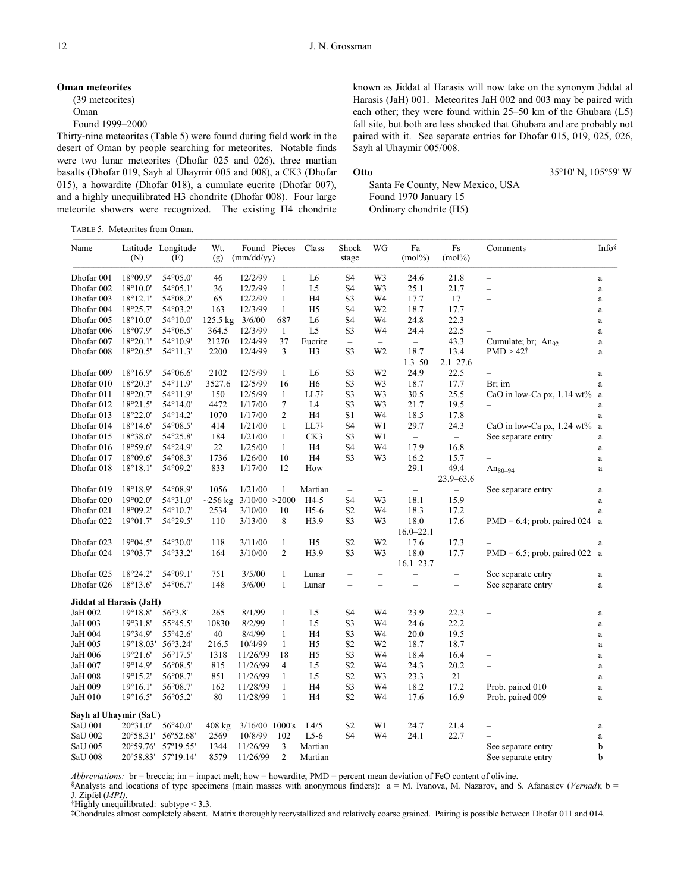**Oman meteorites**

(39 meteorites)
Oman
Found 1999–2000

Thirty-nine meteorites (Table 5) were found during field work in the desert of Oman by people searching for meteorites. Notable finds were two lunar meteorites (Dhofar 025 and 026), three martian basalts (Dhofar 019, Sayh al Uhaymir 005 and 008), a CK3 (Dhofar 015), a howardite (Dhofar 018), a cumulate eucrite (Dhofar 007), and a highly unequilibrated H3 chondrite (Dhofar 008). Four large meteorite showers were recognized. The existing H4 chondrite known as Jiddat al Harasis will now take on the synonym Jiddat al Harasis (JaH) 001. Meteorites JaH 002 and 003 may be paired with each other; they were found within 25–50 km of the Ghubara (L5) fall site, but both are less shocked that Ghubara and are probably not paired with it. See separate entries for Dhofar 015, 019, 025, 026, Sayh al Uhaymir 005/008.

**Otto** 35º10' N, 105º59' W

Santa Fe County, New Mexico, USA
Found 1970 January 15
Ordinary chondrite (H5)

TABLE 5. Meteorites from Oman.

| Name | Latitude (N) | Longitude (E) | Wt. (g) | Found (mm/dd/yy) | Pieces | Class | Shock stage | WG | Fa (mol%) | Fs (mol%) | Comments | Info§ |
|---|---|---|---|---|---|---|---|---|---|---|---|---|
| Dhofar 001 | 18°09.9' | 54°05.0' | 46 | 12/2/99 | 1 | L6 | S4 | W3 | 24.6 | 21.8 | – | a |
| Dhofar 002 | 18°10.0' | 54°05.1' | 36 | 12/2/99 | 1 | L5 | S4 | W3 | 25.1 | 21.7 | – | a |
| Dhofar 003 | 18°12.1' | 54°08.2' | 65 | 12/2/99 | 1 | H4 | S3 | W4 | 17.7 | 17 | – | a |
| Dhofar 004 | 18°25.7' | 54°03.2' | 163 | 12/3/99 | 1 | H5 | S4 | W2 | 18.7 | 17.7 | – | a |
| Dhofar 005 | 18°10.0' | 54°10.0' | 125.5 kg | 3/6/00 | 687 | L6 | S4 | W4 | 24.8 | 22.3 | – | a |
| Dhofar 006 | 18°07.9' | 54°06.5' | 364.5 | 12/3/99 | 1 | L5 | S3 | W4 | 24.4 | 22.5 | – | a |
| Dhofar 007 | 18°20.1' | 54°10.9' | 21270 | 12/4/99 | 37 | Eucrite | – | – | – | 43.3 | Cumulate; br; $An_{92}$ | a |
| Dhofar 008 | 18°20.5' | 54°11.3' | 2200 | 12/4/99 | 3 | H3 | S3 | W2 | 18.7<br>1.3–50 | 13.4<br>2.1–27.6 | PMD > 42† | a |
| Dhofar 009 | 18°16.9' | 54°06.6' | 2102 | 12/5/99 | 1 | L6 | S3 | W2 | 24.9 | 22.5 | – | a |
| Dhofar 010 | 18°20.3' | 54°11.9' | 3527.6 | 12/5/99 | 16 | H6 | S3 | W3 | 18.7 | 17.7 | Br; im | a |
| Dhofar 011 | 18°20.7' | 54°11.9' | 150 | 12/5/99 | 1 | LL7‡ | S3 | W3 | 30.5 | 25.5 | CaO in low-Ca px, 1.14 wt% | a |
| Dhofar 012 | 18°21.5' | 54°14.0' | 4472 | 1/17/00 | 7 | L4 | S3 | W3 | 21.7 | 19.5 | – | a |
| Dhofar 013 | 18°22.0' | 54°14.2' | 1070 | 1/17/00 | 2 | H4 | S1 | W4 | 18.5 | 17.8 | – | a |
| Dhofar 014 | 18°14.6' | 54°08.5' | 414 | 1/21/00 | 1 | LL7‡ | S4 | W1 | 29.7 | 24.3 | CaO in low-Ca px, 1.24 wt% | a |
| Dhofar 015 | 18°38.6' | 54°25.8' | 184 | 1/21/00 | 1 | CK3 | S3 | W1 | – | – | See separate entry | a |
| Dhofar 016 | 18°59.6' | 54°24.9' | 22 | 1/25/00 | 1 | H4 | S4 | W4 | 17.9 | 16.8 | – | a |
| Dhofar 017 | 18°09.6' | 54°08.3' | 1736 | 1/26/00 | 10 | H4 | S3 | W3 | 16.2 | 15.7 | – | a |
| Dhofar 018 | 18°18.1' | 54°09.2' | 833 | 1/17/00 | 12 | How | – | – | 29.1 | 49.4<br>23.9–63.6 | $An_{80–94}$ | a |
| Dhofar 019 | 18°18.9' | 54°08.9' | 1056 | 1/21/00 | 1 | Martian | – | – | – | – | See separate entry | a |
| Dhofar 020 | 19°02.0' | 54°31.0' | ~256 kg | 3/10/00 | >2000 | H4-5 | S4 | W3 | 18.1 | 15.9 | – | a |
| Dhofar 021 | 18°09.2' | 54°10.7' | 2534 | 3/10/00 | 10 | H5-6 | S2 | W4 | 18.3 | 17.2 | – | a |
| Dhofar 022 | 19°01.7' | 54°29.5' | 110 | 3/13/00 | 8 | H3.9 | S3 | W3 | 18.0<br>16.0–22.1 | 17.6 | PMD = 6.4; prob. paired 024 | a |
| Dhofar 023 | 19°04.5' | 54°30.0' | 118 | 3/11/00 | 1 | H5 | S2 | W2 | 17.6 | 17.3 | – | a |
| Dhofar 024 | 19°03.7' | 54°33.2' | 164 | 3/10/00 | 2 | H3.9 | S3 | W3 | 18.0<br>16.1–23.7 | 17.7 | PMD = 6.5; prob. paired 022 | a |
| Dhofar 025 | 18°24.2' | 54°09.1' | 751 | 3/5/00 | 1 | Lunar | – | – | – | – | See separate entry | a |
| Dhofar 026 | 18°13.6' | 54°06.7' | 148 | 3/6/00 | 1 | Lunar | – | – | – | – | See separate entry | a |
| **Jiddat al Harasis (JaH)** | | | | | | | | | | | | |
| JaH 002 | 19°18.8' | 56°3.8' | 265 | 8/1/99 | 1 | L5 | S4 | W4 | 23.9 | 22.3 | – | a |
| JaH 003 | 19°31.8' | 55°45.5' | 10830 | 8/2/99 | 1 | L5 | S3 | W4 | 24.6 | 22.2 | – | a |
| JaH 004 | 19°34.9' | 55°42.6' | 40 | 8/4/99 | 1 | H4 | S3 | W3 | 20.0 | 19.5 | – | a |
| JaH 005 | 19°18.03' | 56°3.24' | 216.5 | 10/4/99 | 1 | H5 | S2 | W2 | 18.7 | 18.7 | – | a |
| JaH 006 | 19°21.6' | 56°17.5' | 1318 | 11/26/99 | 18 | H5 | S3 | W4 | 18.4 | 16.4 | – | a |
| JaH 007 | 19°14.9' | 56°08.5' | 815 | 11/26/99 | 4 | L5 | S2 | W4 | 24.3 | 20.2 | – | a |
| JaH 008 | 19°15.2' | 56°08.7' | 851 | 11/26/99 | 1 | L5 | S2 | W3 | 23.3 | 21 | – | a |
| JaH 009 | 19°16.1' | 56°08.7' | 162 | 11/28/99 | 1 | H4 | S3 | W4 | 18.2 | 17.2 | Prob. paired 010 | a |
| JaH 010 | 19°16.5' | 56°05.2' | 80 | 11/28/99 | 1 | H4 | S2 | W4 | 17.6 | 16.9 | Prob. paired 009 | a |
| **Sayh al Uhaymir (SaU)** | | | | | | | | | | | | |
| SaU 001 | 20°31.0' | 56°40.0' | 408 kg | 3/16/00 | 1000's | L4/5 | S2 | W1 | 24.7 | 21.4 | – | a |
| SaU 002 | 20º58.31' | 56º52.68' | 2569 | 10/8/99 | 102 | L5-6 | S4 | W4 | 24.1 | 22.7 | – | a |
| SaU 005 | 20º59.76' | 57º19.55' | 1344 | 11/26/99 | 3 | Martian | – | – | – | – | See separate entry | b |
| SaU 008 | 20º58.83' | 57º19.14' | 8579 | 11/26/99 | 2 | Martian | – | – | – | – | See separate entry | b |

*Abbreviations:* br = breccia; im = impact melt; how = howardite; PMD = percent mean deviation of FeO content of olivine.
§Analysts and locations of type specimens (main masses with anonymous finders): a = M. Ivanova, M. Nazarov, and S. Afanasiev (*Vernad*); b = J. Zipfel (*MPI*).
†Highly unequilibrated: subtype < 3.3.
‡Chondrules almost completely absent. Matrix thoroughly recrystallized and relatively coarse grained. Pairing is possible between Dhofar 011 and 014.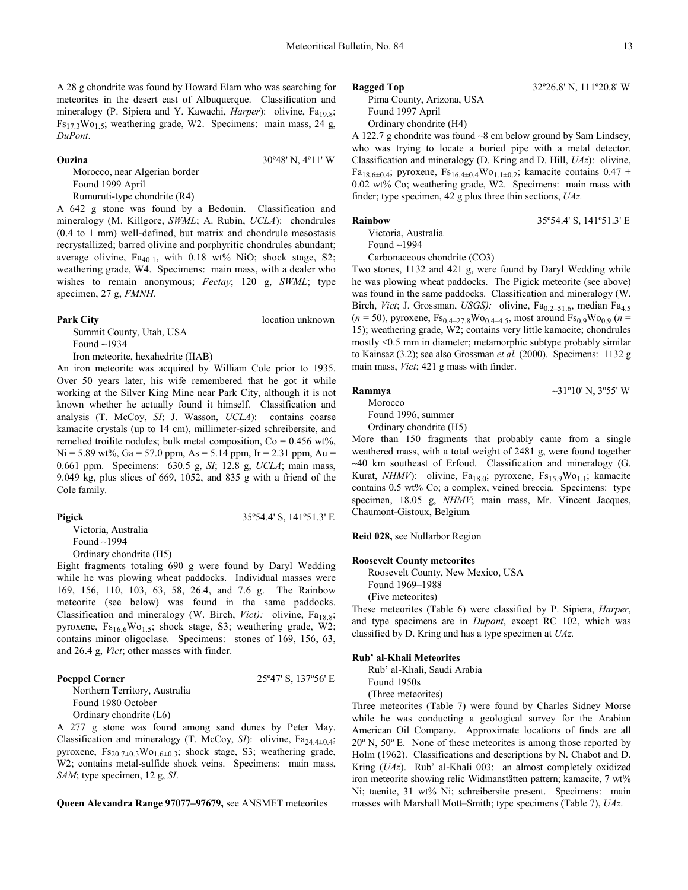A 28 g chondrite was found by Howard Elam who was searching for meteorites in the desert east of Albuquerque. Classification and mineralogy (P. Sipiera and Y. Kawachi, *Harper*): olivine, $Fa_{19.8}$; $Fs_{17.3}Wo_{1.5}$; weathering grade, W2. Specimens: main mass, 24 g, *DuPont*.

**Ouzina** 30º48' N, 4º11' W

Morocco, near Algerian border
Found 1999 April
Rumuruti-type chondrite (R4)

A 642 g stone was found by a Bedouin. Classification and mineralogy (M. Killgore, *SWML*; A. Rubin, *UCLA*): chondrules (0.4 to 1 mm) well-defined, but matrix and chondrule mesostasis recrystallized; barred olivine and porphyritic chondrules abundant; average olivine, $Fa_{40.1}$, with 0.18 wt% NiO; shock stage, S2; weathering grade, W4. Specimens: main mass, with a dealer who wishes to remain anonymous; *Fectay*; 120 g, *SWML*; type specimen, 27 g, *FMNH*.

**Park City** location unknown

Summit County, Utah, USA
Found ~1934
Iron meteorite, hexahedrite (IIAB)

An iron meteorite was acquired by William Cole prior to 1935. Over 50 years later, his wife remembered that he got it while working at the Silver King Mine near Park City, although it is not known whether he actually found it himself. Classification and analysis (T. McCoy, *SI*; J. Wasson, *UCLA*): contains coarse kamacite crystals (up to 14 cm), millimeter-sized schreibersite, and remelted troilite nodules; bulk metal composition, Co = 0.456 wt%, Ni = 5.89 wt%, Ga = 57.0 ppm, As = 5.14 ppm, Ir = 2.31 ppm, Au = 0.661 ppm. Specimens: 630.5 g, *SI*; 12.8 g, *UCLA*; main mass, 9.049 kg, plus slices of 669, 1052, and 835 g with a friend of the Cole family.

**Pigick** 35º54.4' S, 141º51.3' E

Victoria, Australia
Found ~1994
Ordinary chondrite (H5)

Eight fragments totaling 690 g were found by Daryl Wedding while he was plowing wheat paddocks. Individual masses were 169, 156, 110, 103, 63, 58, 26.4, and 7.6 g. The Rainbow meteorite (see below) was found in the same paddocks. Classification and mineralogy (W. Birch, *Vict)*: olivine, $Fa_{18.8}$; pyroxene, $Fs_{16.6}Wo_{1.5}$; shock stage, S3; weathering grade, W2; contains minor oligoclase. Specimens: stones of 169, 156, 63, and 26.4 g, *Vict*; other masses with finder.

**Poeppel Corner** 25º47' S, 137º56' E

Northern Territory, Australia
Found 1980 October
Ordinary chondrite (L6)

A 277 g stone was found among sand dunes by Peter May. Classification and mineralogy (T. McCoy, *SI*): olivine, $Fa_{24.4\pm0.4}$; pyroxene, $Fs_{20.7\pm0.3}Wo_{1.6\pm0.3}$; shock stage, S3; weathering grade, W2; contains metal-sulfide shock veins. Specimens: main mass, *SAM*; type specimen, 12 g, *SI*.

**Queen Alexandra Range 97077–97679,** see ANSMET meteorites

**Ragged Top** 32º26.8' N, 111º20.8' W

Pima County, Arizona, USA
Found 1997 April
Ordinary chondrite (H4)

A 122.7 g chondrite was found ~8 cm below ground by Sam Lindsey, who was trying to locate a buried pipe with a metal detector. Classification and mineralogy (D. Kring and D. Hill, *UAz*): olivine, $Fa_{18.6\pm0.4}$; pyroxene, $Fs_{16.4\pm0.4}Wo_{1.1\pm0.2}$; kamacite contains 0.47 ± 0.02 wt% Co; weathering grade, W2. Specimens: main mass with finder; type specimen, 42 g plus three thin sections, *UAz.*

**Rainbow** 35º54.4' S, 141º51.3' E

Victoria, Australia
Found ~1994
Carbonaceous chondrite (CO3)

Two stones, 1132 and 421 g, were found by Daryl Wedding while he was plowing wheat paddocks. The Pigick meteorite (see above) was found in the same paddocks. Classification and mineralogy (W. Birch, *Vict*; J. Grossman, *USGS)*: olivine, $Fa_{0.2–51.6}$, median $Fa_{4.5}$ ($n$ = 50), pyroxene, $Fs_{0.4–27.8}Wo_{0.4–4.5}$, most around $Fs_{0.9}Wo_{0.9}$ ($n$ = 15); weathering grade, W2; contains very little kamacite; chondrules mostly <0.5 mm in diameter; metamorphic subtype probably similar to Kainsaz (3.2); see also Grossman *et al.* (2000). Specimens: 1132 g main mass, *Vict*; 421 g mass with finder.

**Rammya** ~31º10' N, 3º55' W

Morocco
Found 1996, summer
Ordinary chondrite (H5)

More than 150 fragments that probably came from a single weathered mass, with a total weight of 2481 g, were found together ~40 km southeast of Erfoud. Classification and mineralogy (G. Kurat, *NHMV*): olivine, $Fa_{18.0}$; pyroxene, $Fs_{15.9}Wo_{1.1}$; kamacite contains 0.5 wt% Co; a complex, veined breccia. Specimens: type specimen, 18.05 g, *NHMV*; main mass, Mr. Vincent Jacques, Chaumont-Gistoux, Belgium*.*

**Reid 028,** see Nullarbor Region

**Roosevelt County meteorites**

Roosevelt County, New Mexico, USA
Found 1969–1988
(Five meteorites)

These meteorites (Table 6) were classified by P. Sipiera, *Harper*, and type specimens are in *Dupont*, except RC 102, which was classified by D. Kring and has a type specimen at *UAz.*

**Rub' al-Khali Meteorites**

Rub' al-Khali, Saudi Arabia
Found 1950s
(Three meteorites)

Three meteorites (Table 7) were found by Charles Sidney Morse while he was conducting a geological survey for the Arabian American Oil Company. Approximate locations of finds are all 20º N, 50º E. None of these meteorites is among those reported by Holm (1962). Classifications and descriptions by N. Chabot and D. Kring (*UAz*). Rub' al-Khali 003: an almost completely oxidized iron meteorite showing relic Widmanstätten pattern; kamacite, 7 wt% Ni; taenite, 31 wt% Ni; schreibersite present. Specimens: main masses with Marshall Mott–Smith; type specimens (Table 7), *UAz*.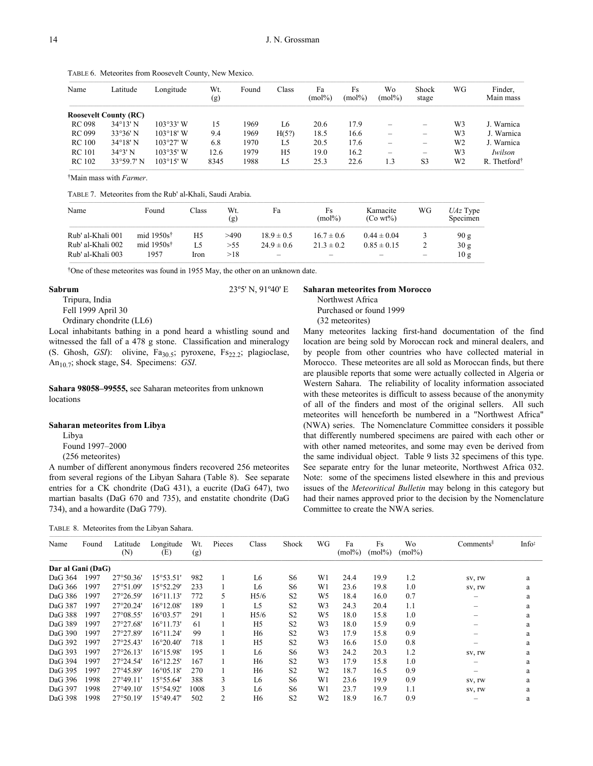TABLE 6. Meteorites from Roosevelt County, New Mexico.

| Name | Latitude | Longitude | Wt. (g) | Found | Class | Fa (mol%) | Fs (mol%) | Wo (mol%) | Shock stage | WG | Finder, Main mass |
|---|---|---|---|---|---|---|---|---|---|---|---|
| **Roosevelt County (RC)** | | | | | | | | | | | |
| RC 098 | 34°13' N | 103°33' W | 15 | 1969 | L6 | 20.6 | 17.9 | – | – | W3 | J. Warnica |
| RC 099 | 33°36' N | 103°18' W | 9.4 | 1969 | H(5?) | 18.5 | 16.6 | – | – | W3 | J. Warnica |
| RC 100 | 34°18' N | 103°27' W | 6.8 | 1970 | L5 | 20.5 | 17.6 | – | – | W2 | J. Warnica |
| RC 101 | 34°3' N | 103°35' W | 12.6 | 1979 | H5 | 19.0 | 16.2 | – | – | W3 | *Iwilson* |
| RC 102 | 33°59.7' N | 103°15' W | 8345 | 1988 | L5 | 25.3 | 22.6 | 1.3 | S3 | W2 | R. Thetford† |

†Main mass with *Farmer*.

TABLE 7. Meteorites from the Rub' al-Khali, Saudi Arabia.

| Name | Found | Class | Wt. (g) | Fa | Fs (mol%) | Kamacite (Co wt%) | WG | *UAz* Type Specimen |
|---|---|---|---|---|---|---|---|---|
| Rub' al-Khali 001 | mid 1950s† | H5 | >490 | 18.9 ± 0.5 | 16.7 ± 0.6 | 0.44 ± 0.04 | 3 | 90 g |
| Rub' al-Khali 002 | mid 1950s† | L5 | >55 | 24.9 ± 0.6 | 21.3 ± 0.2 | 0.85 ± 0.15 | 2 | 30 g |
| Rub' al-Khali 003 | 1957 | Iron | >18 | – | – | – | – | 10 g |

†One of these meteorites was found in 1955 May, the other on an unknown date.

**Sabrum** 23º5' N, 91º40' E

Tripura, India

Fell 1999 April 30

Ordinary chondrite (LL6)

Local inhabitants bathing in a pond heard a whistling sound and witnessed the fall of a 478 g stone. Classification and mineralogy (S. Ghosh, *GSI*): olivine, $Fa_{30.5}$; pyroxene, $Fs_{22.2}$; plagioclase, $An_{10.7}$; shock stage, S4. Specimens: *GSI*.

**Sahara 98058–99555,** see Saharan meteorites from unknown locations

**Saharan meteorites from Libya**

Libya

Found 1997–2000

(256 meteorites)

A number of different anonymous finders recovered 256 meteorites from several regions of the Libyan Sahara (Table 8). See separate entries for a CK chondrite (DaG 431), a eucrite (DaG 647), two martian basalts (DaG 670 and 735), and enstatite chondrite (DaG 734), and a howardite (DaG 779).

**Saharan meteorites from Morocco**

Northwest Africa

Purchased or found 1999

(32 meteorites)

Many meteorites lacking first-hand documentation of the find location are being sold by Moroccan rock and mineral dealers, and by people from other countries who have collected material in Morocco. These meteorites are all sold as Moroccan finds, but there are plausible reports that some were actually collected in Algeria or Western Sahara. The reliability of locality information associated with these meteorites is difficult to assess because of the anonymity of all of the finders and most of the original sellers. All such meteorites will henceforth be numbered in a "Northwest Africa" (NWA) series. The Nomenclature Committee considers it possible that differently numbered specimens are paired with each other or with other named meteorites, and some may even be derived from the same individual object. Table 9 lists 32 specimens of this type. See separate entry for the lunar meteorite, Northwest Africa 032. Note: some of the specimens listed elsewhere in this and previous issues of the *Meteoritical Bulletin* may belong in this category but had their names approved prior to the decision by the Nomenclature Committee to create the NWA series.

TABLE 8. Meteorites from the Libyan Sahara.

| Name | Found | Latitude (N) | Longitude (E) | Wt. (g) | Pieces | Class | Shock | WG | Fa (mol%) | Fs (mol%) | Wo (mol%) | Comments§ | Info‡ |
|---|---|---|---|---|---|---|---|---|---|---|---|---|---|
| **Dar al Gani (DaG)** | | | | | | | | | | | | | |
| DaG 364 | 1997 | 27°50.36' | 15°53.51' | 982 | 1 | L6 | S6 | W1 | 24.4 | 19.9 | 1.2 | sv, rw | a |
| DaG 366 | 1997 | 27°51.09' | 15°52.29' | 233 | 1 | L6 | S6 | W1 | 23.6 | 19.8 | 1.0 | sv, rw | a |
| DaG 386 | 1997 | 27°26.59' | 16°11.13' | 772 | 5 | H5/6 | S2 | W5 | 18.4 | 16.0 | 0.7 | – | a |
| DaG 387 | 1997 | 27°20.24' | 16°12.08' | 189 | 1 | L5 | S2 | W3 | 24.3 | 20.4 | 1.1 | – | a |
| DaG 388 | 1997 | 27°08.55' | 16°03.57' | 291 | 1 | H5/6 | S2 | W5 | 18.0 | 15.8 | 1.0 | – | a |
| DaG 389 | 1997 | 27°27.68' | 16°11.73' | 61 | 1 | H5 | S2 | W3 | 18.0 | 15.9 | 0.9 | – | a |
| DaG 390 | 1997 | 27°27.89' | 16°11.24' | 99 | 1 | H6 | S2 | W3 | 17.9 | 15.8 | 0.9 | – | a |
| DaG 392 | 1997 | 27°25.43' | 16°20.40' | 718 | 1 | H5 | S2 | W3 | 16.6 | 15.0 | 0.8 | – | a |
| DaG 393 | 1997 | 27°26.13' | 16°15.98' | 195 | 1 | L6 | S6 | W3 | 24.2 | 20.3 | 1.2 | sv, rw | a |
| DaG 394 | 1997 | 27°24.54' | 16°12.25' | 167 | 1 | H6 | S2 | W3 | 17.9 | 15.8 | 1.0 | – | a |
| DaG 395 | 1997 | 27°45.89' | 16°05.18' | 270 | 1 | H6 | S2 | W2 | 18.7 | 16.5 | 0.9 | – | a |
| DaG 396 | 1998 | 27°49.11' | 15°55.64' | 388 | 3 | L6 | S6 | W1 | 23.6 | 19.9 | 0.9 | sv, rw | a |
| DaG 397 | 1998 | 27°49.10' | 15°54.92' | 1008 | 3 | L6 | S6 | W1 | 23.7 | 19.9 | 1.1 | sv, rw | a |
| DaG 398 | 1998 | 27°50.19' | 15°49.47' | 502 | 2 | H6 | S2 | W2 | 18.9 | 16.7 | 0.9 | – | a |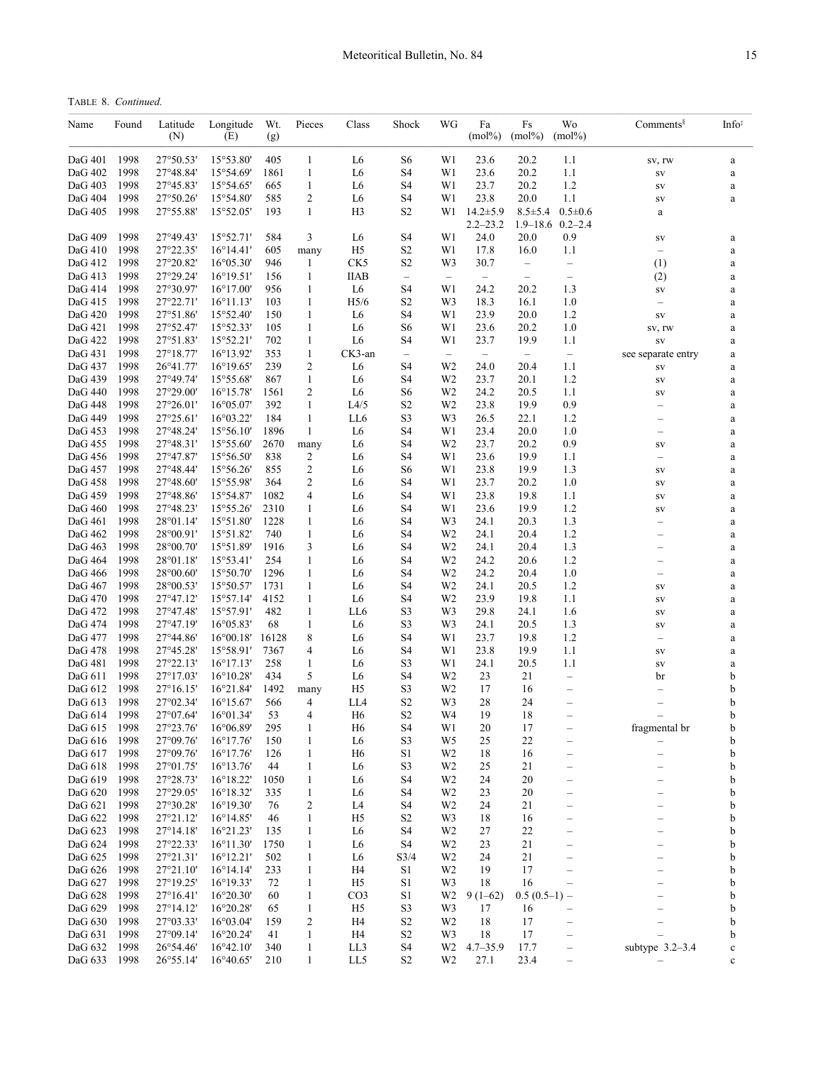TABLE 8. *Continued.*

| Name | Found | Latitude (N) | Longitude (E) | Wt. (g) | Pieces | Class | Shock | WG | Fa (mol%) | Fs (mol%) | Wo (mol%) | Comments§ | Info‡ |
|---|---|---|---|---|---|---|---|---|---|---|---|---|---|
| DaG 401 | 1998 | 27°50.53' | 15°53.80' | 405 | 1 | L6 | S6 | W1 | 23.6 | 20.2 | 1.1 | sv, rw | a |
| DaG 402 | 1998 | 27°48.84' | 15°54.69' | 1861 | 1 | L6 | S4 | W1 | 23.6 | 20.2 | 1.1 | sv | a |
| DaG 403 | 1998 | 27°45.83' | 15°54.65' | 665 | 1 | L6 | S4 | W1 | 23.7 | 20.2 | 1.2 | sv | a |
| DaG 404 | 1998 | 27°50.26' | 15°54.80' | 585 | 2 | L6 | S4 | W1 | 23.8 | 20.0 | 1.1 | sv | a |
| DaG 405 | 1998 | 27°55.88' | 15°52.05' | 193 | 1 | H3 | S2 | W1 | 14.2±5.9 2.2–23.2 | 8.5±5.4 1.9–18.6 | 0.5±0.6 0.2–2.4 | a | |
| DaG 409 | 1998 | 27°49.43' | 15°52.71' | 584 | 3 | L6 | S4 | W1 | 24.0 | 20.0 | 0.9 | sv | a |
| DaG 410 | 1998 | 27°22.35' | 16°14.41' | 605 | many | H5 | S2 | W1 | 17.8 | 16.0 | 1.1 | – | a |
| DaG 412 | 1998 | 27°20.82' | 16°05.30' | 946 | 1 | CK5 | S2 | W3 | 30.7 | – | – | (1) | a |
| DaG 413 | 1998 | 27°29.24' | 16°19.51' | 156 | 1 | IIAB | – | – | – | – | – | (2) | a |
| DaG 414 | 1998 | 27°30.97' | 16°17.00' | 956 | 1 | L6 | S4 | W1 | 24.2 | 20.2 | 1.3 | sv | a |
| DaG 415 | 1998 | 27°22.71' | 16°11.13' | 103 | 1 | H5/6 | S2 | W3 | 18.3 | 16.1 | 1.0 | – | a |
| DaG 420 | 1998 | 27°51.86' | 15°52.40' | 150 | 1 | L6 | S4 | W1 | 23.9 | 20.0 | 1.2 | sv | a |
| DaG 421 | 1998 | 27°52.47' | 15°52.33' | 105 | 1 | L6 | S6 | W1 | 23.6 | 20.2 | 1.0 | sv, rw | a |
| DaG 422 | 1998 | 27°51.83' | 15°52.21' | 702 | 1 | L6 | S4 | W1 | 23.7 | 19.9 | 1.1 | sv | a |
| DaG 431 | 1998 | 27°18.77' | 16°13.92' | 353 | 1 | CK3-an | – | – | – | – | – | see separate entry | a |
| DaG 437 | 1998 | 26°41.77' | 16°19.65' | 239 | 2 | L6 | S4 | W2 | 24.0 | 20.4 | 1.1 | sv | a |
| DaG 439 | 1998 | 27°49.74' | 15°55.68' | 867 | 1 | L6 | S4 | W2 | 23.7 | 20.1 | 1.2 | sv | a |
| DaG 440 | 1998 | 27°29.00' | 16°15.78' | 1561 | 2 | L6 | S6 | W2 | 24.2 | 20.5 | 1.1 | sv | a |
| DaG 448 | 1998 | 27°26.01' | 16°05.07' | 392 | 1 | L4/5 | S2 | W2 | 23.8 | 19.9 | 0.9 | – | a |
| DaG 449 | 1998 | 27°25.61' | 16°03.22' | 184 | 1 | LL6 | S3 | W3 | 26.5 | 22.1 | 1.2 | – | a |
| DaG 453 | 1998 | 27°48.24' | 15°56.10' | 1896 | 1 | L6 | S4 | W1 | 23.4 | 20.0 | 1.0 | – | a |
| DaG 455 | 1998 | 27°48.31' | 15°55.60' | 2670 | many | L6 | S4 | W2 | 23.7 | 20.2 | 0.9 | sv | a |
| DaG 456 | 1998 | 27°47.87' | 15°56.50' | 838 | 2 | L6 | S4 | W1 | 23.6 | 19.9 | 1.1 | – | a |
| DaG 457 | 1998 | 27°48.44' | 15°56.26' | 855 | 2 | L6 | S6 | W1 | 23.8 | 19.9 | 1.3 | sv | a |
| DaG 458 | 1998 | 27°48.60' | 15°55.98' | 364 | 2 | L6 | S4 | W1 | 23.7 | 20.2 | 1.0 | sv | a |
| DaG 459 | 1998 | 27°48.86' | 15°54.87' | 1082 | 4 | L6 | S4 | W1 | 23.8 | 19.8 | 1.1 | sv | a |
| DaG 460 | 1998 | 27°48.23' | 15°55.26' | 2310 | 1 | L6 | S4 | W1 | 23.6 | 19.9 | 1.2 | sv | a |
| DaG 461 | 1998 | 28°01.14' | 15°51.80' | 1228 | 1 | L6 | S4 | W3 | 24.1 | 20.3 | 1.3 | – | a |
| DaG 462 | 1998 | 28°00.91' | 15°51.82' | 740 | 1 | L6 | S4 | W2 | 24.1 | 20.4 | 1.2 | – | a |
| DaG 463 | 1998 | 28°00.70' | 15°51.89' | 1916 | 3 | L6 | S4 | W2 | 24.1 | 20.4 | 1.3 | – | a |
| DaG 464 | 1998 | 28°01.18' | 15°53.41' | 254 | 1 | L6 | S4 | W2 | 24.2 | 20.6 | 1.2 | – | a |
| DaG 466 | 1998 | 28°00.60' | 15°50.70' | 1296 | 1 | L6 | S4 | W2 | 24.2 | 20.4 | 1.0 | – | a |
| DaG 467 | 1998 | 28°00.53' | 15°50.57' | 1731 | 1 | L6 | S4 | W2 | 24.1 | 20.5 | 1.2 | sv | a |
| DaG 470 | 1998 | 27°47.12' | 15°57.14' | 4152 | 1 | L6 | S4 | W2 | 23.9 | 19.8 | 1.1 | sv | a |
| DaG 472 | 1998 | 27°47.48' | 15°57.91' | 482 | 1 | LL6 | S3 | W3 | 29.8 | 24.1 | 1.6 | sv | a |
| DaG 474 | 1998 | 27°47.19' | 16°05.83' | 68 | 1 | L6 | S3 | W3 | 24.1 | 20.5 | 1.3 | sv | a |
| DaG 477 | 1998 | 27°44.86' | 16°00.18' | 16128 | 8 | L6 | S4 | W1 | 23.7 | 19.8 | 1.2 | – | a |
| DaG 478 | 1998 | 27°45.28' | 15°58.91' | 7367 | 4 | L6 | S4 | W1 | 23.8 | 19.9 | 1.1 | sv | a |
| DaG 481 | 1998 | 27°22.13' | 16°17.13' | 258 | 1 | L6 | S3 | W1 | 24.1 | 20.5 | 1.1 | sv | a |
| DaG 611 | 1998 | 27°17.03' | 16°10.28' | 434 | 5 | L6 | S4 | W2 | 23 | 21 | – | br | b |
| DaG 612 | 1998 | 27°16.15' | 16°21.84' | 1492 | many | H5 | S3 | W2 | 17 | 16 | – | – | b |
| DaG 613 | 1998 | 27°02.34' | 16°15.67' | 566 | 4 | LL4 | S2 | W3 | 28 | 24 | – | – | b |
| DaG 614 | 1998 | 27°07.64' | 16°01.34' | 53 | 4 | H6 | S2 | W4 | 19 | 18 | – | – | b |
| DaG 615 | 1998 | 27°23.76' | 16°06.89' | 295 | 1 | H6 | S4 | W1 | 20 | 17 | – | fragmental br | b |
| DaG 616 | 1998 | 27°09.76' | 16°17.76' | 150 | 1 | L6 | S3 | W5 | 25 | 22 | – | – | b |
| DaG 617 | 1998 | 27°09.76' | 16°17.76' | 126 | 1 | H6 | S1 | W2 | 18 | 16 | – | – | b |
| DaG 618 | 1998 | 27°01.75' | 16°13.76' | 44 | 1 | L6 | S3 | W2 | 25 | 21 | – | – | b |
| DaG 619 | 1998 | 27°28.73' | 16°18.22' | 1050 | 1 | L6 | S4 | W2 | 24 | 20 | – | – | b |
| DaG 620 | 1998 | 27°29.05' | 16°18.32' | 335 | 1 | L6 | S4 | W2 | 23 | 20 | – | – | b |
| DaG 621 | 1998 | 27°30.28' | 16°19.30' | 76 | 2 | L4 | S4 | W2 | 24 | 21 | – | – | b |
| DaG 622 | 1998 | 27°21.12' | 16°14.85' | 46 | 1 | H5 | S2 | W3 | 18 | 16 | – | – | b |
| DaG 623 | 1998 | 27°14.18' | 16°21.23' | 135 | 1 | L6 | S4 | W2 | 27 | 22 | – | – | b |
| DaG 624 | 1998 | 27°22.33' | 16°11.30' | 1750 | 1 | L6 | S4 | W2 | 23 | 21 | – | – | b |
| DaG 625 | 1998 | 27°21.31' | 16°12.21' | 502 | 1 | L6 | S3/4 | W2 | 24 | 21 | – | – | b |
| DaG 626 | 1998 | 27°21.10' | 16°14.14' | 233 | 1 | H4 | S1 | W2 | 19 | 17 | – | – | b |
| DaG 627 | 1998 | 27°19.25' | 16°19.33' | 72 | 1 | H5 | S1 | W3 | 18 | 16 | – | – | b |
| DaG 628 | 1998 | 27°16.41' | 16°20.30' | 60 | 1 | CO3 | S1 | W2 | 9 (1–62) | 0.5 (0.5–1) | – | – | b |
| DaG 629 | 1998 | 27°14.12' | 16°20.28' | 65 | 1 | H5 | S3 | W3 | 17 | 16 | – | – | b |
| DaG 630 | 1998 | 27°03.33' | 16°03.04' | 159 | 2 | H4 | S2 | W2 | 18 | 17 | – | – | b |
| DaG 631 | 1998 | 27°09.14' | 16°20.24' | 41 | 1 | H4 | S2 | W3 | 18 | 17 | – | – | b |
| DaG 632 | 1998 | 26°54.46' | 16°42.10' | 340 | 1 | LL3 | S4 | W2 | 4.7–35.9 | 17.7 | – | subtype 3.2–3.4 | c |
| DaG 633 | 1998 | 26°55.14' | 16°40.65' | 210 | 1 | LL5 | S2 | W2 | 27.1 | 23.4 | – | – | c |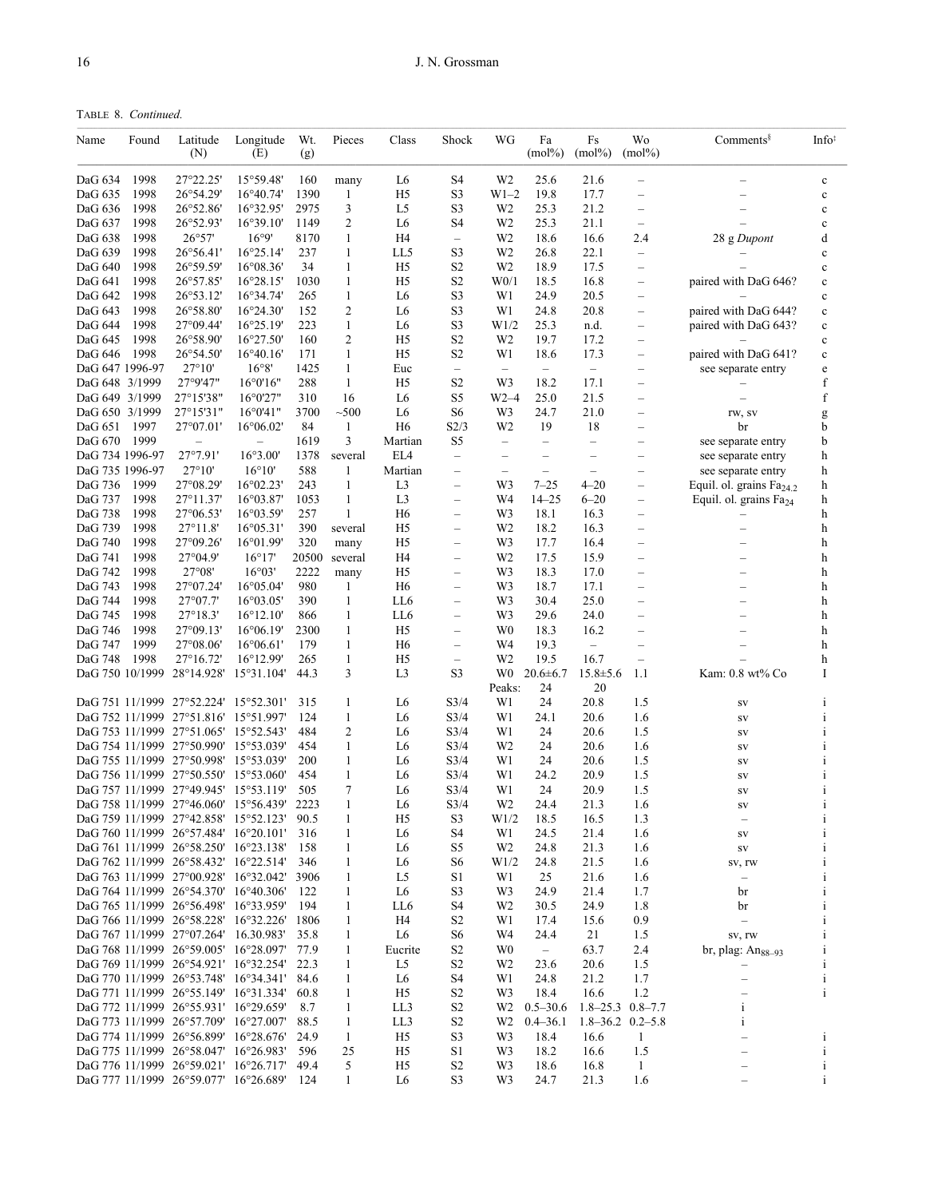TABLE 8. *Continued.*

| Name | Found | Latitude (N) | Longitude (E) | Wt. (g) | Pieces | Class | Shock | WG | Fa (mol%) | Fs (mol%) | Wo (mol%) | Comments§ | Info‡ |
|---|---|---|---|---|---|---|---|---|---|---|---|---|---|
| DaG 634 | 1998 | 27°22.25' | 15°59.48' | 160 | many | L6 | S4 | W2 | 25.6 | 21.6 | – | – | c |
| DaG 635 | 1998 | 26°54.29' | 16°40.74' | 1390 | 1 | H5 | S3 | W1–2 | 19.8 | 17.7 | – | – | c |
| DaG 636 | 1998 | 26°52.86' | 16°32.95' | 2975 | 3 | L5 | S3 | W2 | 25.3 | 21.2 | – | – | c |
| DaG 637 | 1998 | 26°52.93' | 16°39.10' | 1149 | 2 | L6 | S4 | W2 | 25.3 | 21.1 | – | – | c |
| DaG 638 | 1998 | 26°57' | 16°9' | 8170 | 1 | H4 | – | W2 | 18.6 | 16.6 | 2.4 | 28 g *Dupont* | d |
| DaG 639 | 1998 | 26°56.41' | 16°25.14' | 237 | 1 | LL5 | S3 | W2 | 26.8 | 22.1 | – | – | c |
| DaG 640 | 1998 | 26°59.59' | 16°08.36' | 34 | 1 | H5 | S2 | W2 | 18.9 | 17.5 | – | – | c |
| DaG 641 | 1998 | 26°57.85' | 16°28.15' | 1030 | 1 | H5 | S2 | W0/1 | 18.5 | 16.8 | – | paired with DaG 646? | c |
| DaG 642 | 1998 | 26°53.12' | 16°34.74' | 265 | 1 | L6 | S3 | W1 | 24.9 | 20.5 | – | – | c |
| DaG 643 | 1998 | 26°58.80' | 16°24.30' | 152 | 2 | L6 | S3 | W1 | 24.8 | 20.8 | – | paired with DaG 644? | c |
| DaG 644 | 1998 | 27°09.44' | 16°25.19' | 223 | 1 | L6 | S3 | W1/2 | 25.3 | n.d. | – | paired with DaG 643? | c |
| DaG 645 | 1998 | 26°58.90' | 16°27.50' | 160 | 2 | H5 | S2 | W2 | 19.7 | 17.2 | – | – | c |
| DaG 646 | 1998 | 26°54.50' | 16°40.16' | 171 | 1 | H5 | S2 | W1 | 18.6 | 17.3 | – | paired with DaG 641? | c |
| DaG 647 | 1996-97 | 27°10' | 16°8' | 1425 | 1 | Euc | – | – | – | – | – | see separate entry | e |
| DaG 648 | 3/1999 | 27°9'47" | 16°0'16" | 288 | 1 | H5 | S2 | W3 | 18.2 | 17.1 | – | – | f |
| DaG 649 | 3/1999 | 27°15'38" | 16°0'27" | 310 | 16 | L6 | S5 | W2–4 | 25.0 | 21.5 | – | – | f |
| DaG 650 | 3/1999 | 27°15'31" | 16°0'41" | 3700 | ~500 | L6 | S6 | W3 | 24.7 | 21.0 | – | rw, sv | g |
| DaG 651 | 1997 | 27°07.01' | 16°06.02' | 84 | 1 | H6 | S2/3 | W2 | 19 | 18 | – | br | b |
| DaG 670 | 1999 | – | – | 1619 | 3 | Martian | S5 | – | – | – | – | see separate entry | b |
| DaG 734 | 1996-97 | 27°7.91' | 16°3.00' | 1378 | several | EL4 | – | – | – | – | – | see separate entry | h |
| DaG 735 | 1996-97 | 27°10' | 16°10' | 588 | 1 | Martian | – | – | – | – | – | see separate entry | h |
| DaG 736 | 1999 | 27°08.29' | 16°02.23' | 243 | 1 | L3 | – | W3 | 7–25 | 4–20 | – | Equil. ol. grains $Fa_{24.2}$ | h |
| DaG 737 | 1998 | 27°11.37' | 16°03.87' | 1053 | 1 | L3 | – | W4 | 14–25 | 6–20 | – | Equil. ol. grains $Fa_{24}$ | h |
| DaG 738 | 1998 | 27°06.53' | 16°03.59' | 257 | 1 | H6 | – | W3 | 18.1 | 16.3 | – | – | h |
| DaG 739 | 1998 | 27°11.8' | 16°05.31' | 390 | several | H5 | – | W2 | 18.2 | 16.3 | – | – | h |
| DaG 740 | 1998 | 27°09.26' | 16°01.99' | 320 | many | H5 | – | W3 | 17.7 | 16.4 | – | – | h |
| DaG 741 | 1998 | 27°04.9' | 16°17' | 20500 | several | H4 | – | W2 | 17.5 | 15.9 | – | – | h |
| DaG 742 | 1998 | 27°08' | 16°03' | 2222 | many | H5 | – | W3 | 18.3 | 17.0 | – | – | h |
| DaG 743 | 1998 | 27°07.24' | 16°05.04' | 980 | 1 | H6 | – | W3 | 18.7 | 17.1 | – | – | h |
| DaG 744 | 1998 | 27°07.7' | 16°03.05' | 390 | 1 | LL6 | – | W3 | 30.4 | 25.0 | – | – | h |
| DaG 745 | 1998 | 27°18.3' | 16°12.10' | 866 | 1 | LL6 | – | W3 | 29.6 | 24.0 | – | – | h |
| DaG 746 | 1998 | 27°09.13' | 16°06.19' | 2300 | 1 | H5 | – | W0 | 18.3 | 16.2 | – | – | h |
| DaG 747 | 1999 | 27°08.06' | 16°06.61' | 179 | 1 | H6 | – | W4 | 19.3 | – | – | – | h |
| DaG 748 | 1998 | 27°16.72' | 16°12.99' | 265 | 1 | H5 | – | W2 | 19.5 | 16.7 | – | – | h |
| DaG 750 | 10/1999 | 28°14.928' | 15°31.104' | 44.3 | 3 | L3 | S3 | W0 | 20.6±6.7 | 15.8±5.6 | 1.1 | Kam: 0.8 wt% Co | I |
| | | | | | | | | Peaks: | 24 | 20 | | | |
| DaG 751 | 11/1999 | 27°52.224' | 15°52.301' | 315 | 1 | L6 | S3/4 | W1 | 24 | 20.8 | 1.5 | sv | i |
| DaG 752 | 11/1999 | 27°51.816' | 15°51.997' | 124 | 1 | L6 | S3/4 | W1 | 24.1 | 20.6 | 1.6 | sv | i |
| DaG 753 | 11/1999 | 27°51.065' | 15°52.543' | 484 | 2 | L6 | S3/4 | W1 | 24 | 20.6 | 1.5 | sv | i |
| DaG 754 | 11/1999 | 27°50.990' | 15°53.039' | 454 | 1 | L6 | S3/4 | W2 | 24 | 20.6 | 1.6 | sv | i |
| DaG 755 | 11/1999 | 27°50.998' | 15°53.039' | 200 | 1 | L6 | S3/4 | W1 | 24 | 20.6 | 1.5 | sv | i |
| DaG 756 | 11/1999 | 27°50.550' | 15°53.060' | 454 | 1 | L6 | S3/4 | W1 | 24.2 | 20.9 | 1.5 | sv | i |
| DaG 757 | 11/1999 | 27°49.945' | 15°53.119' | 505 | 7 | L6 | S3/4 | W1 | 24 | 20.9 | 1.5 | sv | i |
| DaG 758 | 11/1999 | 27°46.060' | 15°56.439' | 2223 | 1 | L6 | S3/4 | W2 | 24.4 | 21.3 | 1.6 | sv | i |
| DaG 759 | 11/1999 | 27°42.858' | 15°52.123' | 90.5 | 1 | H5 | S3 | W1/2 | 18.5 | 16.5 | 1.3 | – | i |
| DaG 760 | 11/1999 | 26°57.484' | 16°20.101' | 316 | 1 | L6 | S4 | W1 | 24.5 | 21.4 | 1.6 | sv | i |
| DaG 761 | 11/1999 | 26°58.250' | 16°23.138' | 158 | 1 | L6 | S5 | W2 | 24.8 | 21.3 | 1.6 | sv | i |
| DaG 762 | 11/1999 | 26°58.432' | 16°22.514' | 346 | 1 | L6 | S6 | W1/2 | 24.8 | 21.5 | 1.6 | sv, rw | i |
| DaG 763 | 11/1999 | 27°00.928' | 16°32.042' | 3906 | 1 | L5 | S1 | W1 | 25 | 21.6 | 1.6 | – | i |
| DaG 764 | 11/1999 | 26°54.370' | 16°40.306' | 122 | 1 | L6 | S3 | W3 | 24.9 | 21.4 | 1.7 | br | i |
| DaG 765 | 11/1999 | 26°56.498' | 16°33.959' | 194 | 1 | LL6 | S4 | W2 | 30.5 | 24.9 | 1.8 | br | i |
| DaG 766 | 11/1999 | 26°58.228' | 16°32.226' | 1806 | 1 | H4 | S2 | W1 | 17.4 | 15.6 | 0.9 | – | i |
| DaG 767 | 11/1999 | 27°07.264' | 16.30.983' | 35.8 | 1 | L6 | S6 | W4 | 24.4 | 21 | 1.5 | sv, rw | i |
| DaG 768 | 11/1999 | 26°59.005' | 16°28.097' | 77.9 | 1 | Eucrite | S2 | W0 | – | 63.7 | 2.4 | br, plag: $An_{88–93}$ | i |
| DaG 769 | 11/1999 | 26°54.921' | 16°32.254' | 22.3 | 1 | L5 | S2 | W2 | 23.6 | 20.6 | 1.5 | – | i |
| DaG 770 | 11/1999 | 26°53.748' | 16°34.341' | 84.6 | 1 | L6 | S4 | W1 | 24.8 | 21.2 | 1.7 | – | i |
| DaG 771 | 11/1999 | 26°55.149' | 16°31.334' | 60.8 | 1 | H5 | S2 | W3 | 18.4 | 16.6 | 1.2 | – | i |
| DaG 772 | 11/1999 | 26°55.931' | 16°29.659' | 8.7 | 1 | LL3 | S2 | W2 | 0.5–30.6 | 1.8–25.3 | 0.8–7.7 | i | |
| DaG 773 | 11/1999 | 26°57.709' | 16°27.007' | 88.5 | 1 | LL3 | S2 | W2 | 0.4–36.1 | 1.8–36.2 | 0.2–5.8 | i | |
| DaG 774 | 11/1999 | 26°56.899' | 16°28.676' | 24.9 | 1 | H5 | S3 | W3 | 18.4 | 16.6 | 1 | – | i |
| DaG 775 | 11/1999 | 26°58.047' | 16°26.983' | 596 | 25 | H5 | S1 | W3 | 18.2 | 16.6 | 1.5 | – | i |
| DaG 776 | 11/1999 | 26°59.021' | 16°26.717' | 49.4 | 5 | H5 | S2 | W3 | 18.6 | 16.8 | 1 | – | i |
| DaG 777 | 11/1999 | 26°59.077' | 16°26.689' | 124 | 1 | L6 | S3 | W3 | 24.7 | 21.3 | 1.6 | – | i |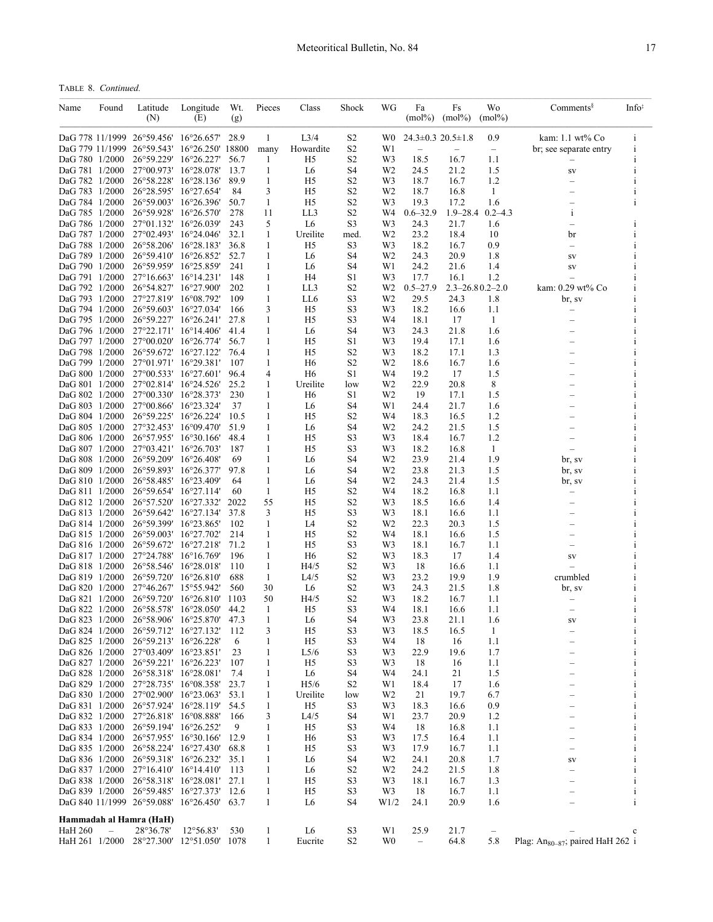TABLE 8. *Continued.*

| Name | Found | Latitude (N) | Longitude (E) | Wt. (g) | Pieces | Class | Shock | WG | Fa (mol%) | Fs (mol%) | Wo (mol%) | Comments§ | Info‡ |
|---|---|---|---|---|---|---|---|---|---|---|---|---|---|
| DaG 778 | 11/1999 | 26°59.456' | 16°26.657' | 28.9 | 1 | L3/4 | S2 | W0 | 24.3±0.3 | 20.5±1.8 | 0.9 | kam: 1.1 wt% Co | i |
| DaG 779 | 11/1999 | 26°59.543' | 16°26.250' | 18800 | many | Howardite | S2 | W1 | – | – | – | br; see separate entry | i |
| DaG 780 | 1/2000 | 26°59.229' | 16°26.227' | 56.7 | 1 | H5 | S2 | W3 | 18.5 | 16.7 | 1.1 | – | i |
| DaG 781 | 1/2000 | 27°00.973' | 16°28.078' | 13.7 | 1 | L6 | S4 | W2 | 24.5 | 21.2 | 1.5 | sv | i |
| DaG 782 | 1/2000 | 26°58.228' | 16°28.136' | 89.9 | 1 | H5 | S2 | W3 | 18.7 | 16.7 | 1.2 | – | i |
| DaG 783 | 1/2000 | 26°28.595' | 16°27.654' | 84 | 3 | H5 | S2 | W2 | 18.7 | 16.8 | 1 | – | i |
| DaG 784 | 1/2000 | 26°59.003' | 16°26.396' | 50.7 | 1 | H5 | S2 | W3 | 19.3 | 17.2 | 1.6 | – | i |
| DaG 785 | 1/2000 | 26°59.928' | 16°26.570' | 278 | 11 | LL3 | S2 | W4 | 0.6–32.9 | 1.9–28.4 | 0.2–4.3 | i | |
| DaG 786 | 1/2000 | 27°01.132' | 16°26.039' | 243 | 5 | L6 | S3 | W3 | 24.3 | 21.7 | 1.6 | – | i |
| DaG 787 | 1/2000 | 27°02.493' | 16°24.046' | 32.1 | 1 | Ureilite | med. | W2 | 23.2 | 18.4 | 10 | br | i |
| DaG 788 | 1/2000 | 26°58.206' | 16°28.183' | 36.8 | 1 | H5 | S3 | W3 | 18.2 | 16.7 | 0.9 | – | i |
| DaG 789 | 1/2000 | 26°59.410' | 16°26.852' | 52.7 | 1 | L6 | S4 | W2 | 24.3 | 20.9 | 1.8 | sv | i |
| DaG 790 | 1/2000 | 26°59.959' | 16°25.859' | 241 | 1 | L6 | S4 | W1 | 24.2 | 21.6 | 1.4 | sv | i |
| DaG 791 | 1/2000 | 27°16.663' | 16°14.231' | 148 | 1 | H4 | S1 | W3 | 17.7 | 16.1 | 1.2 | – | i |
| DaG 792 | 1/2000 | 26°54.827' | 16°27.900' | 202 | 1 | LL3 | S2 | W2 | 0.5–27.9 | 2.3–26.8 | 0.2–2.0 | kam: 0.29 wt% Co | i |
| DaG 793 | 1/2000 | 27°27.819' | 16°08.792' | 109 | 1 | LL6 | S3 | W2 | 29.5 | 24.3 | 1.8 | br, sv | i |
| DaG 794 | 1/2000 | 26°59.603' | 16°27.034' | 166 | 3 | H5 | S3 | W3 | 18.2 | 16.6 | 1.1 | – | i |
| DaG 795 | 1/2000 | 26°59.227' | 16°26.241' | 27.8 | 1 | H5 | S3 | W4 | 18.1 | 17 | 1 | – | i |
| DaG 796 | 1/2000 | 27°22.171' | 16°14.406' | 41.4 | 1 | L6 | S4 | W3 | 24.3 | 21.8 | 1.6 | – | i |
| DaG 797 | 1/2000 | 27°00.020' | 16°26.774' | 56.7 | 1 | H5 | S1 | W3 | 19.4 | 17.1 | 1.6 | – | i |
| DaG 798 | 1/2000 | 26°59.672' | 16°27.122' | 76.4 | 1 | H5 | S2 | W3 | 18.2 | 17.1 | 1.3 | – | i |
| DaG 799 | 1/2000 | 27°01.971' | 16°29.381' | 107 | 1 | H6 | S2 | W2 | 18.6 | 16.7 | 1.6 | – | i |
| DaG 800 | 1/2000 | 27°00.533' | 16°27.601' | 96.4 | 4 | H6 | S1 | W4 | 19.2 | 17 | 1.5 | – | i |
| DaG 801 | 1/2000 | 27°02.814' | 16°24.526' | 25.2 | 1 | Ureilite | low | W2 | 22.9 | 20.8 | 8 | – | i |
| DaG 802 | 1/2000 | 27°00.330' | 16°28.373' | 230 | 1 | H6 | S1 | W2 | 19 | 17.1 | 1.5 | – | i |
| DaG 803 | 1/2000 | 27°00.866' | 16°23.324' | 37 | 1 | L6 | S4 | W1 | 24.4 | 21.7 | 1.6 | – | i |
| DaG 804 | 1/2000 | 26°59.225' | 16°26.224' | 10.5 | 1 | H5 | S2 | W4 | 18.3 | 16.5 | 1.2 | – | i |
| DaG 805 | 1/2000 | 27°32.453' | 16°09.470' | 51.9 | 1 | L6 | S4 | W2 | 24.2 | 21.5 | 1.5 | – | i |
| DaG 806 | 1/2000 | 26°57.955' | 16°30.166' | 48.4 | 1 | H5 | S3 | W3 | 18.4 | 16.7 | 1.2 | – | i |
| DaG 807 | 1/2000 | 27°03.421' | 16°26.703' | 187 | 1 | H5 | S3 | W3 | 18.2 | 16.8 | 1 | – | i |
| DaG 808 | 1/2000 | 26°59.209' | 16°26.408' | 69 | 1 | L6 | S4 | W2 | 23.9 | 21.4 | 1.9 | br, sv | i |
| DaG 809 | 1/2000 | 26°59.893' | 16°26.377' | 97.8 | 1 | L6 | S4 | W2 | 23.8 | 21.3 | 1.5 | br, sv | i |
| DaG 810 | 1/2000 | 26°58.485' | 16°23.409' | 64 | 1 | L6 | S4 | W2 | 24.3 | 21.4 | 1.5 | br, sv | i |
| DaG 811 | 1/2000 | 26°59.654' | 16°27.114' | 60 | 1 | H5 | S2 | W4 | 18.2 | 16.8 | 1.1 | – | i |
| DaG 812 | 1/2000 | 26°57.520' | 16°27.332' | 2022 | 55 | H5 | S2 | W3 | 18.5 | 16.6 | 1.4 | – | i |
| DaG 813 | 1/2000 | 26°59.642' | 16°27.134' | 37.8 | 3 | H5 | S3 | W3 | 18.1 | 16.6 | 1.1 | – | i |
| DaG 814 | 1/2000 | 26°59.399' | 16°23.865' | 102 | 1 | L4 | S2 | W2 | 22.3 | 20.3 | 1.5 | – | i |
| DaG 815 | 1/2000 | 26°59.003' | 16°27.702' | 214 | 1 | H5 | S2 | W4 | 18.1 | 16.6 | 1.5 | – | i |
| DaG 816 | 1/2000 | 26°59.672' | 16°27.218' | 71.2 | 1 | H5 | S3 | W3 | 18.1 | 16.7 | 1.1 | – | i |
| DaG 817 | 1/2000 | 27°24.788' | 16°16.769' | 196 | 1 | H6 | S2 | W3 | 18.3 | 17 | 1.4 | sv | i |
| DaG 818 | 1/2000 | 26°58.546' | 16°28.018' | 110 | 1 | H4/5 | S2 | W3 | 18 | 16.6 | 1.1 | – | i |
| DaG 819 | 1/2000 | 26°59.720' | 16°26.810' | 688 | 1 | L4/5 | S2 | W3 | 23.2 | 19.9 | 1.9 | crumbled | i |
| DaG 820 | 1/2000 | 27°46.267' | 15°55.942' | 560 | 30 | L6 | S2 | W3 | 24.3 | 21.5 | 1.8 | br, sv | i |
| DaG 821 | 1/2000 | 26°59.720' | 16°26.810' | 1103 | 50 | H4/5 | S2 | W3 | 18.2 | 16.7 | 1.1 | – | i |
| DaG 822 | 1/2000 | 26°58.578' | 16°28.050' | 44.2 | 1 | H5 | S2 | W4 | 18.1 | 16.6 | 1.1 | – | i |
| DaG 823 | 1/2000 | 26°58.906' | 16°25.870' | 47.3 | 1 | L6 | S4 | W3 | 23.8 | 21.1 | 1.6 | sv | i |
| DaG 824 | 1/2000 | 26°59.712' | 16°27.132' | 112 | 3 | H5 | S3 | W3 | 18.5 | 16.5 | 1 | – | i |
| DaG 825 | 1/2000 | 26°59.213' | 16°26.228' | 6 | 1 | H5 | S3 | W4 | 18 | 16 | 1.1 | – | i |
| DaG 826 | 1/2000 | 27°03.409' | 16°23.851' | 23 | 1 | L5/6 | S3 | W3 | 22.9 | 19.6 | 1.7 | – | i |
| DaG 827 | 1/2000 | 26°59.221' | 16°26.223' | 107 | 1 | H5 | S3 | W3 | 18 | 16 | 1.1 | – | i |
| DaG 828 | 1/2000 | 26°58.318' | 16°28.081' | 7.4 | 1 | L6 | S4 | W4 | 24.1 | 21 | 1.5 | – | i |
| DaG 829 | 1/2000 | 27°28.735' | 16°08.358' | 23.7 | 1 | H5/6 | S2 | W1 | 18.4 | 17 | 1.6 | – | i |
| DaG 830 | 1/2000 | 27°02.900' | 16°23.063' | 53.1 | 1 | Ureilite | low | W2 | 21 | 19.7 | 6.7 | – | i |
| DaG 831 | 1/2000 | 26°57.924' | 16°28.119' | 54.5 | 1 | H5 | S3 | W3 | 18.3 | 16.6 | 0.9 | – | i |
| DaG 832 | 1/2000 | 27°26.818' | 16°08.888' | 166 | 3 | L4/5 | S4 | W1 | 23.7 | 20.9 | 1.2 | – | i |
| DaG 833 | 1/2000 | 26°59.194' | 16°26.252' | 9 | 1 | H5 | S3 | W4 | 18 | 16.8 | 1.1 | – | i |
| DaG 834 | 1/2000 | 26°57.955' | 16°30.166' | 12.9 | 1 | H6 | S3 | W3 | 17.5 | 16.4 | 1.1 | – | i |
| DaG 835 | 1/2000 | 26°58.224' | 16°27.430' | 68.8 | 1 | H5 | S3 | W3 | 17.9 | 16.7 | 1.1 | – | i |
| DaG 836 | 1/2000 | 26°59.318' | 16°26.232' | 35.1 | 1 | L6 | S4 | W2 | 24.1 | 20.8 | 1.7 | sv | i |
| DaG 837 | 1/2000 | 27°16.410' | 16°14.410' | 113 | 1 | L6 | S2 | W2 | 24.2 | 21.5 | 1.8 | – | i |
| DaG 838 | 1/2000 | 26°58.318' | 16°28.081' | 27.1 | 1 | H5 | S3 | W3 | 18.1 | 16.7 | 1.3 | – | i |
| DaG 839 | 1/2000 | 26°59.485' | 16°27.373' | 12.6 | 1 | H5 | S3 | W3 | 18 | 16.7 | 1.1 | – | i |
| DaG 840 | 11/1999 | 26°59.088' | 16°26.450' | 63.7 | 1 | L6 | S4 | W1/2 | 24.1 | 20.9 | 1.6 | – | i |
| **Hammadah al Hamra (HaH)** | | | | | | | | | | | | | |
| HaH 260 | – | 28°36.78' | 12°56.83' | 530 | 1 | L6 | S3 | W1 | 25.9 | 21.7 | – | – | c |
| HaH 261 | 1/2000 | 28°27.300' | 12°51.050' | 1078 | 1 | Eucrite | S2 | W0 | – | 64.8 | 5.8 | Plag: $An_{80–87}$; paired HaH 262 | i |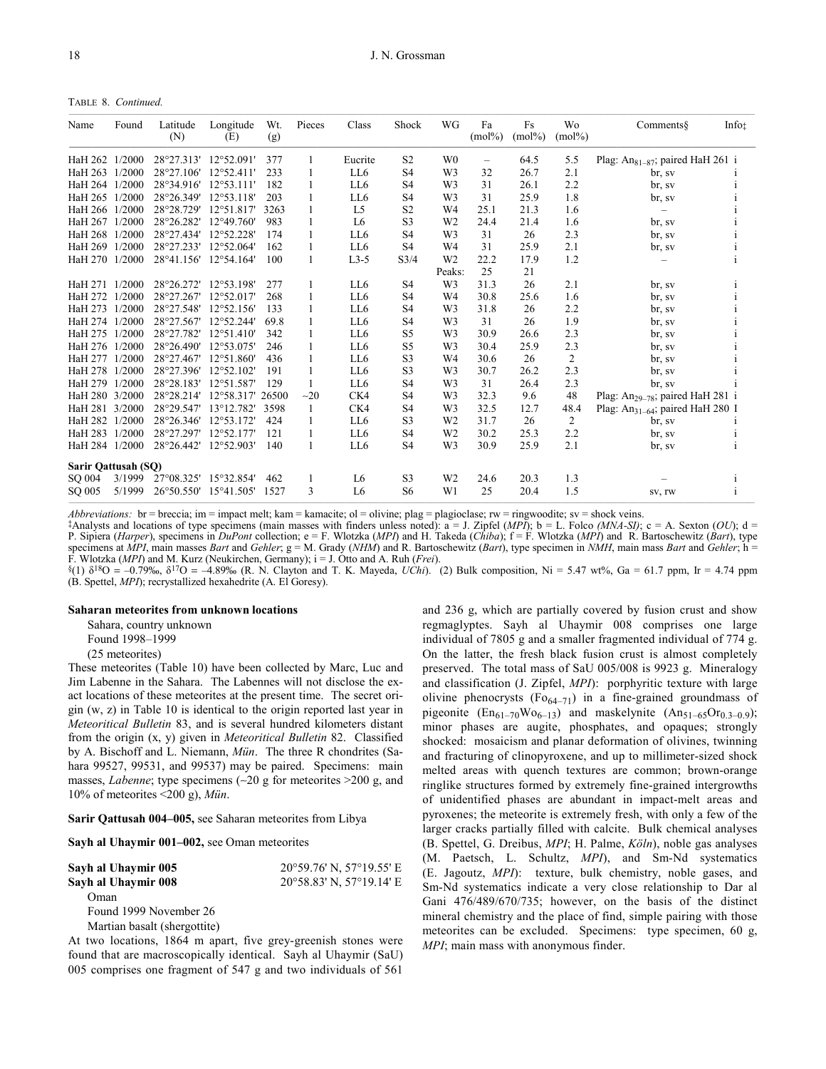TABLE 8. *Continued.*

| Name | Found | Latitude (N) | Longitude (E) | Wt. (g) | Pieces | Class | Shock | WG | Fa (mol%) | Fs (mol%) | Wo (mol%) | Comments§ | Info‡ |
|---|---|---|---|---|---|---|---|---|---|---|---|---|---|
| HaH 262 | 1/2000 | 28°27.313' | 12°52.091' | 377 | 1 | Eucrite | S2 | W0 | – | 64.5 | 5.5 | Plag: $An_{81-87}$; paired HaH 261 | i |
| HaH 263 | 1/2000 | 28°27.106' | 12°52.411' | 233 | 1 | LL6 | S4 | W3 | 32 | 26.7 | 2.1 | br, sv | i |
| HaH 264 | 1/2000 | 28°34.916' | 12°53.111' | 182 | 1 | LL6 | S4 | W3 | 31 | 26.1 | 2.2 | br, sv | i |
| HaH 265 | 1/2000 | 28°26.349' | 12°53.118' | 203 | 1 | LL6 | S4 | W3 | 31 | 25.9 | 1.8 | br, sv | i |
| HaH 266 | 1/2000 | 28°28.729' | 12°51.817' | 3263 | 1 | L5 | S2 | W4 | 25.1 | 21.3 | 1.6 | – | i |
| HaH 267 | 1/2000 | 28°26.282' | 12°49.760' | 983 | 1 | L6 | S3 | W2 | 24.4 | 21.4 | 1.6 | br, sv | i |
| HaH 268 | 1/2000 | 28°27.434' | 12°52.228' | 174 | 1 | LL6 | S4 | W3 | 31 | 26 | 2.3 | br, sv | i |
| HaH 269 | 1/2000 | 28°27.233' | 12°52.064' | 162 | 1 | LL6 | S4 | W4 | 31 | 25.9 | 2.1 | br, sv | i |
| HaH 270 | 1/2000 | 28°41.156' | 12°54.164' | 100 | 1 | L3-5 | S3/4 | W2 | 22.2 | 17.9 | 1.2 | – | i |
| | | | | | | | | Peaks: | 25 | 21 | | | |
| HaH 271 | 1/2000 | 28°26.272' | 12°53.198' | 277 | 1 | LL6 | S4 | W3 | 31.3 | 26 | 2.1 | br, sv | i |
| HaH 272 | 1/2000 | 28°27.267' | 12°52.017' | 268 | 1 | LL6 | S4 | W4 | 30.8 | 25.6 | 1.6 | br, sv | i |
| HaH 273 | 1/2000 | 28°27.548' | 12°52.156' | 133 | 1 | LL6 | S4 | W3 | 31.8 | 26 | 2.2 | br, sv | i |
| HaH 274 | 1/2000 | 28°27.567' | 12°52.244' | 69.8 | 1 | LL6 | S4 | W3 | 31 | 26 | 1.9 | br, sv | i |
| HaH 275 | 1/2000 | 28°27.782' | 12°51.410' | 342 | 1 | LL6 | S5 | W3 | 30.9 | 26.6 | 2.3 | br, sv | i |
| HaH 276 | 1/2000 | 28°26.490' | 12°53.075' | 246 | 1 | LL6 | S5 | W3 | 30.4 | 25.9 | 2.3 | br, sv | i |
| HaH 277 | 1/2000 | 28°27.467' | 12°51.860' | 436 | 1 | LL6 | S3 | W4 | 30.6 | 26 | 2 | br, sv | i |
| HaH 278 | 1/2000 | 28°27.396' | 12°52.102' | 191 | 1 | LL6 | S3 | W3 | 30.7 | 26.2 | 2.3 | br, sv | i |
| HaH 279 | 1/2000 | 28°28.183' | 12°51.587' | 129 | 1 | LL6 | S4 | W3 | 31 | 26.4 | 2.3 | br, sv | i |
| HaH 280 | 3/2000 | 28°28.214' | 12°58.317' | 26500 | ~20 | CK4 | S4 | W3 | 32.3 | 9.6 | 48 | Plag: $An_{29-78}$; paired HaH 281 | i |
| HaH 281 | 3/2000 | 28°29.547' | 13°12.782' | 3598 | 1 | CK4 | S4 | W3 | 32.5 | 12.7 | 48.4 | Plag: $An_{31-64}$; paired HaH 280 | I |
| HaH 282 | 1/2000 | 28°26.346' | 12°53.172' | 424 | 1 | LL6 | S3 | W2 | 31.7 | 26 | 2 | br, sv | i |
| HaH 283 | 1/2000 | 28°27.297' | 12°52.177' | 121 | 1 | LL6 | S4 | W2 | 30.2 | 25.3 | 2.2 | br, sv | i |
| HaH 284 | 1/2000 | 28°26.442' | 12°52.903' | 140 | 1 | LL6 | S4 | W3 | 30.9 | 25.9 | 2.1 | br, sv | i |
| **Sarir Qattusah (SQ)** | | | | | | | | | | | | | |
| SQ 004 | 3/1999 | 27°08.325' | 15°32.854' | 462 | 1 | L6 | S3 | W2 | 24.6 | 20.3 | 1.3 | – | i |
| SQ 005 | 5/1999 | 26°50.550' | 15°41.505' | 1527 | 3 | L6 | S6 | W1 | 25 | 20.4 | 1.5 | sv, rw | i |

*Abbreviations:* br = breccia; im = impact melt; kam = kamacite; ol = olivine; plag = plagioclase; rw = ringwoodite; sv = shock veins.
‡Analysts and locations of type specimens (main masses with finders unless noted): a = J. Zipfel (*MPI*); b = L. Folco *(MNA-SI)*; c = A. Sexton (*OU*); d = P. Sipiera (*Harper*), specimens in *DuPont* collection; e = F. Wlotzka (*MPI*) and H. Takeda (*Chiba*); f = F. Wlotzka (*MPI*) and R. Bartoschewitz (*Bart*), type specimens at *MPI*, main masses *Bart* and *Gehler*; g = M. Grady (*NHM*) and R. Bartoschewitz (*Bart*), type specimen in *NMH*, main mass *Bart* and *Gehler*; h = F. Wlotzka (*MPI*) and M. Kurz (Neukirchen, Germany); i = J. Otto and A. Ruh (*Frei*).
§(1) $\delta^{18}O$ = –0.79‰, $\delta^{17}O$ = –4.89‰ (R. N. Clayton and T. K. Mayeda, *UChi*). (2) Bulk composition, Ni = 5.47 wt%, Ga = 61.7 ppm, Ir = 4.74 ppm (B. Spettel, *MPI*); recrystallized hexahedrite (A. El Goresy).

**Saharan meteorites from unknown locations**

Sahara, country unknown
Found 1998–1999
(25 meteorites)

These meteorites (Table 10) have been collected by Marc, Luc and Jim Labenne in the Sahara. The Labennes will not disclose the exact locations of these meteorites at the present time. The secret origin (w, z) in Table 10 is identical to the origin reported last year in *Meteoritical Bulletin* 83, and is several hundred kilometers distant from the origin (x, y) given in *Meteoritical Bulletin* 82. Classified by A. Bischoff and L. Niemann, *Mün*. The three R chondrites (Sahara 99527, 99531, and 99537) may be paired. Specimens: main masses, *Labenne*; type specimens (~20 g for meteorites >200 g, and 10% of meteorites <200 g), *Mün*.

**Sarir Qattusah 004–005,** see Saharan meteorites from Libya

**Sayh al Uhaymir 001–002,** see Oman meteorites

**Sayh al Uhaymir 005** — 20°59.76' N, 57°19.55' E
**Sayh al Uhaymir 008** — 20°58.83' N, 57°19.14' E

Oman
Found 1999 November 26
Martian basalt (shergottite)

At two locations, 1864 m apart, five grey-greenish stones were found that are macroscopically identical. Sayh al Uhaymir (SaU) 005 comprises one fragment of 547 g and two individuals of 561 and 236 g, which are partially covered by fusion crust and show regmaglyptes. Sayh al Uhaymir 008 comprises one large individual of 7805 g and a smaller fragmented individual of 774 g. On the latter, the fresh black fusion crust is almost completely preserved. The total mass of SaU 005/008 is 9923 g. Mineralogy and classification (J. Zipfel, *MPI*): porphyritic texture with large olivine phenocrysts ($Fo_{64-71}$) in a fine-grained groundmass of pigeonite ($En_{61-70}Wo_{6-13}$) and maskelynite ($An_{51-65}Or_{0.3-0.9}$); minor phases are augite, phosphates, and opaques; strongly shocked: mosaicism and planar deformation of olivines, twinning and fracturing of clinopyroxene, and up to millimeter-sized shock melted areas with quench textures are common; brown-orange ringlike structures formed by extremely fine-grained intergrowths of unidentified phases are abundant in impact-melt areas and pyroxenes; the meteorite is extremely fresh, with only a few of the larger cracks partially filled with calcite. Bulk chemical analyses (B. Spettel, G. Dreibus, *MPI*; H. Palme, *Köln*), noble gas analyses (M. Paetsch, L. Schultz, *MPI*), and Sm-Nd systematics (E. Jagoutz, *MPI*): texture, bulk chemistry, noble gases, and Sm-Nd systematics indicate a very close relationship to Dar al Gani 476/489/670/735; however, on the basis of the distinct mineral chemistry and the place of find, simple pairing with those meteorites can be excluded. Specimens: type specimen, 60 g, *MPI*; main mass with anonymous finder.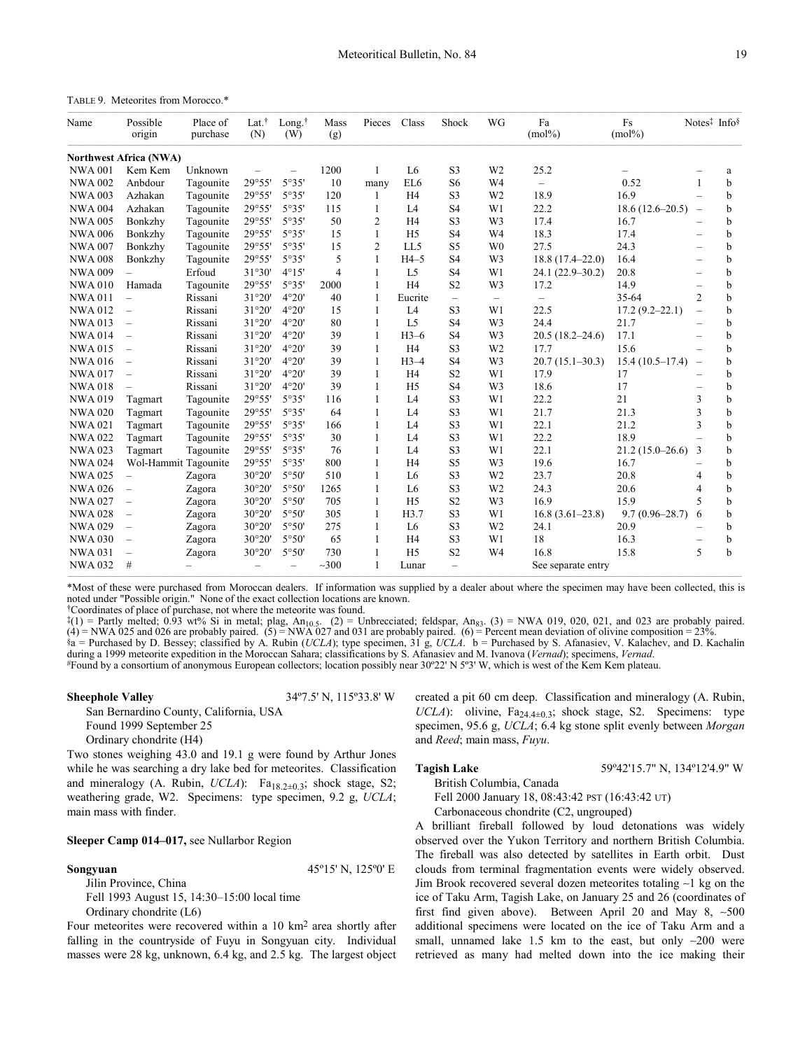TABLE 9. Meteorites from Morocco.*

| Name | Possible origin | Place of purchase | Lat.† (N) | Long.† (W) | Mass (g) | Pieces | Class | Shock | WG | Fa (mol%) | Fs (mol%) | Notes‡ | Info§ |
|---|---|---|---|---|---|---|---|---|---|---|---|---|---|
| **Northwest Africa (NWA)** | | | | | | | | | | | | | |
| NWA 001 | Kem Kem | Unknown | – | – | 1200 | 1 | L6 | S3 | W2 | 25.2 | – | – | a |
| NWA 002 | Anbdour | Tagounite | 29°55' | 5°35' | 10 | many | EL6 | S6 | W4 | – | 0.52 | 1 | b |
| NWA 003 | Azhakan | Tagounite | 29°55' | 5°35' | 120 | 1 | H4 | S3 | W2 | 18.9 | 16.9 | – | b |
| NWA 004 | Azhakan | Tagounite | 29°55' | 5°35' | 115 | 1 | L4 | S4 | W1 | 22.2 | 18.6 (12.6–20.5) | – | b |
| NWA 005 | Bonkzhy | Tagounite | 29°55' | 5°35' | 50 | 2 | H4 | S3 | W3 | 17.4 | 16.7 | – | b |
| NWA 006 | Bonkzhy | Tagounite | 29°55' | 5°35' | 15 | 1 | H5 | S4 | W4 | 18.3 | 17.4 | – | b |
| NWA 007 | Bonkzhy | Tagounite | 29°55' | 5°35' | 15 | 2 | LL5 | S5 | W0 | 27.5 | 24.3 | – | b |
| NWA 008 | Bonkzhy | Tagounite | 29°55' | 5°35' | 5 | 1 | H4–5 | S4 | W3 | 18.8 (17.4–22.0) | 16.4 | – | b |
| NWA 009 | – | Erfoud | 31°30' | 4°15' | 4 | 1 | L5 | S4 | W1 | 24.1 (22.9–30.2) | 20.8 | – | b |
| NWA 010 | Hamada | Tagounite | 29°55' | 5°35' | 2000 | 1 | H4 | S2 | W3 | 17.2 | 14.9 | – | b |
| NWA 011 | – | Rissani | 31°20' | 4°20' | 40 | 1 | Eucrite | – | – | – | 35-64 | 2 | b |
| NWA 012 | – | Rissani | 31°20' | 4°20' | 15 | 1 | L4 | S3 | W1 | 22.5 | 17.2 (9.2–22.1) | – | b |
| NWA 013 | – | Rissani | 31°20' | 4°20' | 80 | 1 | L5 | S4 | W3 | 24.4 | 21.7 | – | b |
| NWA 014 | – | Rissani | 31°20' | 4°20' | 39 | 1 | H3–6 | S4 | W3 | 20.5 (18.2–24.6) | 17.1 | – | b |
| NWA 015 | – | Rissani | 31°20' | 4°20' | 39 | 1 | H4 | S3 | W2 | 17.7 | 15.6 | – | b |
| NWA 016 | – | Rissani | 31°20' | 4°20' | 39 | 1 | H3–4 | S4 | W3 | 20.7 (15.1–30.3) | 15.4 (10.5–17.4) | – | b |
| NWA 017 | – | Rissani | 31°20' | 4°20' | 39 | 1 | H4 | S2 | W1 | 17.9 | 17 | – | b |
| NWA 018 | – | Rissani | 31°20' | 4°20' | 39 | 1 | H5 | S4 | W3 | 18.6 | 17 | – | b |
| NWA 019 | Tagmart | Tagounite | 29°55' | 5°35' | 116 | 1 | L4 | S3 | W1 | 22.2 | 21 | 3 | b |
| NWA 020 | Tagmart | Tagounite | 29°55' | 5°35' | 64 | 1 | L4 | S3 | W1 | 21.7 | 21.3 | 3 | b |
| NWA 021 | Tagmart | Tagounite | 29°55' | 5°35' | 166 | 1 | L4 | S3 | W1 | 22.1 | 21.2 | 3 | b |
| NWA 022 | Tagmart | Tagounite | 29°55' | 5°35' | 30 | 1 | L4 | S3 | W1 | 22.2 | 18.9 | – | b |
| NWA 023 | Tagmart | Tagounite | 29°55' | 5°35' | 76 | 1 | L4 | S3 | W1 | 22.1 | 21.2 (15.0–26.6) | 3 | b |
| NWA 024 | Wol-Hammit | Tagounite | 29°55' | 5°35' | 800 | 1 | H4 | S5 | W3 | 19.6 | 16.7 | – | b |
| NWA 025 | – | Zagora | 30°20' | 5°50' | 510 | 1 | L6 | S3 | W2 | 23.7 | 20.8 | 4 | b |
| NWA 026 | – | Zagora | 30°20' | 5°50' | 1265 | 1 | L6 | S3 | W2 | 24.3 | 20.6 | 4 | b |
| NWA 027 | – | Zagora | 30°20' | 5°50' | 705 | 1 | H5 | S2 | W3 | 16.9 | 15.9 | 5 | b |
| NWA 028 | – | Zagora | 30°20' | 5°50' | 305 | 1 | H3.7 | S3 | W1 | 16.8 (3.61–23.8) | 9.7 (0.96–28.7) | 6 | b |
| NWA 029 | – | Zagora | 30°20' | 5°50' | 275 | 1 | L6 | S3 | W2 | 24.1 | 20.9 | – | b |
| NWA 030 | – | Zagora | 30°20' | 5°50' | 65 | 1 | H4 | S3 | W1 | 18 | 16.3 | – | b |
| NWA 031 | – | Zagora | 30°20' | 5°50' | 730 | 1 | H5 | S2 | W4 | 16.8 | 15.8 | 5 | b |
| NWA 032 | # | – | – | – | ~300 | 1 | Lunar | – | | See separate entry | | | |

*Most of these were purchased from Moroccan dealers. If information was supplied by a dealer about where the specimen may have been collected, this is noted under "Possible origin." None of the exact collection locations are known.

†Coordinates of place of purchase, not where the meteorite was found.

‡(1) = Partly melted; 0.93 wt% Si in metal; plag, $An_{10.5}$. (2) = Unbrecciated; feldspar, $An_{83}$. (3) = NWA 019, 020, 021, and 023 are probably paired. (4) = NWA 025 and 026 are probably paired. (5) = NWA 027 and 031 are probably paired. (6) = Percent mean deviation of olivine composition = 23%.

§a = Purchased by D. Bessey; classified by A. Rubin (*UCLA*); type specimen, 31 g, *UCLA*. b = Purchased by S. Afanasiev, V. Kalachev, and D. Kachalin during a 1999 meteorite expedition in the Moroccan Sahara; classifications by S. Afanasiev and M. Ivanova (*Vernad*); specimens, *Vernad*.

#Found by a consortium of anonymous European collectors; location possibly near 30º22' N 5º3' W, which is west of the Kem Kem plateau.

**Sheephole Valley** 34º7.5' N, 115º33.8' W

San Bernardino County, California, USA

Found 1999 September 25

Ordinary chondrite (H4)

Two stones weighing 43.0 and 19.1 g were found by Arthur Jones while he was searching a dry lake bed for meteorites. Classification and mineralogy (A. Rubin, *UCLA*): $Fa_{18.2\pm0.3}$; shock stage, S2; weathering grade, W2. Specimens: type specimen, 9.2 g, *UCLA*; main mass with finder.

**Sleeper Camp 014–017,** see Nullarbor Region

**Songyuan** 45º15' N, 125º0' E

Jilin Province, China

Fell 1993 August 15, 14:30–15:00 local time

Ordinary chondrite (L6)

Four meteorites were recovered within a 10 km² area shortly after falling in the countryside of Fuyu in Songyuan city. Individual masses were 28 kg, unknown, 6.4 kg, and 2.5 kg. The largest object created a pit 60 cm deep. Classification and mineralogy (A. Rubin, *UCLA*): olivine, $Fa_{24.4\pm0.3}$; shock stage, S2. Specimens: type specimen, 95.6 g, *UCLA*; 6.4 kg stone split evenly between *Morgan* and *Reed*; main mass, *Fuyu*.

**Tagish Lake** 59º42'15.7" N, 134º12'4.9" W

British Columbia, Canada

Fell 2000 January 18, 08:43:42 PST (16:43:42 UT)

Carbonaceous chondrite (C2, ungrouped)

A brilliant fireball followed by loud detonations was widely observed over the Yukon Territory and northern British Columbia. The fireball was also detected by satellites in Earth orbit. Dust clouds from terminal fragmentation events were widely observed. Jim Brook recovered several dozen meteorites totaling ~1 kg on the ice of Taku Arm, Tagish Lake, on January 25 and 26 (coordinates of first find given above). Between April 20 and May 8, ~500 additional specimens were located on the ice of Taku Arm and a small, unnamed lake 1.5 km to the east, but only ~200 were retrieved as many had melted down into the ice making their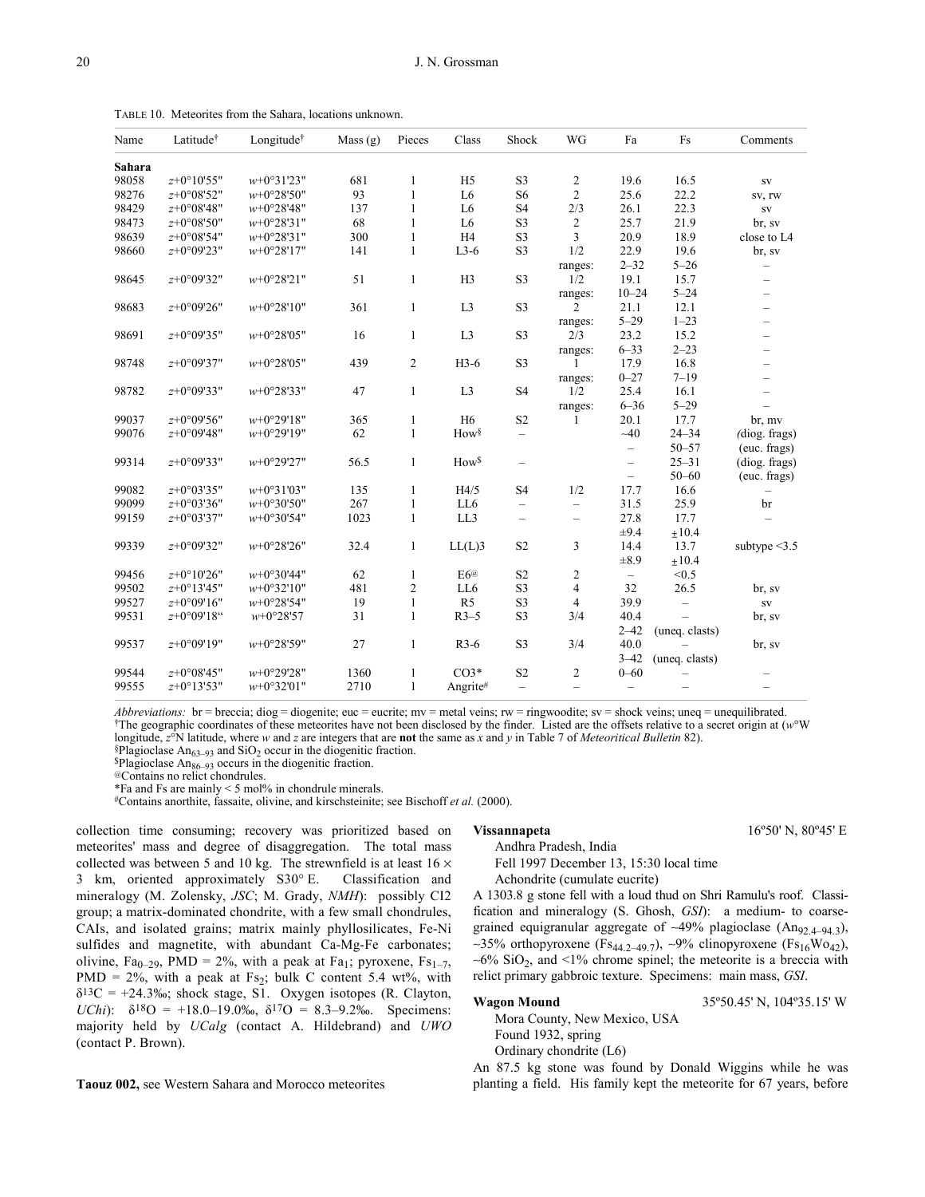TABLE 10. Meteorites from the Sahara, locations unknown.

| Name | Latitude† | Longitude† | Mass (g) | Pieces | Class | Shock | WG | Fa | Fs | Comments |
|---|---|---|---|---|---|---|---|---|---|---|
| **Sahara** | | | | | | | | | | |
| 98058 | *z*+0°10'55" | *w*+0°31'23" | 681 | 1 | H5 | S3 | 2 | 19.6 | 16.5 | sv |
| 98276 | *z*+0°08'52" | *w*+0°28'50" | 93 | 1 | L6 | S6 | 2 | 25.6 | 22.2 | sv, rw |
| 98429 | *z*+0°08'48" | *w*+0°28'48" | 137 | 1 | L6 | S4 | 2/3 | 26.1 | 22.3 | sv |
| 98473 | *z*+0°08'50" | *w*+0°28'31" | 68 | 1 | L6 | S3 | 2 | 25.7 | 21.9 | br, sv |
| 98639 | *z*+0°08'54" | *w*+0°28'31" | 300 | 1 | H4 | S3 | 3 | 20.9 | 18.9 | close to L4 |
| 98660 | *z*+0°09'23" | *w*+0°28'17" | 141 | 1 | L3-6 | S3 | 1/2 | 22.9 | 19.6 | br, sv |
| | | | | | | | ranges: | 2–32 | 5–26 | – |
| 98645 | *z*+0°09'32" | *w*+0°28'21" | 51 | 1 | H3 | S3 | 1/2 | 19.1 | 15.7 | – |
| | | | | | | | ranges: | 10–24 | 5–24 | – |
| 98683 | *z*+0°09'26" | *w*+0°28'10" | 361 | 1 | L3 | S3 | 2 | 21.1 | 12.1 | – |
| | | | | | | | ranges: | 5–29 | 1–23 | – |
| 98691 | *z*+0°09'35" | *w*+0°28'05" | 16 | 1 | L3 | S3 | 2/3 | 23.2 | 15.2 | – |
| | | | | | | | ranges: | 6–33 | 2–23 | – |
| 98748 | *z*+0°09'37" | *w*+0°28'05" | 439 | 2 | H3-6 | S3 | 1 | 17.9 | 16.8 | – |
| | | | | | | | ranges: | 0–27 | 7–19 | – |
| 98782 | *z*+0°09'33" | *w*+0°28'33" | 47 | 1 | L3 | S4 | 1/2 | 25.4 | 16.1 | – |
| | | | | | | | ranges: | 6–36 | 5–29 | – |
| 99037 | *z*+0°09'56" | *w*+0°29'18" | 365 | 1 | H6 | S2 | 1 | 20.1 | 17.7 | br, mv |
| 99076 | *z*+0°09'48" | *w*+0°29'19" | 62 | 1 | How§ | – | | ~40 | 24–34 | (diog. frags) |
| | | | | | | | | – | 50–57 | (euc. frags) |
| 99314 | *z*+0°09'33" | *w*+0°29'27" | 56.5 | 1 | How$ | – | | – | 25–31 | (diog. frags) |
| | | | | | | | | – | 50–60 | (euc. frags) |
| 99082 | *z*+0°03'35" | *w*+0°31'03" | 135 | 1 | H4/5 | S4 | 1/2 | 17.7 | 16.6 | – |
| 99099 | *z*+0°03'36" | *w*+0°30'50" | 267 | 1 | LL6 | – | – | 31.5 | 25.9 | br |
| 99159 | *z*+0°03'37" | *w*+0°30'54" | 1023 | 1 | LL3 | – | – | 27.8 | 17.7 | – |
| | | | | | | | | ±9.4 | ±10.4 | |
| 99339 | *z*+0°09'32" | *w*+0°28'26" | 32.4 | 1 | LL(L)3 | S2 | 3 | 14.4 | 13.7 | subtype <3.5 |
| | | | | | | | | ±8.9 | ±10.4 | |
| 99456 | *z*+0°10'26" | *w*+0°30'44" | 62 | 1 | E6@ | S2 | 2 | – | <0.5 | |
| 99502 | *z*+0°13'45" | *w*+0°32'10" | 481 | 2 | LL6 | S3 | 4 | 32 | 26.5 | br, sv |
| 99527 | *z*+0°09'16" | *w*+0°28'54" | 19 | 1 | R5 | S3 | 4 | 39.9 | – | sv |
| 99531 | *z*+0°09'18" | *w*+0°28'57 | 31 | 1 | R3–5 | S3 | 3/4 | 40.4 | – | br, sv |
| | | | | | | | | 2–42 | (uneq. clasts) | |
| 99537 | *z*+0°09'19" | *w*+0°28'59" | 27 | 1 | R3-6 | S3 | 3/4 | 40.0 | – | br, sv |
| | | | | | | | | 3–42 | (uneq. clasts) | |
| 99544 | *z*+0°08'45" | *w*+0°29'28" | 1360 | 1 | CO3* | S2 | 2 | 0–60 | – | – |
| 99555 | *z*+0°13'53" | *w*+0°32'01" | 2710 | 1 | Angrite# | – | – | – | – | – |

*Abbreviations:* br = breccia; diog = diogenite; euc = eucrite; mv = metal veins; rw = ringwoodite; sv = shock veins; uneq = unequilibrated.
†The geographic coordinates of these meteorites have not been disclosed by the finder. Listed are the offsets relative to a secret origin at (*w*°W longitude, *z*°N latitude, where *w* and *z* are integers that are **not** the same as *x* and *y* in Table 7 of *Meteoritical Bulletin* 82).
§Plagioclase $An_{63–93}$ and $SiO_2$ occur in the diogenitic fraction.
$Plagioclase $An_{86–93}$ occurs in the diogenitic fraction.
@Contains no relict chondrules.
*Fa and Fs are mainly < 5 mol% in chondrule minerals.
#Contains anorthite, fassaite, olivine, and kirschsteinite; see Bischoff *et al.* (2000).

collection time consuming; recovery was prioritized based on meteorites' mass and degree of disaggregation. The total mass collected was between 5 and 10 kg. The strewnfield is at least 16 × 3 km, oriented approximately S30° E. Classification and mineralogy (M. Zolensky, *JSC*; M. Grady, *NMH*): possibly CI2 group; a matrix-dominated chondrite, with a few small chondrules, CAIs, and isolated grains; matrix mainly phyllosilicates, Fe-Ni sulfides and magnetite, with abundant Ca-Mg-Fe carbonates; olivine, $Fa_{0–29}$, PMD = 2%, with a peak at $Fa_1$; pyroxene, $Fs_{1–7}$, PMD = 2%, with a peak at $Fs_2$; bulk C content 5.4 wt%, with $\delta^{13}C$ = +24.3‰; shock stage, S1. Oxygen isotopes (R. Clayton, *UChi*): $\delta^{18}O$ = +18.0–19.0‰, $\delta^{17}O$ = 8.3–9.2‰. Specimens: majority held by *UCalg* (contact A. Hildebrand) and *UWO* (contact P. Brown).

**Taouz 002,** see Western Sahara and Morocco meteorites

**Vissannapeta** 16º50' N, 80º45' E

Andhra Pradesh, India
Fell 1997 December 13, 15:30 local time
Achondrite (cumulate eucrite)

A 1303.8 g stone fell with a loud thud on Shri Ramulu's roof. Classification and mineralogy (S. Ghosh, *GSI*): a medium- to coarse-grained equigranular aggregate of ~49% plagioclase ($An_{92.4–94.3}$), ~35% orthopyroxene ($Fs_{44.2–49.7}$), ~9% clinopyroxene ($Fs_{16}Wo_{42}$), ~6% $SiO_2$, and <1% chrome spinel; the meteorite is a breccia with relict primary gabbroic texture. Specimens: main mass, *GSI*.

**Wagon Mound** 35º50.45' N, 104º35.15' W

Mora County, New Mexico, USA
Found 1932, spring
Ordinary chondrite (L6)

An 87.5 kg stone was found by Donald Wiggins while he was planting a field. His family kept the meteorite for 67 years, before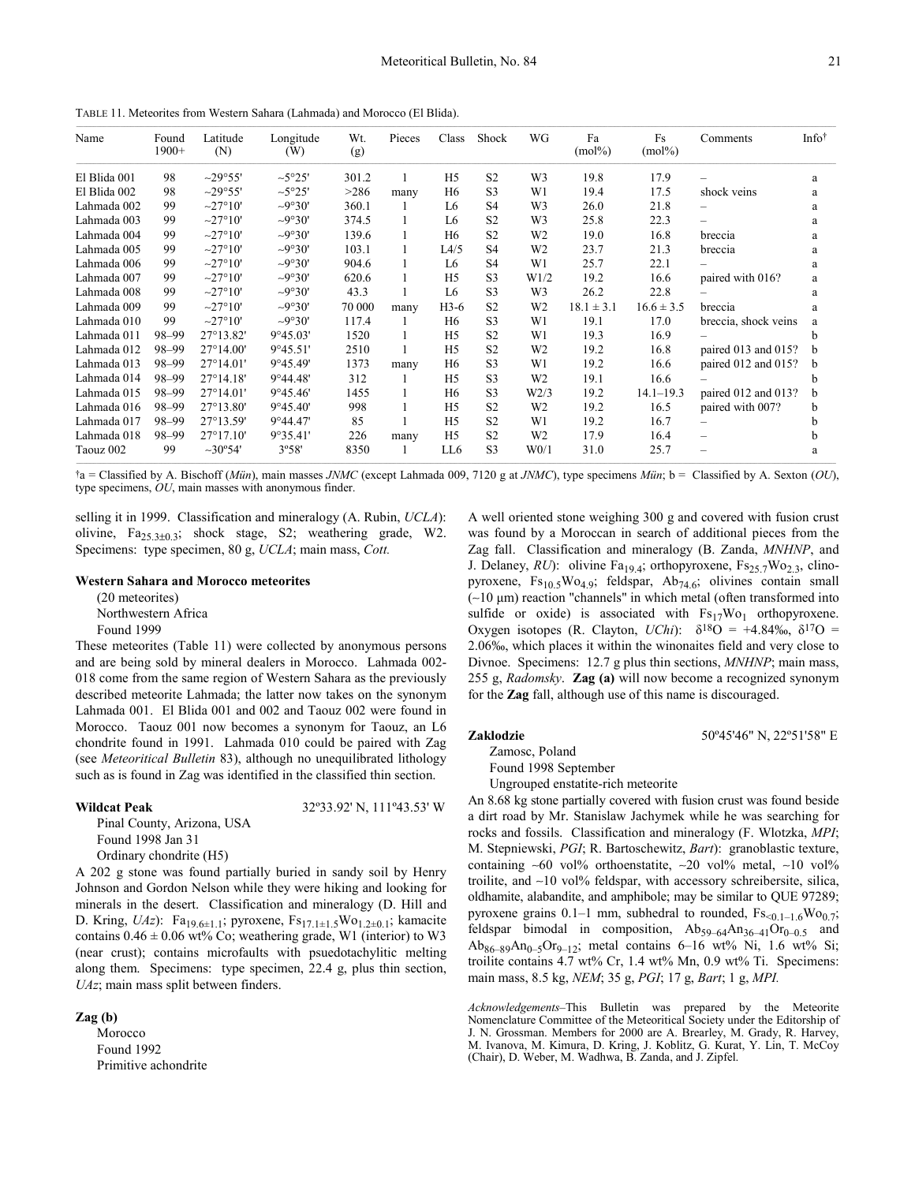TABLE 11. Meteorites from Western Sahara (Lahmada) and Morocco (El Blida).

| Name | Found 1900+ | Latitude (N) | Longitude (W) | Wt. (g) | Pieces | Class | Shock | WG | Fa (mol%) | Fs (mol%) | Comments | Info† |
|---|---|---|---|---|---|---|---|---|---|---|---|---|
| El Blida 001 | 98 | ~29°55' | ~5°25' | 301.2 | 1 | H5 | S2 | W3 | 19.8 | 17.9 | – | a |
| El Blida 002 | 98 | ~29°55' | ~5°25' | >286 | many | H6 | S3 | W1 | 19.4 | 17.5 | shock veins | a |
| Lahmada 002 | 99 | ~27°10' | ~9°30' | 360.1 | 1 | L6 | S4 | W3 | 26.0 | 21.8 | – | a |
| Lahmada 003 | 99 | ~27°10' | ~9°30' | 374.5 | 1 | L6 | S2 | W3 | 25.8 | 22.3 | – | a |
| Lahmada 004 | 99 | ~27°10' | ~9°30' | 139.6 | 1 | H6 | S2 | W2 | 19.0 | 16.8 | breccia | a |
| Lahmada 005 | 99 | ~27°10' | ~9°30' | 103.1 | 1 | L4/5 | S4 | W2 | 23.7 | 21.3 | breccia | a |
| Lahmada 006 | 99 | ~27°10' | ~9°30' | 904.6 | 1 | L6 | S4 | W1 | 25.7 | 22.1 | – | a |
| Lahmada 007 | 99 | ~27°10' | ~9°30' | 620.6 | 1 | H5 | S3 | W1/2 | 19.2 | 16.6 | paired with 016? | a |
| Lahmada 008 | 99 | ~27°10' | ~9°30' | 43.3 | 1 | L6 | S3 | W3 | 26.2 | 22.8 | – | a |
| Lahmada 009 | 99 | ~27°10' | ~9°30' | 70 000 | many | H3-6 | S2 | W2 | 18.1 ± 3.1 | 16.6 ± 3.5 | breccia | a |
| Lahmada 010 | 99 | ~27°10' | ~9°30' | 117.4 | 1 | H6 | S3 | W1 | 19.1 | 17.0 | breccia, shock veins | a |
| Lahmada 011 | 98–99 | 27°13.82' | 9°45.03' | 1520 | 1 | H5 | S2 | W1 | 19.3 | 16.9 | – | b |
| Lahmada 012 | 98–99 | 27°14.00' | 9°45.51' | 2510 | 1 | H5 | S2 | W2 | 19.2 | 16.8 | paired 013 and 015? | b |
| Lahmada 013 | 98–99 | 27°14.01' | 9°45.49' | 1373 | many | H6 | S3 | W1 | 19.2 | 16.6 | paired 012 and 015? | b |
| Lahmada 014 | 98–99 | 27°14.18' | 9°44.48' | 312 | 1 | H5 | S3 | W2 | 19.1 | 16.6 | – | b |
| Lahmada 015 | 98–99 | 27°14.01' | 9°45.46' | 1455 | 1 | H6 | S3 | W2/3 | 19.2 | 14.1–19.3 | paired 012 and 013? | b |
| Lahmada 016 | 98–99 | 27°13.80' | 9°45.40' | 998 | 1 | H5 | S2 | W2 | 19.2 | 16.5 | paired with 007? | b |
| Lahmada 017 | 98–99 | 27°13.59' | 9°44.47' | 85 | 1 | H5 | S2 | W1 | 19.2 | 16.7 | – | b |
| Lahmada 018 | 98–99 | 27°17.10' | 9°35.41' | 226 | many | H5 | S2 | W2 | 17.9 | 16.4 | – | b |
| Taouz 002 | 99 | ~30°54' | 3°58' | 8350 | 1 | LL6 | S3 | W0/1 | 31.0 | 25.7 | – | a |

†a = Classified by A. Bischoff (*Mün*), main masses *JNMC* (except Lahmada 009, 7120 g at *JNMC*), type specimens *Mün*; b = Classified by A. Sexton (*OU*), type specimens, *OU*, main masses with anonymous finder.

selling it in 1999. Classification and mineralogy (A. Rubin, *UCLA*): olivine, $Fa_{25.3\pm0.3}$; shock stage, S2; weathering grade, W2. Specimens: type specimen, 80 g, *UCLA*; main mass, *Cott.*

**Western Sahara and Morocco meteorites**

(20 meteorites)
Northwestern Africa
Found 1999

These meteorites (Table 11) were collected by anonymous persons and are being sold by mineral dealers in Morocco. Lahmada 002-018 come from the same region of Western Sahara as the previously described meteorite Lahmada; the latter now takes on the synonym Lahmada 001. El Blida 001 and 002 and Taouz 002 were found in Morocco. Taouz 001 now becomes a synonym for Taouz, an L6 chondrite found in 1991. Lahmada 010 could be paired with Zag (see *Meteoritical Bulletin* 83), although no unequilibrated lithology such as is found in Zag was identified in the classified thin section.

**Wildcat Peak** 32º33.92' N, 111º43.53' W

Pinal County, Arizona, USA
Found 1998 Jan 31
Ordinary chondrite (H5)

A 202 g stone was found partially buried in sandy soil by Henry Johnson and Gordon Nelson while they were hiking and looking for minerals in the desert. Classification and mineralogy (D. Hill and D. Kring, *UAz*): $Fa_{19.6\pm1.1}$; pyroxene, $Fs_{17.1\pm1.5}Wo_{1.2\pm0.1}$; kamacite contains 0.46 ± 0.06 wt% Co; weathering grade, W1 (interior) to W3 (near crust); contains microfaults with psuedotachylitic melting along them. Specimens: type specimen, 22.4 g, plus thin section, *UAz*; main mass split between finders.

**Zag (b)**

Morocco
Found 1992
Primitive achondrite

A well oriented stone weighing 300 g and covered with fusion crust was found by a Moroccan in search of additional pieces from the Zag fall. Classification and mineralogy (B. Zanda, *MNHNP*, and J. Delaney, *RU*): olivine $Fa_{19.4}$; orthopyroxene, $Fs_{25.7}Wo_{2.3}$, clinopyroxene, $Fs_{10.5}Wo_{4.9}$; feldspar, $Ab_{74.6}$; olivines contain small (~10 µm) reaction "channels" in which metal (often transformed into sulfide or oxide) is associated with $Fs_{17}Wo_1$ orthopyroxene. Oxygen isotopes (R. Clayton, *UChi*): $\delta^{18}O$ = +4.84‰, $\delta^{17}O$ = 2.06‰, which places it within the winonaites field and very close to Divnoe. Specimens: 12.7 g plus thin sections, *MNHNP*; main mass, 255 g, *Radomsky*. **Zag (a)** will now become a recognized synonym for the **Zag** fall, although use of this name is discouraged.

**Zaklodzie** 50º45'46" N, 22º51'58" E

Zamosc, Poland
Found 1998 September
Ungrouped enstatite-rich meteorite

An 8.68 kg stone partially covered with fusion crust was found beside a dirt road by Mr. Stanislaw Jachymek while he was searching for rocks and fossils. Classification and mineralogy (F. Wlotzka, *MPI*; M. Stepniewski, *PGI*; R. Bartoschewitz, *Bart*): granoblastic texture, containing ~60 vol% orthoenstatite, ~20 vol% metal, ~10 vol% troilite, and ~10 vol% feldspar, with accessory schreibersite, silica, oldhamite, alabandite, and amphibole; may be similar to QUE 97289; pyroxene grains 0.1–1 mm, subhedral to rounded, $Fs_{<0.1-1.6}Wo_{0.7}$; feldspar bimodal in composition, $Ab_{59-64}An_{36-41}Or_{0-0.5}$ and $Ab_{86-89}An_{0-5}Or_{9-12}$; metal contains 6–16 wt% Ni, 1.6 wt% Si; troilite contains 4.7 wt% Cr, 1.4 wt% Mn, 0.9 wt% Ti. Specimens: main mass, 8.5 kg, *NEM*; 35 g, *PGI*; 17 g, *Bart*; 1 g, *MPI.*

*Acknowledgements*–This Bulletin was prepared by the Meteorite Nomenclature Committee of the Meteoritical Society under the Editorship of J. N. Grossman. Members for 2000 are A. Brearley, M. Grady, R. Harvey, M. Ivanova, M. Kimura, D. Kring, J. Koblitz, G. Kurat, Y. Lin, T. McCoy (Chair), D. Weber, M. Wadhwa, B. Zanda, and J. Zipfel.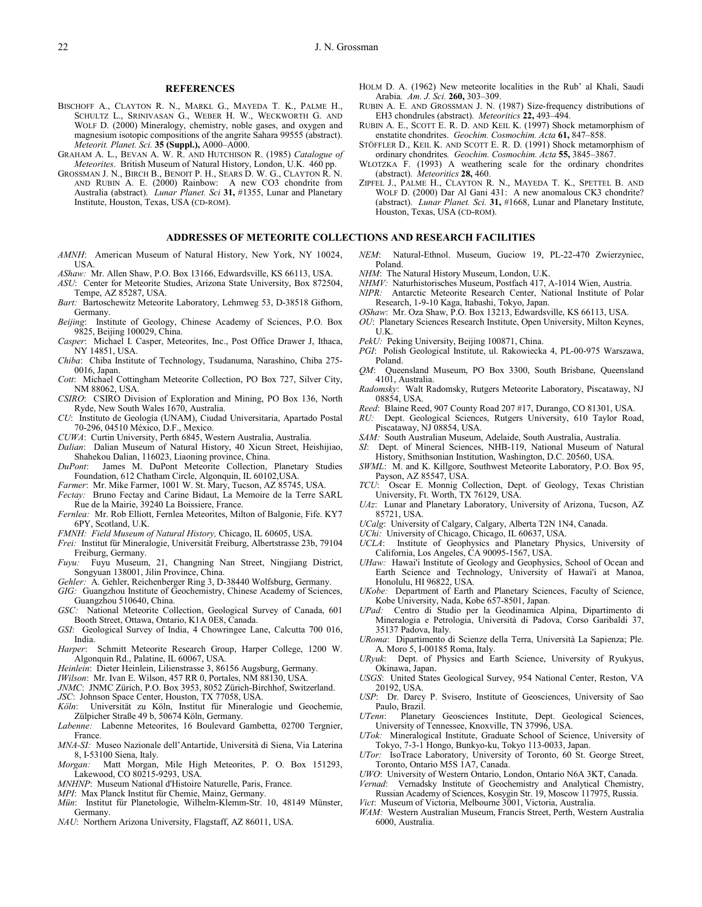## REFERENCES

BISCHOFF A., CLAYTON R. N., MARKL G., MAYEDA T. K., PALME H., SCHULTZ L., SRINIVASAN G., WEBER H. W., WECKWORTH G. AND WOLF D. (2000) Mineralogy, chemistry, noble gases, and oxygen and magnesium isotopic compositions of the angrite Sahara 99555 (abstract). *Meteorit. Planet. Sci.* **35 (Suppl.),** A000–A000.

GRAHAM A. L., BEVAN A. W. R. AND HUTCHISON R. (1985) *Catalogue of Meteorites*. British Museum of Natural History, London, U.K. 460 pp.

GROSSMAN J. N., BIRCH B., BENOIT P. H., SEARS D. W. G., CLAYTON R. N. AND RUBIN A. E. (2000) Rainbow: A new CO3 chondrite from Australia (abstract). *Lunar Planet. Sci* **31,** #1355, Lunar and Planetary Institute, Houston, Texas, USA (CD-ROM).

HOLM D. A. (1962) New meteorite localities in the Rub' al Khali, Saudi Arabia*. Am. J. Sci.* **260,** 303–309.

RUBIN A. E. AND GROSSMAN J. N. (1987) Size-frequency distributions of EH3 chondrules (abstract). *Meteoritics* **22,** 493–494.

RUBIN A. E., SCOTT E. R. D. AND KEIL K. (1997) Shock metamorphism of enstatite chondrites. *Geochim. Cosmochim. Acta* **61,** 847–858.

STÖFFLER D., KEIL K. AND SCOTT E. R. D. (1991) Shock metamorphism of ordinary chondrites*. Geochim. Cosmochim. Acta* **55,** 3845–3867.

WLOTZKA F. (1993) A weathering scale for the ordinary chondrites (abstract). *Meteoritics* **28,** 460.

ZIPFEL J., PALME H., CLAYTON R. N., MAYEDA T. K., SPETTEL B. AND WOLF D. (2000) Dar Al Gani 431: A new anomalous CK3 chondrite? (abstract). *Lunar Planet. Sci.* **31,** #1668, Lunar and Planetary Institute, Houston, Texas, USA (CD-ROM).

## ADDRESSES OF METEORITE COLLECTIONS AND RESEARCH FACILITIES

*AMNH*: American Museum of Natural History, New York, NY 10024, USA.

*AShaw:* Mr. Allen Shaw, P.O. Box 13166, Edwardsville, KS 66113, USA.

*ASU*: Center for Meteorite Studies, Arizona State University, Box 872504, Tempe, AZ 85287, USA.

*Bart:* Bartoschewitz Meteorite Laboratory, Lehmweg 53, D-38518 Gifhorn, Germany.

*Beijing*: Institute of Geology, Chinese Academy of Sciences, P.O. Box 9825, Beijing 100029, China.

*Casper*: Michael I. Casper, Meteorites, Inc., Post Office Drawer J, Ithaca, NY 14851, USA.

*Chiba*: Chiba Institute of Technology, Tsudanuma, Narashino, Chiba 275-0016, Japan.

*Cott*: Michael Cottingham Meteorite Collection, PO Box 727, Silver City, NM 88062, USA.

*CSIRO*: CSIRO Division of Exploration and Mining, PO Box 136, North Ryde, New South Wales 1670, Australia.

*CU*: Instituto de Geología (UNAM), Ciudad Universitaria, Apartado Postal 70-296, 04510 México, D.F., Mexico.

*CUWA*: Curtin University, Perth 6845, Western Australia, Australia.

*Dalian*: Dalian Museum of Natural History, 40 Xicun Street, Heishijiao, Shahekou Dalian, 116023, Liaoning province, China.

*DuPont*: James M. DuPont Meteorite Collection, Planetary Studies Foundation, 612 Chatham Circle, Algonquin, IL 60102,USA.

*Farmer*: Mr. Mike Farmer, 1001 W. St. Mary, Tucson, AZ 85745, USA.

*Fectay:* Bruno Fectay and Carine Bidaut, La Memoire de la Terre SARL Rue de la Mairie, 39240 La Boissiere, France.

*Fernlea:* Mr. Rob Elliott, Fernlea Meteorites, Milton of Balgonie, Fife. KY7 6PY, Scotland, U.K.

*FMNH: Field Museum of Natural History,* Chicago, IL 60605, USA.

*Frei:* Institut für Mineralogie, Universität Freiburg, Albertstrasse 23b, 79104 Freiburg, Germany.

*Fuyu:* Fuyu Museum, 21, Changning Nan Street, Ningjiang District, Songyuan 138001, Jilin Province, China.

*Gehler:* A. Gehler, Reichenberger Ring 3, D-38440 Wolfsburg, Germany.

*GIG:* Guangzhou Institute of Geochemistry, Chinese Academy of Sciences, Guangzhou 510640, China.

*GSC:* National Meteorite Collection, Geological Survey of Canada, 601 Booth Street, Ottawa, Ontario, K1A 0E8, Canada.

*GSI*: Geological Survey of India, 4 Chowringee Lane, Calcutta 700 016, India.

*Harper*: Schmitt Meteorite Research Group, Harper College, 1200 W. Algonquin Rd., Palatine, IL 60067, USA.

*Heinlein*: Dieter Heinlein, Lilienstrasse 3, 86156 Augsburg, Germany.

*IWilson*: Mr. Ivan E. Wilson, 457 RR 0, Portales, NM 88130, USA.

*JNMC*: JNMC Zürich, P.O. Box 3953, 8052 Zürich-Birchhof, Switzerland.

*JSC*: Johnson Space Center, Houston, TX 77058, USA.

*Köln*: Universität zu Köln, Institut für Mineralogie und Geochemie, Zülpicher Straße 49 b, 50674 Köln, Germany.

*Labenne:* Labenne Meteorites, 16 Boulevard Gambetta, 02700 Tergnier, France.

*MNA-SI:* Museo Nazionale dell'Antartide, Università di Siena, Via Laterina 8, I-53100 Siena, Italy.

*Morgan:* Matt Morgan, Mile High Meteorites, P. O. Box 151293, Lakewood, CO 80215-9293, USA.

*MNHNP*: Museum National d'Histoire Naturelle, Paris, France.

*MPI*: Max Planck Institut für Chemie, Mainz, Germany.

*Mün*: Institut für Planetologie, Wilhelm-Klemm-Str. 10, 48149 Münster, Germany.

*NAU*: Northern Arizona University, Flagstaff, AZ 86011, USA.

*NEM*: Natural-Ethnol. Museum, Guciow 19, PL-22-470 Zwierzyniec, Poland.

*NHM*: The Natural History Museum, London, U.K.

*NHMV:* Naturhistorisches Museum, Postfach 417, A-1014 Wien, Austria.

*NIPR:* Antarctic Meteorite Research Center, National Institute of Polar Research, 1-9-10 Kaga, Itabashi, Tokyo, Japan.

*OShaw*: Mr. Oza Shaw, P.O. Box 13213, Edwardsville, KS 66113, USA.

*OU*: Planetary Sciences Research Institute, Open University, Milton Keynes, U.K.

*PekU:* Peking University, Beijing 100871, China.

*PGI*: Polish Geological Institute, ul. Rakowiecka 4, PL-00-975 Warszawa, Poland.

*QM*: Queensland Museum, PO Box 3300, South Brisbane, Queensland 4101, Australia.

*Radomsky*: Walt Radomsky, Rutgers Meteorite Laboratory, Piscataway, NJ 08854, USA.

*Reed*: Blaine Reed, 907 County Road 207 #17, Durango, CO 81301, USA.

*RU:* Dept. Geological Sciences, Rutgers University, 610 Taylor Road, Piscataway, NJ 08854, USA.

*SAM:* South Australian Museum, Adelaide, South Australia, Australia.

*SI*: Dept. of Mineral Sciences, NHB-119, National Museum of Natural History, Smithsonian Institution, Washington, D.C. 20560, USA.

*SWML*: M. and K. Killgore, Southwest Meteorite Laboratory, P.O. Box 95, Payson, AZ 85547, USA.

*TCU*: Oscar E. Monnig Collection, Dept. of Geology, Texas Christian University, Ft. Worth, TX 76129, USA.

*UAz*: Lunar and Planetary Laboratory, University of Arizona, Tucson, AZ 85721, USA.

*UCalg*: University of Calgary, Calgary, Alberta T2N 1N4, Canada.

*UChi:* University of Chicago, Chicago, IL 60637, USA.

*UCLA*: Institute of Geophysics and Planetary Physics, University of California, Los Angeles, CA 90095-1567, USA.

*UHaw:* Hawai'i Institute of Geology and Geophysics, School of Ocean and Earth Science and Technology, University of Hawai'i at Manoa, Honolulu, HI 96822, USA.

*UKobe:* Department of Earth and Planetary Sciences, Faculty of Science, Kobe University, Nada, Kobe 657-8501, Japan.

*UPad:* Centro di Studio per la Geodinamica Alpina, Dipartimento di Mineralogia e Petrologia, Università di Padova, Corso Garibaldi 37, 35137 Padova, Italy.

*URoma*: Dipartimento di Scienze della Terra, Università La Sapienza; Ple. A. Moro 5, I-00185 Roma, Italy.

*URyuk*: Dept. of Physics and Earth Science, University of Ryukyus, Okinawa, Japan.

*USGS*: United States Geological Survey, 954 National Center, Reston, VA 20192, USA.

*USP*: Dr. Darcy P. Svisero, Institute of Geosciences, University of Sao Paulo, Brazil.

*UTenn*: Planetary Geosciences Institute, Dept. Geological Sciences, University of Tennessee, Knoxville, TN 37996, USA.

*UTok:* Mineralogical Institute, Graduate School of Science, University of Tokyo, 7-3-1 Hongo, Bunkyo-ku, Tokyo 113-0033, Japan.

*UTor:* IsoTrace Laboratory, University of Toronto, 60 St. George Street, Toronto, Ontario M5S 1A7, Canada.

*UWO*: University of Western Ontario, London, Ontario N6A 3KT, Canada.

*Vernad*: Vernadsky Institute of Geochemistry and Analytical Chemistry, Russian Academy of Sciences, Kosygin Str. 19, Moscow 117975, Russia.

*Vict*: Museum of Victoria, Melbourne 3001, Victoria, Australia.

*WAM:* Western Australian Museum, Francis Street, Perth, Western Australia 6000, Australia.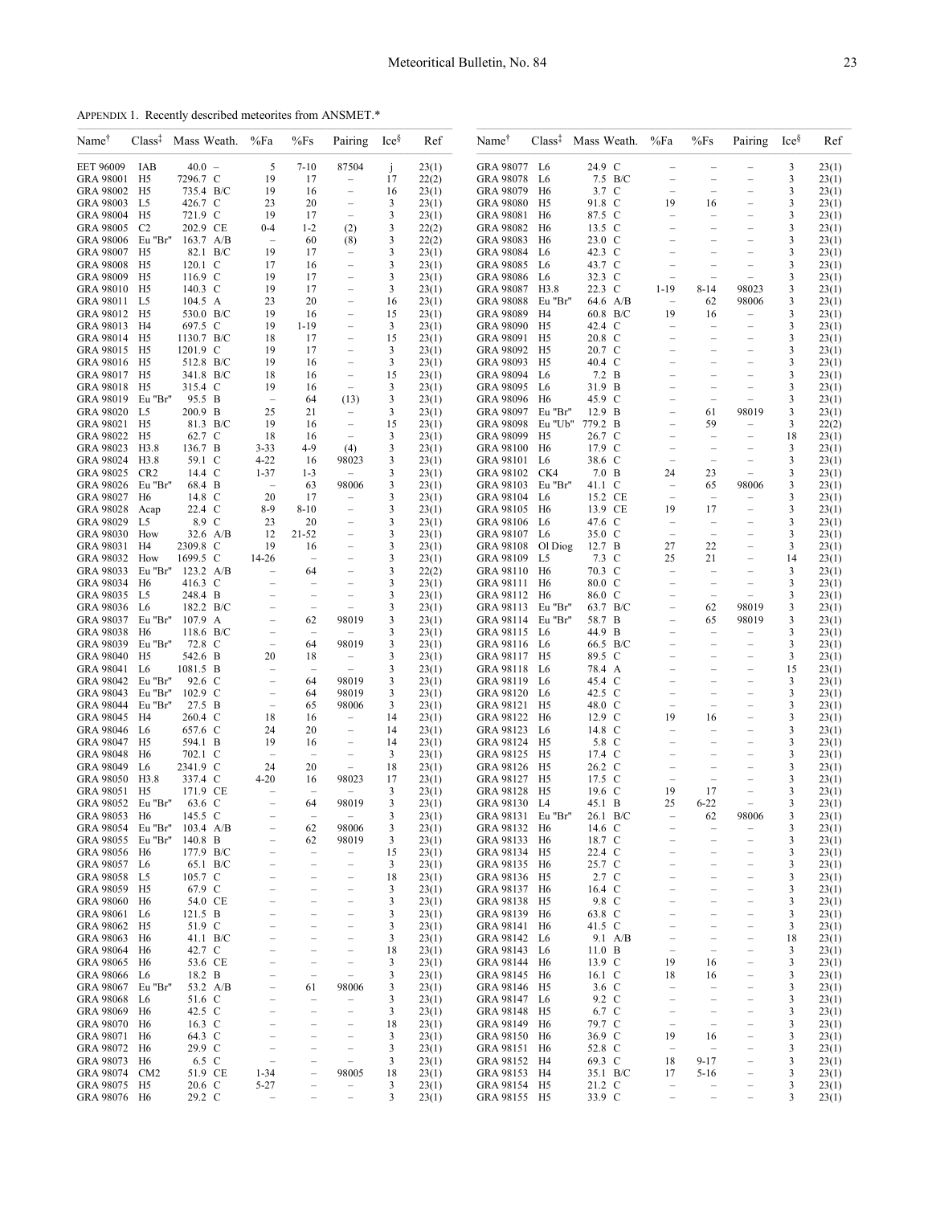APPENDIX 1. Recently described meteorites from ANSMET.*

| Name† | Class‡ | Mass | Weath. | %Fa | %Fs | Pairing | Ice§ | Ref |
|---|---|---|---|---|---|---|---|---|
| EET 96009 | IAB | 40.0 | – | 5 | 7-10 | 87504 | j | 23(1) |
| GRA 98001 | H5 | 7296.7 | C | 19 | 17 | – | 17 | 22(2) |
| GRA 98002 | H5 | 735.4 | B/C | 19 | 16 | – | 16 | 23(1) |
| GRA 98003 | L5 | 426.7 | C | 23 | 20 | – | 3 | 23(1) |
| GRA 98004 | H5 | 721.9 | C | 19 | 17 | – | 3 | 23(1) |
| GRA 98005 | C2 | 202.9 | CE | 0-4 | 1-2 | (2) | 3 | 22(2) |
| GRA 98006 | Eu "Br" | 163.7 | A/B | – | 60 | (8) | 3 | 22(2) |
| GRA 98007 | H5 | 82.1 | B/C | 19 | 17 | – | 3 | 23(1) |
| GRA 98008 | H5 | 120.1 | C | 17 | 16 | – | 3 | 23(1) |
| GRA 98009 | H5 | 116.9 | C | 19 | 17 | – | 3 | 23(1) |
| GRA 98010 | H5 | 140.3 | C | 19 | 17 | – | 3 | 23(1) |
| GRA 98011 | L5 | 104.5 | A | 23 | 20 | – | 16 | 23(1) |
| GRA 98012 | H5 | 530.0 | B/C | 19 | 16 | – | 15 | 23(1) |
| GRA 98013 | H4 | 697.5 | C | 19 | 1-19 | – | 3 | 23(1) |
| GRA 98014 | H5 | 1130.7 | B/C | 18 | 17 | – | 15 | 23(1) |
| GRA 98015 | H5 | 1201.9 | C | 19 | 17 | – | 3 | 23(1) |
| GRA 98016 | H5 | 512.8 | B/C | 19 | 16 | – | 3 | 23(1) |
| GRA 98017 | H5 | 341.8 | B/C | 18 | 16 | – | 15 | 23(1) |
| GRA 98018 | H5 | 315.4 | C | 19 | 16 | – | 3 | 23(1) |
| GRA 98019 | Eu "Br" | 95.5 | B | – | 64 | (13) | 3 | 22(2) |
| GRA 98020 | L5 | 200.9 | B | 25 | 21 | – | 3 | 23(1) |
| GRA 98021 | H5 | 81.3 | B/C | 19 | 16 | – | 15 | 23(1) |
| GRA 98022 | H5 | 62.7 | C | 18 | 16 | – | 3 | 23(1) |
| GRA 98023 | H3.8 | 136.7 | B | 3-33 | 4-9 | (4) | 3 | 22(2) |
| GRA 98024 | H3.8 | 59.1 | C | 4-22 | 16 | 98023 | 3 | 23(1) |
| GRA 98025 | CR2 | 14.4 | C | 1-37 | 1-3 | – | 3 | 23(1) |
| GRA 98026 | Eu "Br" | 68.4 | B | – | 63 | 98006 | 3 | 23(1) |
| GRA 98027 | H6 | 14.8 | C | 20 | 17 | – | 3 | 23(1) |
| GRA 98028 | Acap | 22.4 | C | 8-9 | 8-10 | – | 3 | 23(1) |
| GRA 98029 | L5 | 8.9 | C | 23 | 20 | – | 3 | 23(1) |
| GRA 98030 | How | 32.6 | A/B | 12 | 21-52 | – | 3 | 23(1) |
| GRA 98031 | H4 | 2309.8 | C | 19 | 16 | – | 3 | 23(1) |
| GRA 98032 | How | 1699.5 | C | 14-26 | – | – | 3 | 23(1) |
| GRA 98033 | Eu "Br" | 123.2 | A/B | – | 64 | – | 3 | 22(2) |
| GRA 98034 | H6 | 416.3 | C | – | – | – | 3 | 23(1) |
| GRA 98035 | L5 | 248.4 | B | – | – | – | 3 | 23(1) |
| GRA 98036 | L6 | 182.2 | B/C | – | – | – | 3 | 23(1) |
| GRA 98037 | Eu "Br" | 107.9 | A | – | 62 | 98019 | 3 | 23(1) |
| GRA 98038 | H6 | 118.6 | B/C | – | – | – | 3 | 23(1) |
| GRA 98039 | Eu "Br" | 72.8 | C | – | 64 | 98019 | 3 | 23(1) |
| GRA 98040 | H5 | 542.6 | B | 20 | 18 | – | 3 | 23(1) |
| GRA 98041 | L6 | 1081.5 | B | – | – | – | 3 | 23(1) |
| GRA 98042 | Eu "Br" | 92.6 | C | – | 64 | 98019 | 3 | 23(1) |
| GRA 98043 | Eu "Br" | 102.9 | C | – | 64 | 98019 | 3 | 23(1) |
| GRA 98044 | Eu "Br" | 27.5 | B | – | 65 | 98006 | 3 | 23(1) |
| GRA 98045 | H4 | 260.4 | C | 18 | 16 | – | 14 | 23(1) |
| GRA 98046 | L6 | 657.6 | C | 24 | 20 | – | 14 | 23(1) |
| GRA 98047 | H5 | 594.1 | B | 19 | 16 | – | 14 | 23(1) |
| GRA 98048 | H6 | 702.1 | C | – | – | – | 3 | 23(1) |
| GRA 98049 | L6 | 2341.9 | C | 24 | 20 | – | 18 | 23(1) |
| GRA 98050 | H3.8 | 337.4 | C | 4-20 | 16 | 98023 | 17 | 23(1) |
| GRA 98051 | H5 | 171.9 | CE | – | – | – | 3 | 23(1) |
| GRA 98052 | Eu "Br" | 63.6 | C | – | 64 | 98019 | 3 | 23(1) |
| GRA 98053 | H6 | 145.5 | C | – | – | – | 3 | 23(1) |
| GRA 98054 | Eu "Br" | 103.4 | A/B | – | 62 | 98006 | 3 | 23(1) |
| GRA 98055 | Eu "Br" | 140.8 | B | – | 62 | 98019 | 3 | 23(1) |
| GRA 98056 | H6 | 177.9 | B/C | – | – | – | 15 | 23(1) |
| GRA 98057 | L6 | 65.1 | B/C | – | – | – | 3 | 23(1) |
| GRA 98058 | L5 | 105.7 | C | – | – | – | 18 | 23(1) |
| GRA 98059 | H5 | 67.9 | C | – | – | – | 3 | 23(1) |
| GRA 98060 | H6 | 54.0 | CE | – | – | – | 3 | 23(1) |
| GRA 98061 | L6 | 121.5 | B | – | – | – | 3 | 23(1) |
| GRA 98062 | H5 | 51.9 | C | – | – | – | 3 | 23(1) |
| GRA 98063 | H6 | 41.1 | B/C | – | – | – | 3 | 23(1) |
| GRA 98064 | H6 | 42.7 | C | – | – | – | 18 | 23(1) |
| GRA 98065 | H6 | 53.6 | CE | – | – | – | 3 | 23(1) |
| GRA 98066 | L6 | 18.2 | B | – | – | – | 3 | 23(1) |
| GRA 98067 | Eu "Br" | 53.2 | A/B | – | 61 | 98006 | 3 | 23(1) |
| GRA 98068 | L6 | 51.6 | C | – | – | – | 3 | 23(1) |
| GRA 98069 | H6 | 42.5 | C | – | – | – | 3 | 23(1) |
| GRA 98070 | H6 | 16.3 | C | – | – | – | 18 | 23(1) |
| GRA 98071 | H6 | 64.3 | C | – | – | – | 3 | 23(1) |
| GRA 98072 | H6 | 29.9 | C | – | – | – | 3 | 23(1) |
| GRA 98073 | H6 | 6.5 | C | – | – | – | 3 | 23(1) |
| GRA 98074 | CM2 | 51.9 | CE | 1-34 | – | 98005 | 18 | 23(1) |
| GRA 98075 | H5 | 20.6 | C | 5-27 | – | – | 3 | 23(1) |
| GRA 98076 | H6 | 29.2 | C | – | – | – | 3 | 23(1) |
| GRA 98077 | L6 | 24.9 | C | – | – | – | 3 | 23(1) |
| GRA 98078 | L6 | 7.5 | B/C | – | – | – | 3 | 23(1) |
| GRA 98079 | H6 | 3.7 | C | – | – | – | 3 | 23(1) |
| GRA 98080 | H5 | 91.8 | C | 19 | 16 | – | 3 | 23(1) |
| GRA 98081 | H6 | 87.5 | C | – | – | – | 3 | 23(1) |
| GRA 98082 | H6 | 13.5 | C | – | – | – | 3 | 23(1) |
| GRA 98083 | H6 | 23.0 | C | – | – | – | 3 | 23(1) |
| GRA 98084 | L6 | 42.3 | C | – | – | – | 3 | 23(1) |
| GRA 98085 | L6 | 43.7 | C | – | – | – | 3 | 23(1) |
| GRA 98086 | L6 | 32.3 | C | – | – | – | 3 | 23(1) |
| GRA 98087 | H3.8 | 22.3 | C | 1-19 | 8-14 | 98023 | 3 | 23(1) |
| GRA 98088 | Eu "Br" | 64.6 | A/B | – | 62 | 98006 | 3 | 23(1) |
| GRA 98089 | H4 | 60.8 | B/C | 19 | 16 | – | 3 | 23(1) |
| GRA 98090 | H5 | 42.4 | C | – | – | – | 3 | 23(1) |
| GRA 98091 | H5 | 20.8 | C | – | – | – | 3 | 23(1) |
| GRA 98092 | H5 | 20.7 | C | – | – | – | 3 | 23(1) |
| GRA 98093 | H5 | 40.4 | C | – | – | – | 3 | 23(1) |
| GRA 98094 | L6 | 7.2 | B | – | – | – | 3 | 23(1) |
| GRA 98095 | L6 | 31.9 | B | – | – | – | 3 | 23(1) |
| GRA 98096 | H6 | 45.9 | C | – | – | – | 3 | 23(1) |
| GRA 98097 | Eu "Br" | 12.9 | B | – | 61 | 98019 | 3 | 23(1) |
| GRA 98098 | Eu "Ub" | 779.2 | B | – | 59 | – | 3 | 22(2) |
| GRA 98099 | H5 | 26.7 | C | – | – | – | 18 | 23(1) |
| GRA 98100 | H6 | 17.9 | C | – | – | – | 3 | 23(1) |
| GRA 98101 | L6 | 38.6 | C | – | – | – | 3 | 23(1) |
| GRA 98102 | CK4 | 7.0 | B | 24 | 23 | – | 3 | 23(1) |
| GRA 98103 | Eu "Br" | 41.1 | C | – | 65 | 98006 | 3 | 23(1) |
| GRA 98104 | L6 | 15.2 | CE | – | – | – | 3 | 23(1) |
| GRA 98105 | H6 | 13.9 | CE | 19 | 17 | – | 3 | 23(1) |
| GRA 98106 | L6 | 47.6 | C | – | – | – | 3 | 23(1) |
| GRA 98107 | L6 | 35.0 | C | – | – | – | 3 | 23(1) |
| GRA 98108 | Ol Diog | 12.7 | B | 27 | 22 | – | 3 | 23(1) |
| GRA 98109 | L5 | 7.3 | C | 25 | 21 | – | 14 | 23(1) |
| GRA 98110 | H6 | 70.3 | C | – | – | – | 3 | 23(1) |
| GRA 98111 | H6 | 80.0 | C | – | – | – | 3 | 23(1) |
| GRA 98112 | H6 | 86.0 | C | – | – | – | 3 | 23(1) |
| GRA 98113 | Eu "Br" | 63.7 | B/C | – | 62 | 98019 | 3 | 23(1) |
| GRA 98114 | Eu "Br" | 58.7 | B | – | 65 | 98019 | 3 | 23(1) |
| GRA 98115 | L6 | 44.9 | B | – | – | – | 3 | 23(1) |
| GRA 98116 | L6 | 66.5 | B/C | – | – | – | 3 | 23(1) |
| GRA 98117 | H5 | 89.5 | C | – | – | – | 3 | 23(1) |
| GRA 98118 | L6 | 78.4 | A | – | – | – | 15 | 23(1) |
| GRA 98119 | L6 | 45.4 | C | – | – | – | 3 | 23(1) |
| GRA 98120 | L6 | 42.5 | C | – | – | – | 3 | 23(1) |
| GRA 98121 | H5 | 48.0 | C | – | – | – | 3 | 23(1) |
| GRA 98122 | H6 | 12.9 | C | 19 | 16 | – | 3 | 23(1) |
| GRA 98123 | L6 | 14.8 | C | – | – | – | 3 | 23(1) |
| GRA 98124 | H5 | 5.8 | C | – | – | – | 3 | 23(1) |
| GRA 98125 | H5 | 17.4 | C | – | – | – | 3 | 23(1) |
| GRA 98126 | H5 | 26.2 | C | – | – | – | 3 | 23(1) |
| GRA 98127 | H5 | 17.5 | C | – | – | – | 3 | 23(1) |
| GRA 98128 | H5 | 19.6 | C | 19 | 17 | – | 3 | 23(1) |
| GRA 98130 | L4 | 45.1 | B | 25 | 6-22 | – | 3 | 23(1) |
| GRA 98131 | Eu "Br" | 26.1 | B/C | – | 62 | 98006 | 3 | 23(1) |
| GRA 98132 | H6 | 14.6 | C | – | – | – | 3 | 23(1) |
| GRA 98133 | H6 | 18.7 | C | – | – | – | 3 | 23(1) |
| GRA 98134 | H5 | 22.4 | C | – | – | – | 3 | 23(1) |
| GRA 98135 | H6 | 25.7 | C | – | – | – | 3 | 23(1) |
| GRA 98136 | H5 | 2.7 | C | – | – | – | 3 | 23(1) |
| GRA 98137 | H6 | 16.4 | C | – | – | – | 3 | 23(1) |
| GRA 98138 | H5 | 9.8 | C | – | – | – | 3 | 23(1) |
| GRA 98139 | H6 | 63.8 | C | – | – | – | 3 | 23(1) |
| GRA 98141 | H6 | 41.5 | C | – | – | – | 3 | 23(1) |
| GRA 98142 | L6 | 9.1 | A/B | – | – | – | 18 | 23(1) |
| GRA 98143 | L6 | 11.0 | B | – | – | – | 3 | 23(1) |
| GRA 98144 | H6 | 13.9 | C | 19 | 16 | – | 3 | 23(1) |
| GRA 98145 | H6 | 16.1 | C | 18 | 16 | – | 3 | 23(1) |
| GRA 98146 | H5 | 3.6 | C | – | – | – | 3 | 23(1) |
| GRA 98147 | L6 | 9.2 | C | – | – | – | 3 | 23(1) |
| GRA 98148 | H5 | 6.7 | C | – | – | – | 3 | 23(1) |
| GRA 98149 | H6 | 79.7 | C | – | – | – | 3 | 23(1) |
| GRA 98150 | H6 | 36.9 | C | 19 | 16 | – | 3 | 23(1) |
| GRA 98151 | H6 | 52.8 | C | – | – | – | 3 | 23(1) |
| GRA 98152 | H4 | 69.3 | C | 18 | 9-17 | – | 3 | 23(1) |
| GRA 98153 | H4 | 35.1 | B/C | 17 | 5-16 | – | 3 | 23(1) |
| GRA 98154 | H5 | 21.2 | C | – | – | – | 3 | 23(1) |
| GRA 98155 | H5 | 33.9 | C | – | – | – | 3 | 23(1) |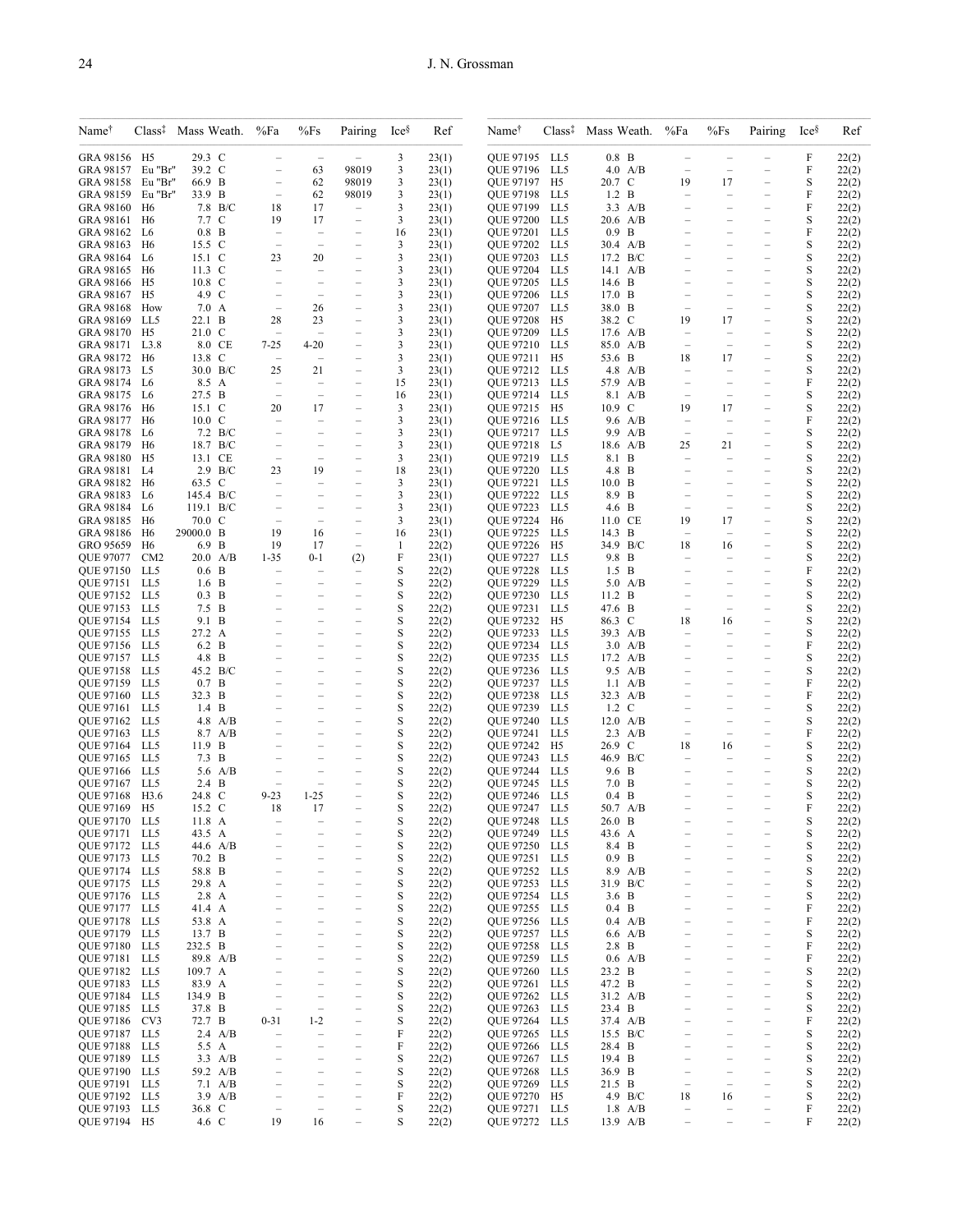| Name† | Class‡ | Mass | Weath. | %Fa | %Fs | Pairing | Ice§ | Ref |
|---|---|---|---|---|---|---|---|---|
| GRA 98156 | H5 | 29.3 | C | – | – | – | 3 | 23(1) |
| GRA 98157 | Eu "Br" | 39.2 | C | – | 63 | 98019 | 3 | 23(1) |
| GRA 98158 | Eu "Br" | 66.9 | B | – | 62 | 98019 | 3 | 23(1) |
| GRA 98159 | Eu "Br" | 33.9 | B | – | 62 | 98019 | 3 | 23(1) |
| GRA 98160 | H6 | 7.8 | B/C | 18 | 17 | – | 3 | 23(1) |
| GRA 98161 | H6 | 7.7 | C | 19 | 17 | – | 3 | 23(1) |
| GRA 98162 | L6 | 0.8 | B | – | – | – | 16 | 23(1) |
| GRA 98163 | H6 | 15.5 | C | – | – | – | 3 | 23(1) |
| GRA 98164 | L6 | 15.1 | C | 23 | 20 | – | 3 | 23(1) |
| GRA 98165 | H6 | 11.3 | C | – | – | – | 3 | 23(1) |
| GRA 98166 | H5 | 10.8 | C | – | – | – | 3 | 23(1) |
| GRA 98167 | H5 | 4.9 | C | – | – | – | 3 | 23(1) |
| GRA 98168 | How | 7.0 | A | – | 26 | – | 3 | 23(1) |
| GRA 98169 | LL5 | 22.1 | B | 28 | 23 | – | 3 | 23(1) |
| GRA 98170 | H5 | 21.0 | C | – | – | – | 3 | 23(1) |
| GRA 98171 | L3.8 | 8.0 | CE | 7-25 | 4-20 | – | 3 | 23(1) |
| GRA 98172 | H6 | 13.8 | C | – | – | – | 3 | 23(1) |
| GRA 98173 | L5 | 30.0 | B/C | 25 | 21 | – | 3 | 23(1) |
| GRA 98174 | L6 | 8.5 | A | – | – | – | 15 | 23(1) |
| GRA 98175 | L6 | 27.5 | B | – | – | – | 16 | 23(1) |
| GRA 98176 | H6 | 15.1 | C | 20 | 17 | – | 3 | 23(1) |
| GRA 98177 | H6 | 10.0 | C | – | – | – | 3 | 23(1) |
| GRA 98178 | L6 | 7.2 | B/C | – | – | – | 3 | 23(1) |
| GRA 98179 | H6 | 18.7 | B/C | – | – | – | 3 | 23(1) |
| GRA 98180 | H5 | 13.1 | CE | – | – | – | 3 | 23(1) |
| GRA 98181 | L4 | 2.9 | B/C | 23 | 19 | – | 18 | 23(1) |
| GRA 98182 | H6 | 63.5 | C | – | – | – | 3 | 23(1) |
| GRA 98183 | L6 | 145.4 | B/C | – | – | – | 3 | 23(1) |
| GRA 98184 | L6 | 119.1 | B/C | – | – | – | 3 | 23(1) |
| GRA 98185 | H6 | 70.0 | C | – | – | – | 3 | 23(1) |
| GRA 98186 | H6 | 29000.0 | B | 19 | 16 | – | 16 | 23(1) |
| GRO 95659 | H6 | 6.9 | B | 19 | 17 | – | 1 | 22(2) |
| QUE 97077 | CM2 | 20.0 | A/B | 1-35 | 0-1 | (2) | F | 23(1) |
| QUE 97150 | LL5 | 0.6 | B | – | – | – | S | 22(2) |
| QUE 97151 | LL5 | 1.6 | B | – | – | – | S | 22(2) |
| QUE 97152 | LL5 | 0.3 | B | – | – | – | S | 22(2) |
| QUE 97153 | LL5 | 7.5 | B | – | – | – | S | 22(2) |
| QUE 97154 | LL5 | 9.1 | B | – | – | – | S | 22(2) |
| QUE 97155 | LL5 | 27.2 | A | – | – | – | S | 22(2) |
| QUE 97156 | LL5 | 6.2 | B | – | – | – | S | 22(2) |
| QUE 97157 | LL5 | 4.8 | B | – | – | – | S | 22(2) |
| QUE 97158 | LL5 | 45.2 | B/C | – | – | – | S | 22(2) |
| QUE 97159 | LL5 | 0.7 | B | – | – | – | S | 22(2) |
| QUE 97160 | LL5 | 32.3 | B | – | – | – | S | 22(2) |
| QUE 97161 | LL5 | 1.4 | B | – | – | – | S | 22(2) |
| QUE 97162 | LL5 | 4.8 | A/B | – | – | – | S | 22(2) |
| QUE 97163 | LL5 | 8.7 | A/B | – | – | – | S | 22(2) |
| QUE 97164 | LL5 | 11.9 | B | – | – | – | S | 22(2) |
| QUE 97165 | LL5 | 7.3 | B | – | – | – | S | 22(2) |
| QUE 97166 | LL5 | 5.6 | A/B | – | – | – | S | 22(2) |
| QUE 97167 | LL5 | 2.4 | B | – | – | – | S | 22(2) |
| QUE 97168 | H3.6 | 24.8 | C | 9-23 | 1-25 | – | S | 22(2) |
| QUE 97169 | H5 | 15.2 | C | 18 | 17 | – | S | 22(2) |
| QUE 97170 | LL5 | 11.8 | A | – | – | – | S | 22(2) |
| QUE 97171 | LL5 | 43.5 | A | – | – | – | S | 22(2) |
| QUE 97172 | LL5 | 44.6 | A/B | – | – | – | S | 22(2) |
| QUE 97173 | LL5 | 70.2 | B | – | – | – | S | 22(2) |
| QUE 97174 | LL5 | 58.8 | B | – | – | – | S | 22(2) |
| QUE 97175 | LL5 | 29.8 | A | – | – | – | S | 22(2) |
| QUE 97176 | LL5 | 2.8 | A | – | – | – | S | 22(2) |
| QUE 97177 | LL5 | 41.4 | A | – | – | – | S | 22(2) |
| QUE 97178 | LL5 | 53.8 | A | – | – | – | S | 22(2) |
| QUE 97179 | LL5 | 13.7 | B | – | – | – | S | 22(2) |
| QUE 97180 | LL5 | 232.5 | B | – | – | – | S | 22(2) |
| QUE 97181 | LL5 | 89.8 | A/B | – | – | – | S | 22(2) |
| QUE 97182 | LL5 | 109.7 | A | – | – | – | S | 22(2) |
| QUE 97183 | LL5 | 83.9 | A | – | – | – | S | 22(2) |
| QUE 97184 | LL5 | 134.9 | B | – | – | – | S | 22(2) |
| QUE 97185 | LL5 | 37.8 | B | – | – | – | S | 22(2) |
| QUE 97186 | CV3 | 72.7 | B | 0-31 | 1-2 | – | S | 22(2) |
| QUE 97187 | LL5 | 2.4 | A/B | – | – | – | F | 22(2) |
| QUE 97188 | LL5 | 5.5 | A | – | – | – | F | 22(2) |
| QUE 97189 | LL5 | 3.3 | A/B | – | – | – | S | 22(2) |
| QUE 97190 | LL5 | 59.2 | A/B | – | – | – | S | 22(2) |
| QUE 97191 | LL5 | 7.1 | A/B | – | – | – | S | 22(2) |
| QUE 97192 | LL5 | 3.9 | A/B | – | – | – | F | 22(2) |
| QUE 97193 | LL5 | 36.8 | C | – | – | – | S | 22(2) |
| QUE 97194 | H5 | 4.6 | C | 19 | 16 | – | S | 22(2) |
| QUE 97195 | LL5 | 0.8 | B | – | – | – | F | 22(2) |
| QUE 97196 | LL5 | 4.0 | A/B | – | – | – | F | 22(2) |
| QUE 97197 | H5 | 20.7 | C | 19 | 17 | – | S | 22(2) |
| QUE 97198 | LL5 | 1.2 | B | – | – | – | F | 22(2) |
| QUE 97199 | LL5 | 3.3 | A/B | – | – | – | F | 22(2) |
| QUE 97200 | LL5 | 20.6 | A/B | – | – | – | S | 22(2) |
| QUE 97201 | LL5 | 0.9 | B | – | – | – | F | 22(2) |
| QUE 97202 | LL5 | 30.4 | A/B | – | – | – | S | 22(2) |
| QUE 97203 | LL5 | 17.2 | B/C | – | – | – | S | 22(2) |
| QUE 97204 | LL5 | 14.1 | A/B | – | – | – | S | 22(2) |
| QUE 97205 | LL5 | 14.6 | B | – | – | – | S | 22(2) |
| QUE 97206 | LL5 | 17.0 | B | – | – | – | S | 22(2) |
| QUE 97207 | LL5 | 38.0 | B | – | – | – | S | 22(2) |
| QUE 97208 | H5 | 38.2 | C | 19 | 17 | – | S | 22(2) |
| QUE 97209 | LL5 | 17.6 | A/B | – | – | – | S | 22(2) |
| QUE 97210 | LL5 | 85.0 | A/B | – | – | – | S | 22(2) |
| QUE 97211 | H5 | 53.6 | B | 18 | 17 | – | S | 22(2) |
| QUE 97212 | LL5 | 4.8 | A/B | – | – | – | S | 22(2) |
| QUE 97213 | LL5 | 57.9 | A/B | – | – | – | F | 22(2) |
| QUE 97214 | LL5 | 8.1 | A/B | – | – | – | S | 22(2) |
| QUE 97215 | H5 | 10.9 | C | 19 | 17 | – | S | 22(2) |
| QUE 97216 | LL5 | 9.6 | A/B | – | – | – | F | 22(2) |
| QUE 97217 | LL5 | 9.9 | A/B | – | – | – | S | 22(2) |
| QUE 97218 | L5 | 18.6 | A/B | 25 | 21 | – | S | 22(2) |
| QUE 97219 | LL5 | 8.1 | B | – | – | – | S | 22(2) |
| QUE 97220 | LL5 | 4.8 | B | – | – | – | S | 22(2) |
| QUE 97221 | LL5 | 10.0 | B | – | – | – | S | 22(2) |
| QUE 97222 | LL5 | 8.9 | B | – | – | – | S | 22(2) |
| QUE 97223 | LL5 | 4.6 | B | – | – | – | S | 22(2) |
| QUE 97224 | H6 | 11.0 | CE | 19 | 17 | – | S | 22(2) |
| QUE 97225 | LL5 | 14.3 | B | – | – | – | S | 22(2) |
| QUE 97226 | H5 | 34.9 | B/C | 18 | 16 | – | S | 22(2) |
| QUE 97227 | LL5 | 9.8 | B | – | – | – | S | 22(2) |
| QUE 97228 | LL5 | 1.5 | B | – | – | – | F | 22(2) |
| QUE 97229 | LL5 | 5.0 | A/B | – | – | – | S | 22(2) |
| QUE 97230 | LL5 | 11.2 | B | – | – | – | S | 22(2) |
| QUE 97231 | LL5 | 47.6 | B | – | – | – | S | 22(2) |
| QUE 97232 | H5 | 86.3 | C | 18 | 16 | – | S | 22(2) |
| QUE 97233 | LL5 | 39.3 | A/B | – | – | – | S | 22(2) |
| QUE 97234 | LL5 | 3.0 | A/B | – | – | – | F | 22(2) |
| QUE 97235 | LL5 | 17.2 | A/B | – | – | – | S | 22(2) |
| QUE 97236 | LL5 | 9.5 | A/B | – | – | – | S | 22(2) |
| QUE 97237 | LL5 | 1.1 | A/B | – | – | – | F | 22(2) |
| QUE 97238 | LL5 | 32.3 | A/B | – | – | – | F | 22(2) |
| QUE 97239 | LL5 | 1.2 | C | – | – | – | S | 22(2) |
| QUE 97240 | LL5 | 12.0 | A/B | – | – | – | S | 22(2) |
| QUE 97241 | LL5 | 2.3 | A/B | – | – | – | F | 22(2) |
| QUE 97242 | H5 | 26.9 | C | 18 | 16 | – | S | 22(2) |
| QUE 97243 | LL5 | 46.9 | B/C | – | – | – | S | 22(2) |
| QUE 97244 | LL5 | 9.6 | B | – | – | – | S | 22(2) |
| QUE 97245 | LL5 | 7.0 | B | – | – | – | S | 22(2) |
| QUE 97246 | LL5 | 0.4 | B | – | – | – | S | 22(2) |
| QUE 97247 | LL5 | 50.7 | A/B | – | – | – | F | 22(2) |
| QUE 97248 | LL5 | 26.0 | B | – | – | – | S | 22(2) |
| QUE 97249 | LL5 | 43.6 | A | – | – | – | S | 22(2) |
| QUE 97250 | LL5 | 8.4 | B | – | – | – | S | 22(2) |
| QUE 97251 | LL5 | 0.9 | B | – | – | – | S | 22(2) |
| QUE 97252 | LL5 | 8.9 | A/B | – | – | – | S | 22(2) |
| QUE 97253 | LL5 | 31.9 | B/C | – | – | – | S | 22(2) |
| QUE 97254 | LL5 | 3.6 | B | – | – | – | S | 22(2) |
| QUE 97255 | LL5 | 0.4 | B | – | – | – | F | 22(2) |
| QUE 97256 | LL5 | 0.4 | A/B | – | – | – | F | 22(2) |
| QUE 97257 | LL5 | 6.6 | A/B | – | – | – | S | 22(2) |
| QUE 97258 | LL5 | 2.8 | B | – | – | – | F | 22(2) |
| QUE 97259 | LL5 | 0.6 | A/B | – | – | – | F | 22(2) |
| QUE 97260 | LL5 | 23.2 | B | – | – | – | S | 22(2) |
| QUE 97261 | LL5 | 47.2 | B | – | – | – | S | 22(2) |
| QUE 97262 | LL5 | 31.2 | A/B | – | – | – | S | 22(2) |
| QUE 97263 | LL5 | 23.4 | B | – | – | – | S | 22(2) |
| QUE 97264 | LL5 | 37.4 | A/B | – | – | – | F | 22(2) |
| QUE 97265 | LL5 | 15.5 | B/C | – | – | – | S | 22(2) |
| QUE 97266 | LL5 | 28.4 | B | – | – | – | S | 22(2) |
| QUE 97267 | LL5 | 19.4 | B | – | – | – | S | 22(2) |
| QUE 97268 | LL5 | 36.9 | B | – | – | – | S | 22(2) |
| QUE 97269 | LL5 | 21.5 | B | – | – | – | S | 22(2) |
| QUE 97270 | H5 | 4.9 | B/C | 18 | 16 | – | S | 22(2) |
| QUE 97271 | LL5 | 1.8 | A/B | – | – | – | F | 22(2) |
| QUE 97272 | LL5 | 13.9 | A/B | – | – | – | F | 22(2) |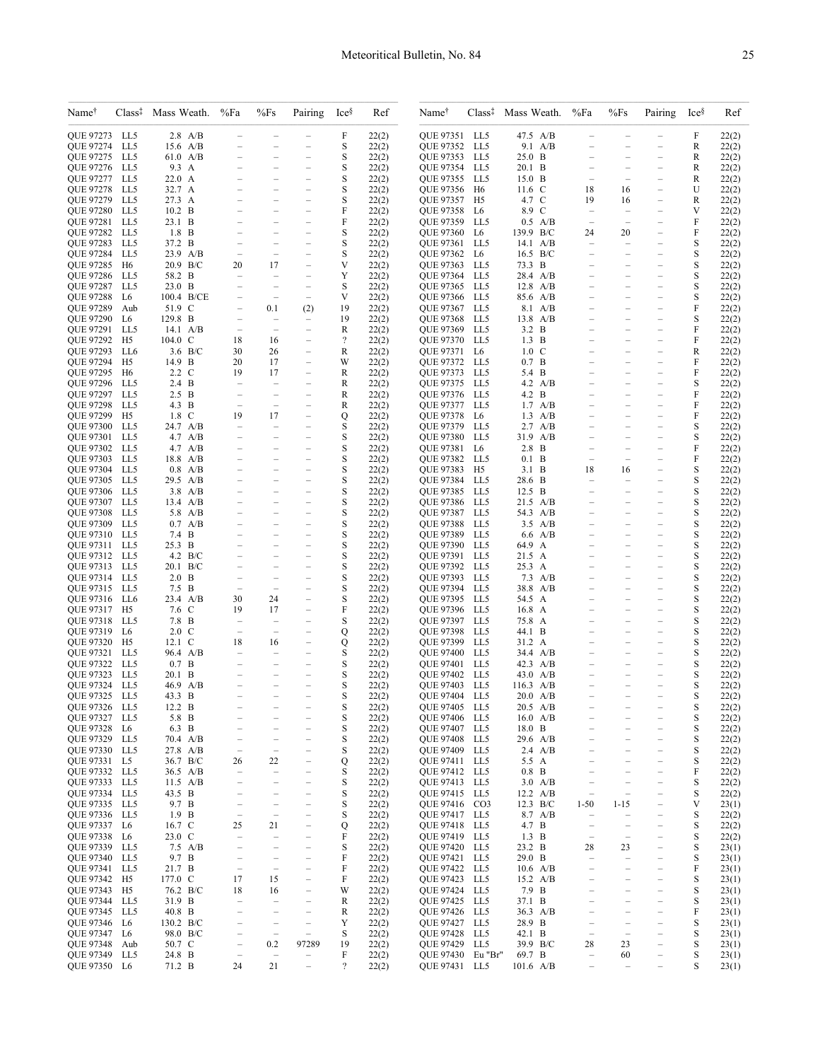| Name† | Class‡ | Mass | Weath. | %Fa | %Fs | Pairing | Ice§ | Ref |
|---|---|---|---|---|---|---|---|---|
| QUE 97273 | LL5 | 2.8 | A/B | – | – | – | F | 22(2) |
| QUE 97274 | LL5 | 15.6 | A/B | – | – | – | S | 22(2) |
| QUE 97275 | LL5 | 61.0 | A/B | – | – | – | S | 22(2) |
| QUE 97276 | LL5 | 9.3 | A | – | – | – | S | 22(2) |
| QUE 97277 | LL5 | 22.0 | A | – | – | – | S | 22(2) |
| QUE 97278 | LL5 | 32.7 | A | – | – | – | S | 22(2) |
| QUE 97279 | LL5 | 27.3 | A | – | – | – | S | 22(2) |
| QUE 97280 | LL5 | 10.2 | B | – | – | – | F | 22(2) |
| QUE 97281 | LL5 | 23.1 | B | – | – | – | F | 22(2) |
| QUE 97282 | LL5 | 1.8 | B | – | – | – | S | 22(2) |
| QUE 97283 | LL5 | 37.2 | B | – | – | – | S | 22(2) |
| QUE 97284 | LL5 | 23.9 | A/B | – | – | – | S | 22(2) |
| QUE 97285 | H6 | 20.9 | B/C | 20 | 17 | – | V | 22(2) |
| QUE 97286 | LL5 | 58.2 | B | – | – | – | Y | 22(2) |
| QUE 97287 | LL5 | 23.0 | B | – | – | – | S | 22(2) |
| QUE 97288 | L6 | 100.4 | B/CE | – | – | – | V | 22(2) |
| QUE 97289 | Aub | 51.9 | C | – | 0.1 | (2) | 19 | 22(2) |
| QUE 97290 | L6 | 129.8 | B | – | – | – | 19 | 22(2) |
| QUE 97291 | LL5 | 14.1 | A/B | – | – | – | R | 22(2) |
| QUE 97292 | H5 | 104.0 | C | 18 | 16 | – | ? | 22(2) |
| QUE 97293 | LL6 | 3.6 | B/C | 30 | 26 | – | R | 22(2) |
| QUE 97294 | H5 | 14.9 | B | 20 | 17 | – | W | 22(2) |
| QUE 97295 | H6 | 2.2 | C | 19 | 17 | – | R | 22(2) |
| QUE 97296 | LL5 | 2.4 | B | – | – | – | R | 22(2) |
| QUE 97297 | LL5 | 2.5 | B | – | – | – | R | 22(2) |
| QUE 97298 | LL5 | 4.3 | B | – | – | – | R | 22(2) |
| QUE 97299 | H5 | 1.8 | C | 19 | 17 | – | Q | 22(2) |
| QUE 97300 | LL5 | 24.7 | A/B | – | – | – | S | 22(2) |
| QUE 97301 | LL5 | 4.7 | A/B | – | – | – | S | 22(2) |
| QUE 97302 | LL5 | 4.7 | A/B | – | – | – | S | 22(2) |
| QUE 97303 | LL5 | 18.8 | A/B | – | – | – | S | 22(2) |
| QUE 97304 | LL5 | 0.8 | A/B | – | – | – | S | 22(2) |
| QUE 97305 | LL5 | 29.5 | A/B | – | – | – | S | 22(2) |
| QUE 97306 | LL5 | 3.8 | A/B | – | – | – | S | 22(2) |
| QUE 97307 | LL5 | 13.4 | A/B | – | – | – | S | 22(2) |
| QUE 97308 | LL5 | 5.8 | A/B | – | – | – | S | 22(2) |
| QUE 97309 | LL5 | 0.7 | A/B | – | – | – | S | 22(2) |
| QUE 97310 | LL5 | 7.4 | B | – | – | – | S | 22(2) |
| QUE 97311 | LL5 | 25.3 | B | – | – | – | S | 22(2) |
| QUE 97312 | LL5 | 4.2 | B/C | – | – | – | S | 22(2) |
| QUE 97313 | LL5 | 20.1 | B/C | – | – | – | S | 22(2) |
| QUE 97314 | LL5 | 2.0 | B | – | – | – | S | 22(2) |
| QUE 97315 | LL5 | 7.5 | B | – | – | – | S | 22(2) |
| QUE 97316 | LL6 | 23.4 | A/B | 30 | 24 | – | S | 22(2) |
| QUE 97317 | H5 | 7.6 | C | 19 | 17 | – | F | 22(2) |
| QUE 97318 | LL5 | 7.8 | B | – | – | – | S | 22(2) |
| QUE 97319 | L6 | 2.0 | C | – | – | – | Q | 22(2) |
| QUE 97320 | H5 | 12.1 | C | 18 | 16 | – | Q | 22(2) |
| QUE 97321 | LL5 | 96.4 | A/B | – | – | – | S | 22(2) |
| QUE 97322 | LL5 | 0.7 | B | – | – | – | S | 22(2) |
| QUE 97323 | LL5 | 20.1 | B | – | – | – | S | 22(2) |
| QUE 97324 | LL5 | 46.9 | A/B | – | – | – | S | 22(2) |
| QUE 97325 | LL5 | 43.3 | B | – | – | – | S | 22(2) |
| QUE 97326 | LL5 | 12.2 | B | – | – | – | S | 22(2) |
| QUE 97327 | LL5 | 5.8 | B | – | – | – | S | 22(2) |
| QUE 97328 | L6 | 6.3 | B | – | – | – | S | 22(2) |
| QUE 97329 | LL5 | 70.4 | A/B | – | – | – | S | 22(2) |
| QUE 97330 | LL5 | 27.8 | A/B | – | – | – | S | 22(2) |
| QUE 97331 | L5 | 36.7 | B/C | 26 | 22 | – | Q | 22(2) |
| QUE 97332 | LL5 | 36.5 | A/B | – | – | – | S | 22(2) |
| QUE 97333 | LL5 | 11.5 | A/B | – | – | – | S | 22(2) |
| QUE 97334 | LL5 | 43.5 | B | – | – | – | S | 22(2) |
| QUE 97335 | LL5 | 9.7 | B | – | – | – | S | 22(2) |
| QUE 97336 | LL5 | 1.9 | B | – | – | – | S | 22(2) |
| QUE 97337 | L6 | 16.7 | C | 25 | 21 | – | Q | 22(2) |
| QUE 97338 | L6 | 23.0 | C | – | – | – | F | 22(2) |
| QUE 97339 | LL5 | 7.5 | A/B | – | – | – | S | 22(2) |
| QUE 97340 | LL5 | 9.7 | B | – | – | – | F | 22(2) |
| QUE 97341 | LL5 | 21.7 | B | – | – | – | F | 22(2) |
| QUE 97342 | H5 | 177.0 | C | 17 | 15 | – | F | 22(2) |
| QUE 97343 | H5 | 76.2 | B/C | 18 | 16 | – | W | 22(2) |
| QUE 97344 | LL5 | 31.9 | B | – | – | – | R | 22(2) |
| QUE 97345 | LL5 | 40.8 | B | – | – | – | R | 22(2) |
| QUE 97346 | L6 | 130.2 | B/C | – | – | – | Y | 22(2) |
| QUE 97347 | L6 | 98.0 | B/C | – | – | – | S | 22(2) |
| QUE 97348 | Aub | 50.7 | C | – | 0.2 | 97289 | 19 | 22(2) |
| QUE 97349 | LL5 | 24.8 | B | – | – | – | F | 22(2) |
| QUE 97350 | L6 | 71.2 | B | 24 | 21 | – | ? | 22(2) |
| QUE 97351 | LL5 | 47.5 | A/B | – | – | – | F | 22(2) |
| QUE 97352 | LL5 | 9.1 | A/B | – | – | – | R | 22(2) |
| QUE 97353 | LL5 | 25.0 | B | – | – | – | R | 22(2) |
| QUE 97354 | LL5 | 20.1 | B | – | – | – | R | 22(2) |
| QUE 97355 | LL5 | 15.0 | B | – | – | – | R | 22(2) |
| QUE 97356 | H6 | 11.6 | C | 18 | 16 | – | U | 22(2) |
| QUE 97357 | H5 | 4.7 | C | 19 | 16 | – | R | 22(2) |
| QUE 97358 | L6 | 8.9 | C | – | – | – | V | 22(2) |
| QUE 97359 | LL5 | 0.5 | A/B | – | – | – | F | 22(2) |
| QUE 97360 | L6 | 139.9 | B/C | 24 | 20 | – | F | 22(2) |
| QUE 97361 | LL5 | 14.1 | A/B | – | – | – | S | 22(2) |
| QUE 97362 | L6 | 16.5 | B/C | – | – | – | S | 22(2) |
| QUE 97363 | LL5 | 73.3 | B | – | – | – | S | 22(2) |
| QUE 97364 | LL5 | 28.4 | A/B | – | – | – | S | 22(2) |
| QUE 97365 | LL5 | 12.8 | A/B | – | – | – | S | 22(2) |
| QUE 97366 | LL5 | 85.6 | A/B | – | – | – | S | 22(2) |
| QUE 97367 | LL5 | 8.1 | A/B | – | – | – | F | 22(2) |
| QUE 97368 | LL5 | 13.8 | A/B | – | – | – | S | 22(2) |
| QUE 97369 | LL5 | 3.2 | B | – | – | – | F | 22(2) |
| QUE 97370 | LL5 | 1.3 | B | – | – | – | F | 22(2) |
| QUE 97371 | L6 | 1.0 | C | – | – | – | R | 22(2) |
| QUE 97372 | LL5 | 0.7 | B | – | – | – | F | 22(2) |
| QUE 97373 | LL5 | 5.4 | B | – | – | – | F | 22(2) |
| QUE 97375 | LL5 | 4.2 | A/B | – | – | – | S | 22(2) |
| QUE 97376 | LL5 | 4.2 | B | – | – | – | F | 22(2) |
| QUE 97377 | LL5 | 1.7 | A/B | – | – | – | F | 22(2) |
| QUE 97378 | L6 | 1.3 | A/B | – | – | – | F | 22(2) |
| QUE 97379 | LL5 | 2.7 | A/B | – | – | – | S | 22(2) |
| QUE 97380 | LL5 | 31.9 | A/B | – | – | – | S | 22(2) |
| QUE 97381 | L6 | 2.8 | B | – | – | – | F | 22(2) |
| QUE 97382 | LL5 | 0.1 | B | – | – | – | F | 22(2) |
| QUE 97383 | H5 | 3.1 | B | 18 | 16 | – | S | 22(2) |
| QUE 97384 | LL5 | 28.6 | B | – | – | – | S | 22(2) |
| QUE 97385 | LL5 | 12.5 | B | – | – | – | S | 22(2) |
| QUE 97386 | LL5 | 21.5 | A/B | – | – | – | S | 22(2) |
| QUE 97387 | LL5 | 54.3 | A/B | – | – | – | S | 22(2) |
| QUE 97388 | LL5 | 3.5 | A/B | – | – | – | S | 22(2) |
| QUE 97389 | LL5 | 6.6 | A/B | – | – | – | S | 22(2) |
| QUE 97390 | LL5 | 64.9 | A | – | – | – | S | 22(2) |
| QUE 97391 | LL5 | 21.5 | A | – | – | – | S | 22(2) |
| QUE 97392 | LL5 | 25.3 | A | – | – | – | S | 22(2) |
| QUE 97393 | LL5 | 7.3 | A/B | – | – | – | S | 22(2) |
| QUE 97394 | LL5 | 38.8 | A/B | – | – | – | S | 22(2) |
| QUE 97395 | LL5 | 54.5 | A | – | – | – | S | 22(2) |
| QUE 97396 | LL5 | 16.8 | A | – | – | – | S | 22(2) |
| QUE 97397 | LL5 | 75.8 | A | – | – | – | S | 22(2) |
| QUE 97398 | LL5 | 44.1 | B | – | – | – | S | 22(2) |
| QUE 97399 | LL5 | 31.2 | A | – | – | – | S | 22(2) |
| QUE 97400 | LL5 | 34.4 | A/B | – | – | – | S | 22(2) |
| QUE 97401 | LL5 | 42.3 | A/B | – | – | – | S | 22(2) |
| QUE 97402 | LL5 | 43.0 | A/B | – | – | – | S | 22(2) |
| QUE 97403 | LL5 | 116.3 | A/B | – | – | – | S | 22(2) |
| QUE 97404 | LL5 | 20.0 | A/B | – | – | – | S | 22(2) |
| QUE 97405 | LL5 | 20.5 | A/B | – | – | – | S | 22(2) |
| QUE 97406 | LL5 | 16.0 | A/B | – | – | – | S | 22(2) |
| QUE 97407 | LL5 | 18.0 | B | – | – | – | S | 22(2) |
| QUE 97408 | LL5 | 29.6 | A/B | – | – | – | S | 22(2) |
| QUE 97409 | LL5 | 2.4 | A/B | – | – | – | S | 22(2) |
| QUE 97411 | LL5 | 5.5 | A | – | – | – | S | 22(2) |
| QUE 97412 | LL5 | 0.8 | B | – | – | – | F | 22(2) |
| QUE 97413 | LL5 | 3.0 | A/B | – | – | – | S | 22(2) |
| QUE 97415 | LL5 | 12.2 | A/B | – | – | – | S | 22(2) |
| QUE 97416 | CO3 | 12.3 | B/C | 1-50 | 1-15 | – | V | 23(1) |
| QUE 97417 | LL5 | 8.7 | A/B | – | – | – | S | 22(2) |
| QUE 97418 | LL5 | 4.7 | B | – | – | – | S | 22(2) |
| QUE 97419 | LL5 | 1.3 | B | – | – | – | S | 22(2) |
| QUE 97420 | LL5 | 23.2 | B | 28 | 23 | – | S | 23(1) |
| QUE 97421 | LL5 | 29.0 | B | – | – | – | S | 23(1) |
| QUE 97422 | LL5 | 10.6 | A/B | – | – | – | F | 23(1) |
| QUE 97423 | LL5 | 15.2 | A/B | – | – | – | S | 23(1) |
| QUE 97424 | LL5 | 7.9 | B | – | – | – | S | 23(1) |
| QUE 97425 | LL5 | 37.1 | B | – | – | – | S | 23(1) |
| QUE 97426 | LL5 | 36.3 | A/B | – | – | – | F | 23(1) |
| QUE 97427 | LL5 | 28.9 | B | – | – | – | S | 23(1) |
| QUE 97428 | LL5 | 42.1 | B | – | – | – | S | 23(1) |
| QUE 97429 | LL5 | 39.9 | B/C | 28 | 23 | – | S | 23(1) |
| QUE 97430 | Eu "Br" | 69.7 | B | – | 60 | – | S | 23(1) |
| QUE 97431 | LL5 | 101.6 | A/B | – | – | – | S | 23(1) |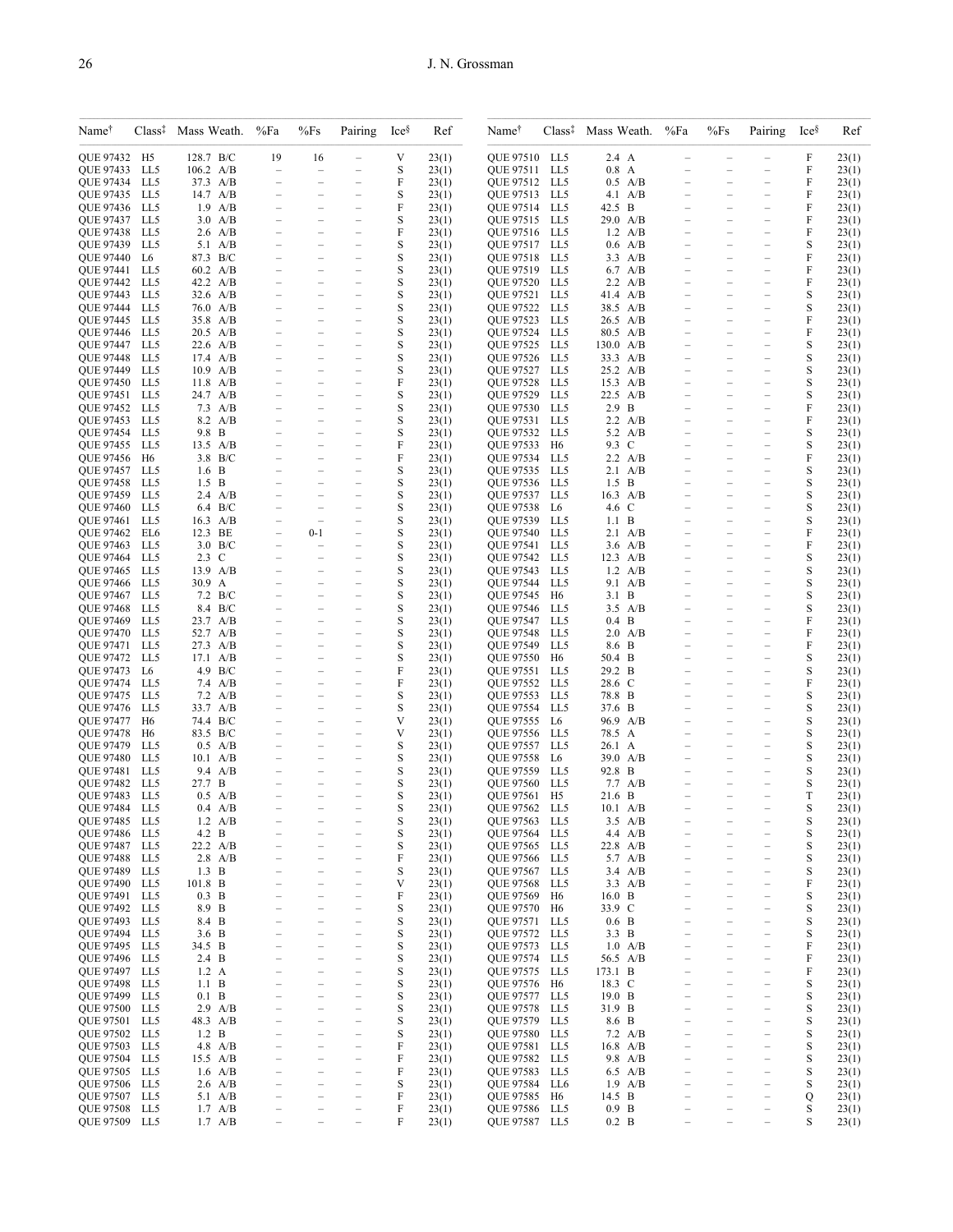| Name† | Class‡ | Mass | Weath. | %Fa | %Fs | Pairing | Ice§ | Ref |
|---|---|---|---|---|---|---|---|---|
| QUE 97432 | H5 | 128.7 | B/C | 19 | 16 | – | V | 23(1) |
| QUE 97433 | LL5 | 106.2 | A/B | – | – | – | S | 23(1) |
| QUE 97434 | LL5 | 37.3 | A/B | – | – | – | F | 23(1) |
| QUE 97435 | LL5 | 14.7 | A/B | – | – | – | S | 23(1) |
| QUE 97436 | LL5 | 1.9 | A/B | – | – | – | F | 23(1) |
| QUE 97437 | LL5 | 3.0 | A/B | – | – | – | S | 23(1) |
| QUE 97438 | LL5 | 2.6 | A/B | – | – | – | F | 23(1) |
| QUE 97439 | LL5 | 5.1 | A/B | – | – | – | S | 23(1) |
| QUE 97440 | L6 | 87.3 | B/C | – | – | – | S | 23(1) |
| QUE 97441 | LL5 | 60.2 | A/B | – | – | – | S | 23(1) |
| QUE 97442 | LL5 | 42.2 | A/B | – | – | – | S | 23(1) |
| QUE 97443 | LL5 | 32.6 | A/B | – | – | – | S | 23(1) |
| QUE 97444 | LL5 | 76.0 | A/B | – | – | – | S | 23(1) |
| QUE 97445 | LL5 | 35.8 | A/B | – | – | – | S | 23(1) |
| QUE 97446 | LL5 | 20.5 | A/B | – | – | – | S | 23(1) |
| QUE 97447 | LL5 | 22.6 | A/B | – | – | – | S | 23(1) |
| QUE 97448 | LL5 | 17.4 | A/B | – | – | – | S | 23(1) |
| QUE 97449 | LL5 | 10.9 | A/B | – | – | – | S | 23(1) |
| QUE 97450 | LL5 | 11.8 | A/B | – | – | – | F | 23(1) |
| QUE 97451 | LL5 | 24.7 | A/B | – | – | – | S | 23(1) |
| QUE 97452 | LL5 | 7.3 | A/B | – | – | – | S | 23(1) |
| QUE 97453 | LL5 | 8.2 | A/B | – | – | – | S | 23(1) |
| QUE 97454 | LL5 | 9.8 | B | – | – | – | S | 23(1) |
| QUE 97455 | LL5 | 13.5 | A/B | – | – | – | F | 23(1) |
| QUE 97456 | H6 | 3.8 | B/C | – | – | – | F | 23(1) |
| QUE 97457 | LL5 | 1.6 | B | – | – | – | S | 23(1) |
| QUE 97458 | LL5 | 1.5 | B | – | – | – | S | 23(1) |
| QUE 97459 | LL5 | 2.4 | A/B | – | – | – | S | 23(1) |
| QUE 97460 | LL5 | 6.4 | B/C | – | – | – | S | 23(1) |
| QUE 97461 | LL5 | 16.3 | A/B | – | – | – | S | 23(1) |
| QUE 97462 | EL6 | 12.3 | BE | – | 0-1 | – | S | 23(1) |
| QUE 97463 | LL5 | 3.0 | B/C | – | – | – | S | 23(1) |
| QUE 97464 | LL5 | 2.3 | C | – | – | – | S | 23(1) |
| QUE 97465 | LL5 | 13.9 | A/B | – | – | – | S | 23(1) |
| QUE 97466 | LL5 | 30.9 | A | – | – | – | S | 23(1) |
| QUE 97467 | LL5 | 7.2 | B/C | – | – | – | S | 23(1) |
| QUE 97468 | LL5 | 8.4 | B/C | – | – | – | S | 23(1) |
| QUE 97469 | LL5 | 23.7 | A/B | – | – | – | S | 23(1) |
| QUE 97470 | LL5 | 52.7 | A/B | – | – | – | S | 23(1) |
| QUE 97471 | LL5 | 27.3 | A/B | – | – | – | S | 23(1) |
| QUE 97472 | LL5 | 17.1 | A/B | – | – | – | S | 23(1) |
| QUE 97473 | L6 | 4.9 | B/C | – | – | – | F | 23(1) |
| QUE 97474 | LL5 | 7.4 | A/B | – | – | – | F | 23(1) |
| QUE 97475 | LL5 | 7.2 | A/B | – | – | – | S | 23(1) |
| QUE 97476 | LL5 | 33.7 | A/B | – | – | – | S | 23(1) |
| QUE 97477 | H6 | 74.4 | B/C | – | – | – | V | 23(1) |
| QUE 97478 | H6 | 83.5 | B/C | – | – | – | V | 23(1) |
| QUE 97479 | LL5 | 0.5 | A/B | – | – | – | S | 23(1) |
| QUE 97480 | LL5 | 10.1 | A/B | – | – | – | S | 23(1) |
| QUE 97481 | LL5 | 9.4 | A/B | – | – | – | S | 23(1) |
| QUE 97482 | LL5 | 27.7 | B | – | – | – | S | 23(1) |
| QUE 97483 | LL5 | 0.5 | A/B | – | – | – | S | 23(1) |
| QUE 97484 | LL5 | 0.4 | A/B | – | – | – | S | 23(1) |
| QUE 97485 | LL5 | 1.2 | A/B | – | – | – | S | 23(1) |
| QUE 97486 | LL5 | 4.2 | B | – | – | – | S | 23(1) |
| QUE 97487 | LL5 | 22.2 | A/B | – | – | – | S | 23(1) |
| QUE 97488 | LL5 | 2.8 | A/B | – | – | – | F | 23(1) |
| QUE 97489 | LL5 | 1.3 | B | – | – | – | S | 23(1) |
| QUE 97490 | LL5 | 101.8 | B | – | – | – | V | 23(1) |
| QUE 97491 | LL5 | 0.3 | B | – | – | – | F | 23(1) |
| QUE 97492 | LL5 | 8.9 | B | – | – | – | S | 23(1) |
| QUE 97493 | LL5 | 8.4 | B | – | – | – | S | 23(1) |
| QUE 97494 | LL5 | 3.6 | B | – | – | – | S | 23(1) |
| QUE 97495 | LL5 | 34.5 | B | – | – | – | S | 23(1) |
| QUE 97496 | LL5 | 2.4 | B | – | – | – | S | 23(1) |
| QUE 97497 | LL5 | 1.2 | A | – | – | – | S | 23(1) |
| QUE 97498 | LL5 | 1.1 | B | – | – | – | S | 23(1) |
| QUE 97499 | LL5 | 0.1 | B | – | – | – | S | 23(1) |
| QUE 97500 | LL5 | 2.9 | A/B | – | – | – | S | 23(1) |
| QUE 97501 | LL5 | 48.3 | A/B | – | – | – | S | 23(1) |
| QUE 97502 | LL5 | 1.2 | B | – | – | – | S | 23(1) |
| QUE 97503 | LL5 | 4.8 | A/B | – | – | – | F | 23(1) |
| QUE 97504 | LL5 | 15.5 | A/B | – | – | – | F | 23(1) |
| QUE 97505 | LL5 | 1.6 | A/B | – | – | – | F | 23(1) |
| QUE 97506 | LL5 | 2.6 | A/B | – | – | – | S | 23(1) |
| QUE 97507 | LL5 | 5.1 | A/B | – | – | – | F | 23(1) |
| QUE 97508 | LL5 | 1.7 | A/B | – | – | – | F | 23(1) |
| QUE 97509 | LL5 | 1.7 | A/B | – | – | – | F | 23(1) |
| QUE 97510 | LL5 | 2.4 | A | – | – | – | F | 23(1) |
| QUE 97511 | LL5 | 0.8 | A | – | – | – | F | 23(1) |
| QUE 97512 | LL5 | 0.5 | A/B | – | – | – | F | 23(1) |
| QUE 97513 | LL5 | 4.1 | A/B | – | – | – | F | 23(1) |
| QUE 97514 | LL5 | 42.5 | B | – | – | – | F | 23(1) |
| QUE 97515 | LL5 | 29.0 | A/B | – | – | – | F | 23(1) |
| QUE 97516 | LL5 | 1.2 | A/B | – | – | – | F | 23(1) |
| QUE 97517 | LL5 | 0.6 | A/B | – | – | – | S | 23(1) |
| QUE 97518 | LL5 | 3.3 | A/B | – | – | – | F | 23(1) |
| QUE 97519 | LL5 | 6.7 | A/B | – | – | – | F | 23(1) |
| QUE 97520 | LL5 | 2.2 | A/B | – | – | – | F | 23(1) |
| QUE 97521 | LL5 | 41.4 | A/B | – | – | – | S | 23(1) |
| QUE 97522 | LL5 | 38.5 | A/B | – | – | – | S | 23(1) |
| QUE 97523 | LL5 | 26.5 | A/B | – | – | – | F | 23(1) |
| QUE 97524 | LL5 | 80.5 | A/B | – | – | – | F | 23(1) |
| QUE 97525 | LL5 | 130.0 | A/B | – | – | – | S | 23(1) |
| QUE 97526 | LL5 | 33.3 | A/B | – | – | – | S | 23(1) |
| QUE 97527 | LL5 | 25.2 | A/B | – | – | – | S | 23(1) |
| QUE 97528 | LL5 | 15.3 | A/B | – | – | – | S | 23(1) |
| QUE 97529 | LL5 | 22.5 | A/B | – | – | – | S | 23(1) |
| QUE 97530 | LL5 | 2.9 | B | – | – | – | F | 23(1) |
| QUE 97531 | LL5 | 2.2 | A/B | – | – | – | F | 23(1) |
| QUE 97532 | LL5 | 5.2 | A/B | – | – | – | S | 23(1) |
| QUE 97533 | H6 | 9.3 | C | – | – | – | S | 23(1) |
| QUE 97534 | LL5 | 2.2 | A/B | – | – | – | F | 23(1) |
| QUE 97535 | LL5 | 2.1 | A/B | – | – | – | S | 23(1) |
| QUE 97536 | LL5 | 1.5 | B | – | – | – | S | 23(1) |
| QUE 97537 | LL5 | 16.3 | A/B | – | – | – | S | 23(1) |
| QUE 97538 | L6 | 4.6 | C | – | – | – | S | 23(1) |
| QUE 97539 | LL5 | 1.1 | B | – | – | – | S | 23(1) |
| QUE 97540 | LL5 | 2.1 | A/B | – | – | – | F | 23(1) |
| QUE 97541 | LL5 | 3.6 | A/B | – | – | – | F | 23(1) |
| QUE 97542 | LL5 | 12.3 | A/B | – | – | – | S | 23(1) |
| QUE 97543 | LL5 | 1.2 | A/B | – | – | – | S | 23(1) |
| QUE 97544 | LL5 | 9.1 | A/B | – | – | – | S | 23(1) |
| QUE 97545 | H6 | 3.1 | B | – | – | – | S | 23(1) |
| QUE 97546 | LL5 | 3.5 | A/B | – | – | – | S | 23(1) |
| QUE 97547 | LL5 | 0.4 | B | – | – | – | F | 23(1) |
| QUE 97548 | LL5 | 2.0 | A/B | – | – | – | F | 23(1) |
| QUE 97549 | LL5 | 8.6 | B | – | – | – | F | 23(1) |
| QUE 97550 | H6 | 50.4 | B | – | – | – | S | 23(1) |
| QUE 97551 | LL5 | 29.2 | B | – | – | – | S | 23(1) |
| QUE 97552 | LL5 | 28.6 | C | – | – | – | F | 23(1) |
| QUE 97553 | LL5 | 78.8 | B | – | – | – | S | 23(1) |
| QUE 97554 | LL5 | 37.6 | B | – | – | – | S | 23(1) |
| QUE 97555 | L6 | 96.9 | A/B | – | – | – | S | 23(1) |
| QUE 97556 | LL5 | 78.5 | A | – | – | – | S | 23(1) |
| QUE 97557 | LL5 | 26.1 | A | – | – | – | S | 23(1) |
| QUE 97558 | L6 | 39.0 | A/B | – | – | – | S | 23(1) |
| QUE 97559 | LL5 | 92.8 | B | – | – | – | S | 23(1) |
| QUE 97560 | LL5 | 7.7 | A/B | – | – | – | S | 23(1) |
| QUE 97561 | H5 | 21.6 | B | – | – | – | T | 23(1) |
| QUE 97562 | LL5 | 10.1 | A/B | – | – | – | S | 23(1) |
| QUE 97563 | LL5 | 3.5 | A/B | – | – | – | S | 23(1) |
| QUE 97564 | LL5 | 4.4 | A/B | – | – | – | S | 23(1) |
| QUE 97565 | LL5 | 22.8 | A/B | – | – | – | S | 23(1) |
| QUE 97566 | LL5 | 5.7 | A/B | – | – | – | S | 23(1) |
| QUE 97567 | LL5 | 3.4 | A/B | – | – | – | S | 23(1) |
| QUE 97568 | LL5 | 3.3 | A/B | – | – | – | F | 23(1) |
| QUE 97569 | H6 | 16.0 | B | – | – | – | S | 23(1) |
| QUE 97570 | H6 | 33.9 | C | – | – | – | S | 23(1) |
| QUE 97571 | LL5 | 0.6 | B | – | – | – | S | 23(1) |
| QUE 97572 | LL5 | 3.3 | B | – | – | – | S | 23(1) |
| QUE 97573 | LL5 | 1.0 | A/B | – | – | – | F | 23(1) |
| QUE 97574 | LL5 | 56.5 | A/B | – | – | – | F | 23(1) |
| QUE 97575 | LL5 | 173.1 | B | – | – | – | F | 23(1) |
| QUE 97576 | H6 | 18.3 | C | – | – | – | S | 23(1) |
| QUE 97577 | LL5 | 19.0 | B | – | – | – | S | 23(1) |
| QUE 97578 | LL5 | 31.9 | B | – | – | – | S | 23(1) |
| QUE 97579 | LL5 | 8.6 | B | – | – | – | S | 23(1) |
| QUE 97580 | LL5 | 7.2 | A/B | – | – | – | S | 23(1) |
| QUE 97581 | LL5 | 16.8 | A/B | – | – | – | S | 23(1) |
| QUE 97582 | LL5 | 9.8 | A/B | – | – | – | S | 23(1) |
| QUE 97583 | LL5 | 6.5 | A/B | – | – | – | S | 23(1) |
| QUE 97584 | LL6 | 1.9 | A/B | – | – | – | S | 23(1) |
| QUE 97585 | H6 | 14.5 | B | – | – | – | Q | 23(1) |
| QUE 97586 | LL5 | 0.9 | B | – | – | – | S | 23(1) |
| QUE 97587 | LL5 | 0.2 | B | – | – | – | S | 23(1) |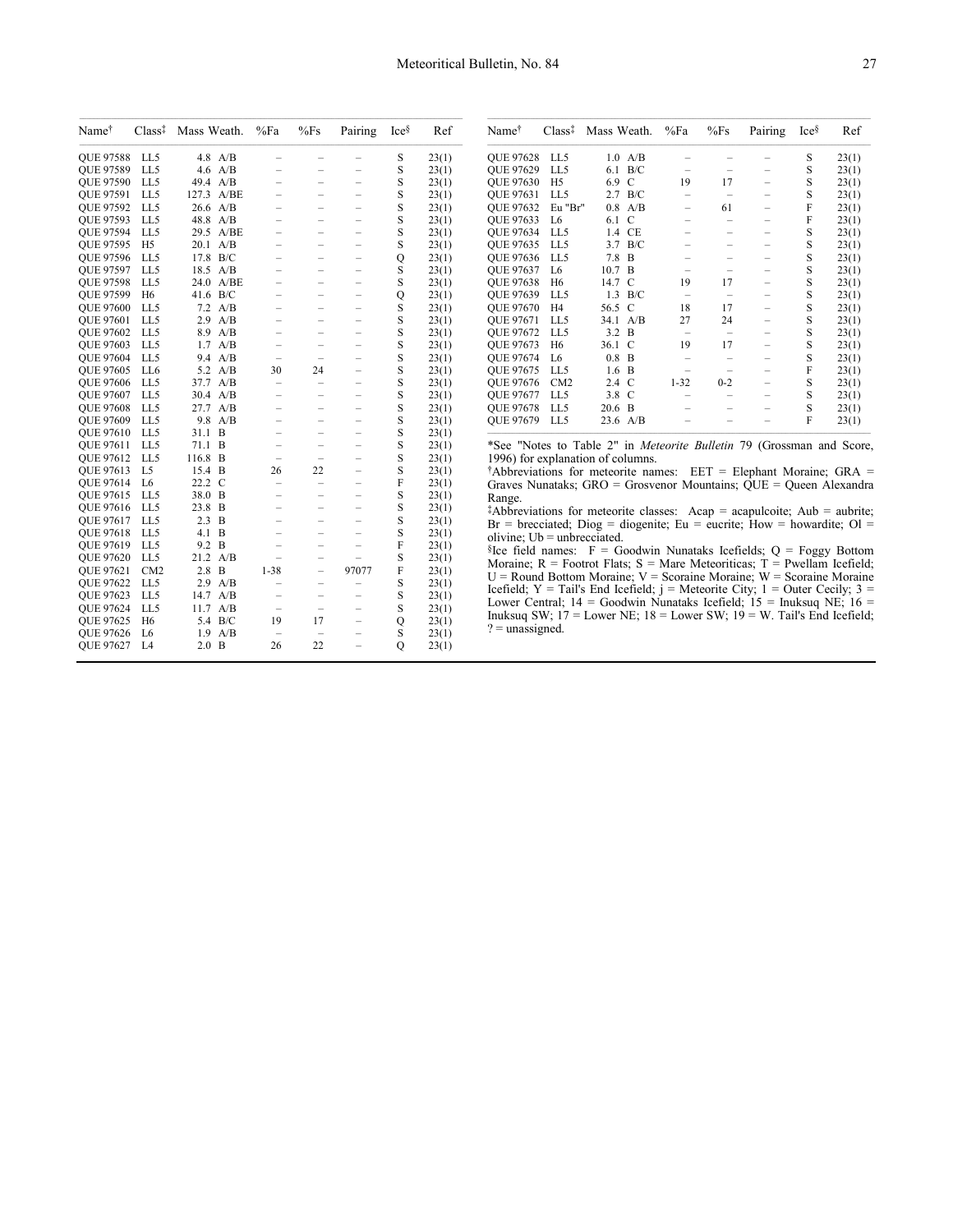| Name† | Class‡ | Mass | Weath. | %Fa | %Fs | Pairing | Ice§ | Ref |
|---|---|---|---|---|---|---|---|---|
| QUE 97588 | LL5 | 4.8 | A/B | – | – | – | S | 23(1) |
| QUE 97589 | LL5 | 4.6 | A/B | – | – | – | S | 23(1) |
| QUE 97590 | LL5 | 49.4 | A/B | – | – | – | S | 23(1) |
| QUE 97591 | LL5 | 127.3 | A/BE | – | – | – | S | 23(1) |
| QUE 97592 | LL5 | 26.6 | A/B | – | – | – | S | 23(1) |
| QUE 97593 | LL5 | 48.8 | A/B | – | – | – | S | 23(1) |
| QUE 97594 | LL5 | 29.5 | A/BE | – | – | – | S | 23(1) |
| QUE 97595 | H5 | 20.1 | A/B | – | – | – | S | 23(1) |
| QUE 97596 | LL5 | 17.8 | B/C | – | – | – | Q | 23(1) |
| QUE 97597 | LL5 | 18.5 | A/B | – | – | – | S | 23(1) |
| QUE 97598 | LL5 | 24.0 | A/BE | – | – | – | S | 23(1) |
| QUE 97599 | H6 | 41.6 | B/C | – | – | – | Q | 23(1) |
| QUE 97600 | LL5 | 7.2 | A/B | – | – | – | S | 23(1) |
| QUE 97601 | LL5 | 2.9 | A/B | – | – | – | S | 23(1) |
| QUE 97602 | LL5 | 8.9 | A/B | – | – | – | S | 23(1) |
| QUE 97603 | LL5 | 1.7 | A/B | – | – | – | S | 23(1) |
| QUE 97604 | LL5 | 9.4 | A/B | – | – | – | S | 23(1) |
| QUE 97605 | LL6 | 5.2 | A/B | 30 | 24 | – | S | 23(1) |
| QUE 97606 | LL5 | 37.7 | A/B | – | – | – | S | 23(1) |
| QUE 97607 | LL5 | 30.4 | A/B | – | – | – | S | 23(1) |
| QUE 97608 | LL5 | 27.7 | A/B | – | – | – | S | 23(1) |
| QUE 97609 | LL5 | 9.8 | A/B | – | – | – | S | 23(1) |
| QUE 97610 | LL5 | 31.1 | B | – | – | – | S | 23(1) |
| QUE 97611 | LL5 | 71.1 | B | – | – | – | S | 23(1) |
| QUE 97612 | LL5 | 116.8 | B | – | – | – | S | 23(1) |
| QUE 97613 | L5 | 15.4 | B | 26 | 22 | – | S | 23(1) |
| QUE 97614 | L6 | 22.2 | C | – | – | – | F | 23(1) |
| QUE 97615 | LL5 | 38.0 | B | – | – | – | S | 23(1) |
| QUE 97616 | LL5 | 23.8 | B | – | – | – | S | 23(1) |
| QUE 97617 | LL5 | 2.3 | B | – | – | – | S | 23(1) |
| QUE 97618 | LL5 | 4.1 | B | – | – | – | S | 23(1) |
| QUE 97619 | LL5 | 9.2 | B | – | – | – | F | 23(1) |
| QUE 97620 | LL5 | 21.2 | A/B | – | – | – | S | 23(1) |
| QUE 97621 | CM2 | 2.8 | B | 1-38 | – | 97077 | F | 23(1) |
| QUE 97622 | LL5 | 2.9 | A/B | – | – | – | S | 23(1) |
| QUE 97623 | LL5 | 14.7 | A/B | – | – | – | S | 23(1) |
| QUE 97624 | LL5 | 11.7 | A/B | – | – | – | S | 23(1) |
| QUE 97625 | H6 | 5.4 | B/C | 19 | 17 | – | Q | 23(1) |
| QUE 97626 | L6 | 1.9 | A/B | – | – | – | S | 23(1) |
| QUE 97627 | L4 | 2.0 | B | 26 | 22 | – | Q | 23(1) |
| QUE 97628 | LL5 | 1.0 | A/B | – | – | – | S | 23(1) |
| QUE 97629 | LL5 | 6.1 | B/C | – | – | – | S | 23(1) |
| QUE 97630 | H5 | 6.9 | C | 19 | 17 | – | S | 23(1) |
| QUE 97631 | LL5 | 2.7 | B/C | – | – | – | S | 23(1) |
| QUE 97632 | Eu "Br" | 0.8 | A/B | – | 61 | – | F | 23(1) |
| QUE 97633 | L6 | 6.1 | C | – | – | – | F | 23(1) |
| QUE 97634 | LL5 | 1.4 | CE | – | – | – | S | 23(1) |
| QUE 97635 | LL5 | 3.7 | B/C | – | – | – | S | 23(1) |
| QUE 97636 | LL5 | 7.8 | B | – | – | – | S | 23(1) |
| QUE 97637 | L6 | 10.7 | B | – | – | – | S | 23(1) |
| QUE 97638 | H6 | 14.7 | C | 19 | 17 | – | S | 23(1) |
| QUE 97639 | LL5 | 1.3 | B/C | – | – | – | S | 23(1) |
| QUE 97670 | H4 | 56.5 | C | 18 | 17 | – | S | 23(1) |
| QUE 97671 | LL5 | 34.1 | A/B | 27 | 24 | – | S | 23(1) |
| QUE 97672 | LL5 | 3.2 | B | – | – | – | S | 23(1) |
| QUE 97673 | H6 | 36.1 | C | 19 | 17 | – | S | 23(1) |
| QUE 97674 | L6 | 0.8 | B | – | – | – | S | 23(1) |
| QUE 97675 | LL5 | 1.6 | B | – | – | – | F | 23(1) |
| QUE 97676 | CM2 | 2.4 | C | 1-32 | 0-2 | – | S | 23(1) |
| QUE 97677 | LL5 | 3.8 | C | – | – | – | S | 23(1) |
| QUE 97678 | LL5 | 20.6 | B | – | – | – | S | 23(1) |
| QUE 97679 | LL5 | 23.6 | A/B | – | – | – | F | 23(1) |

*See "Notes to Table 2" in *Meteorite Bulletin* 79 (Grossman and Score, 1996) for explanation of columns.

†Abbreviations for meteorite names: EET = Elephant Moraine; GRA = Graves Nunataks; GRO = Grosvenor Mountains; QUE = Queen Alexandra Range.

‡Abbreviations for meteorite classes: Acap = acapulcoite; Aub = aubrite; Br = brecciated; Diog = diogenite; Eu = eucrite; How = howardite; Ol = olivine; Ub = unbrecciated.

§Ice field names: F = Goodwin Nunataks Icefields; Q = Foggy Bottom Moraine; R = Footrot Flats; S = Mare Meteoriticas; T = Pwellam Icefield; U = Round Bottom Moraine; V = Scoraine Moraine; W = Scoraine Moraine Icefield; Y = Tail's End Icefield; j = Meteorite City; 1 = Outer Cecily; 3 = Lower Central; 14 = Goodwin Nunataks Icefield; 15 = Inuksuq NE; 16 = Inuksuq SW; 17 = Lower NE; 18 = Lower SW; 19 = W. Tail's End Icefield; ? = unassigned.